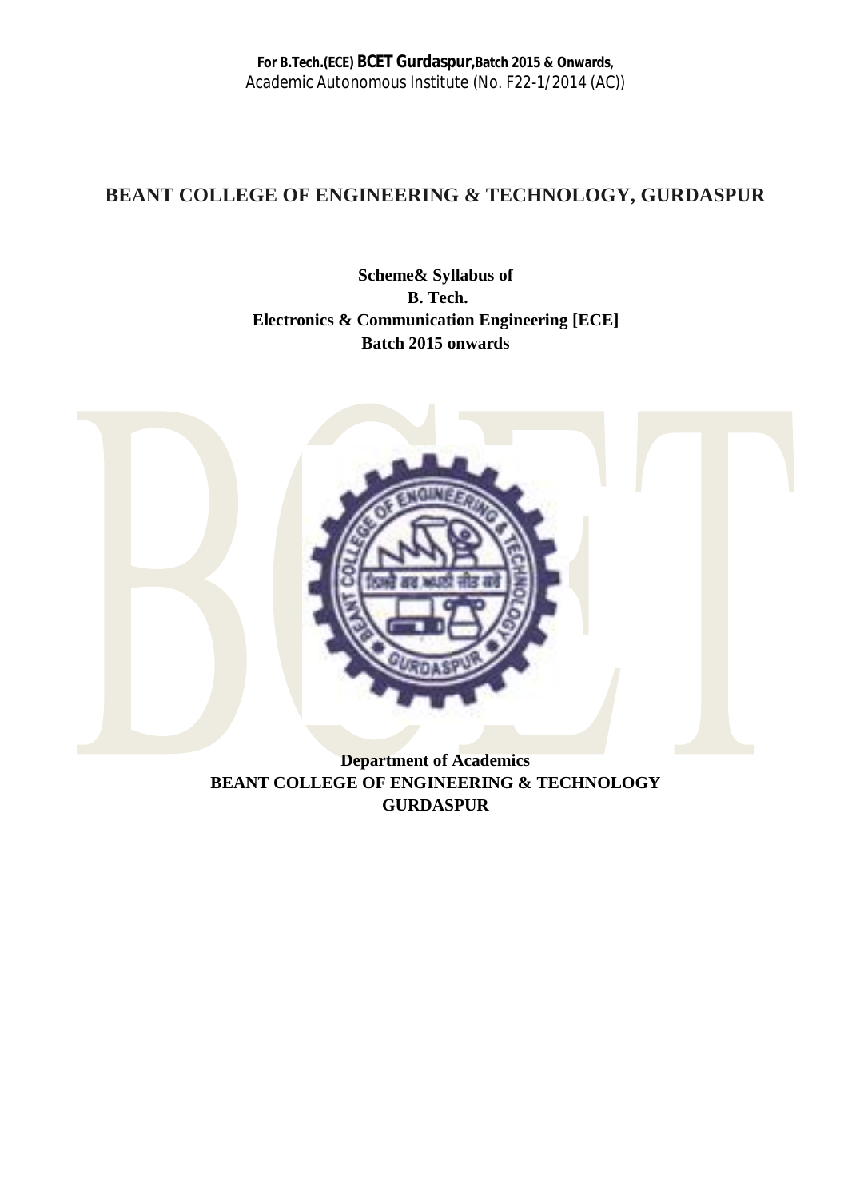# BEANT COLLEGE OF ENGINEERING & TECHNOLOGY, GURDASPUR

**Scheme& Syllabus of**
**B. Tech.**
**Electronics & Communication Engineering [ECE]**
**Batch 2015 onwards**

**Department of Academics**
**BEANT COLLEGE OF ENGINEERING & TECHNOLOGY**
**GURDASPUR**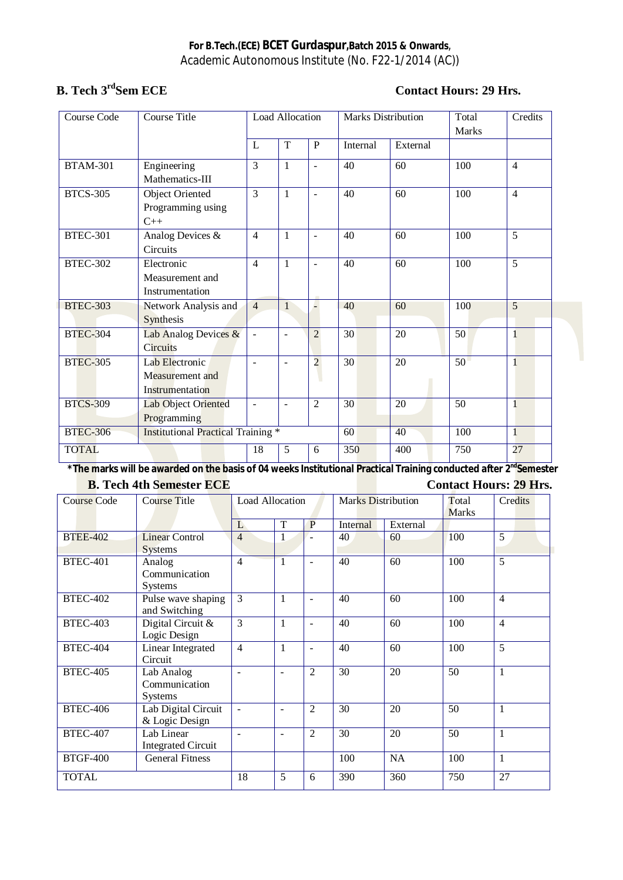**For B.Tech.(ECE) BCET Gurdaspur,Batch 2015 & Onwards,**
Academic Autonomous Institute (No. F22-1/2014 (AC))

## B. Tech 3rd Sem ECE — Contact Hours: 29 Hrs.

| Course Code | Course Title | Load Allocation | | | Marks Distribution | | Total Marks | Credits |
|---|---|---|---|---|---|---|---|---|
| | | L | T | P | Internal | External | | |
| BTAM-301 | Engineering Mathematics-III | 3 | 1 | - | 40 | 60 | 100 | 4 |
| BTCS-305 | Object Oriented Programming using C++ | 3 | 1 | - | 40 | 60 | 100 | 4 |
| BTEC-301 | Analog Devices & Circuits | 4 | 1 | - | 40 | 60 | 100 | 5 |
| BTEC-302 | Electronic Measurement and Instrumentation | 4 | 1 | - | 40 | 60 | 100 | 5 |
| BTEC-303 | Network Analysis and Synthesis | 4 | 1 | - | 40 | 60 | 100 | 5 |
| BTEC-304 | Lab Analog Devices & Circuits | - | - | 2 | 30 | 20 | 50 | 1 |
| BTEC-305 | Lab Electronic Measurement and Instrumentation | - | - | 2 | 30 | 20 | 50 | 1 |
| BTCS-309 | Lab Object Oriented Programming | - | - | 2 | 30 | 20 | 50 | 1 |
| BTEC-306 | Institutional Practical Training * | | | | 60 | 40 | 100 | 1 |
| TOTAL | | 18 | 5 | 6 | 350 | 400 | 750 | 27 |

***The marks will be awarded on the basis of 04 weeks Institutional Practical Training conducted after 2nd Semester**

## B. Tech 4th Semester ECE — Contact Hours: 29 Hrs.

| Course Code | Course Title | Load Allocation | | | Marks Distribution | | Total Marks | Credits |
|---|---|---|---|---|---|---|---|---|
| | | L | T | P | Internal | External | | |
| BTEE-402 | Linear Control Systems | 4 | 1 | - | 40 | 60 | 100 | 5 |
| BTEC-401 | Analog Communication Systems | 4 | 1 | - | 40 | 60 | 100 | 5 |
| BTEC-402 | Pulse wave shaping and Switching | 3 | 1 | - | 40 | 60 | 100 | 4 |
| BTEC-403 | Digital Circuit & Logic Design | 3 | 1 | - | 40 | 60 | 100 | 4 |
| BTEC-404 | Linear Integrated Circuit | 4 | 1 | - | 40 | 60 | 100 | 5 |
| BTEC-405 | Lab Analog Communication Systems | - | - | 2 | 30 | 20 | 50 | 1 |
| BTEC-406 | Lab Digital Circuit & Logic Design | - | - | 2 | 30 | 20 | 50 | 1 |
| BTEC-407 | Lab Linear Integrated Circuit | - | - | 2 | 30 | 20 | 50 | 1 |
| BTGF-400 | General Fitness | | | | 100 | NA | 100 | 1 |
| TOTAL | | 18 | 5 | 6 | 390 | 360 | 750 | 27 |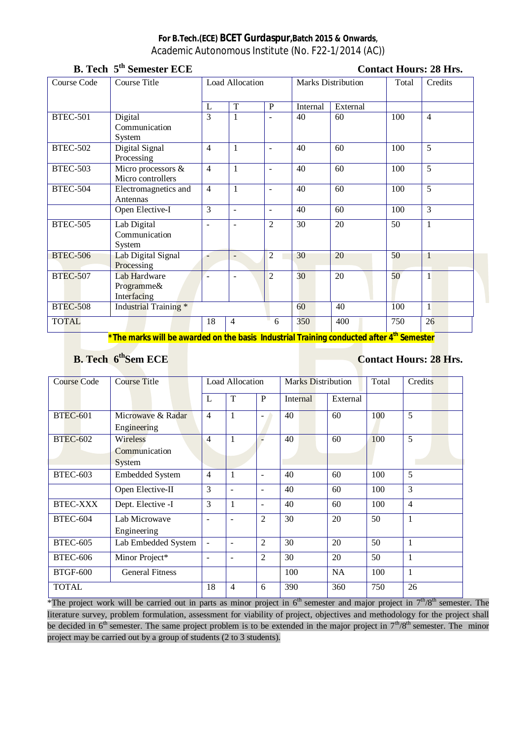**For B.Tech.(ECE) BCET Gurdaspur,Batch 2015 & Onwards,**
Academic Autonomous Institute (No. F22-1/2014 (AC))

## B. Tech 5th Semester ECE

**Contact Hours: 28 Hrs.**

| Course Code | Course Title | Load Allocation | | | Marks Distribution | | Total | Credits |
|---|---|---|---|---|---|---|---|---|
| | | L | T | P | Internal | External | | |
| BTEC-501 | Digital Communication System | 3 | 1 | - | 40 | 60 | 100 | 4 |
| BTEC-502 | Digital Signal Processing | 4 | 1 | - | 40 | 60 | 100 | 5 |
| BTEC-503 | Micro processors & Micro controllers | 4 | 1 | - | 40 | 60 | 100 | 5 |
| BTEC-504 | Electromagnetics and Antennas | 4 | 1 | - | 40 | 60 | 100 | 5 |
| | Open Elective-I | 3 | - | - | 40 | 60 | 100 | 3 |
| BTEC-505 | Lab Digital Communication System | - | - | 2 | 30 | 20 | 50 | 1 |
| BTEC-506 | Lab Digital Signal Processing | - | - | 2 | 30 | 20 | 50 | 1 |
| BTEC-507 | Lab Hardware Programme& Interfacing | - | - | 2 | 30 | 20 | 50 | 1 |
| BTEC-508 | Industrial Training * | | | | 60 | 40 | 100 | 1 |
| TOTAL | | 18 | 4 | 6 | 350 | 400 | 750 | 26 |

***The marks will be awarded on the basis Industrial Training conducted after 4th Semester**

## B. Tech 6thSem ECE

**Contact Hours: 28 Hrs.**

| Course Code | Course Title | Load Allocation | | | Marks Distribution | | Total | Credits |
|---|---|---|---|---|---|---|---|---|
| | | L | T | P | Internal | External | | |
| BTEC-601 | Microwave & Radar Engineering | 4 | 1 | - | 40 | 60 | 100 | 5 |
| BTEC-602 | Wireless Communication System | 4 | 1 | - | 40 | 60 | 100 | 5 |
| BTEC-603 | Embedded System | 4 | 1 | - | 40 | 60 | 100 | 5 |
| | Open Elective-II | 3 | - | - | 40 | 60 | 100 | 3 |
| BTEC-XXX | Dept. Elective -I | 3 | 1 | - | 40 | 60 | 100 | 4 |
| BTEC-604 | Lab Microwave Engineering | - | - | 2 | 30 | 20 | 50 | 1 |
| BTEC-605 | Lab Embedded System | - | - | 2 | 30 | 20 | 50 | 1 |
| BTEC-606 | Minor Project* | - | - | 2 | 30 | 20 | 50 | 1 |
| BTGF-600 | General Fitness | | | | 100 | NA | 100 | 1 |
| TOTAL | | 18 | 4 | 6 | 390 | 360 | 750 | 26 |

*The project work will be carried out in parts as minor project in 6th semester and major project in 7th/8th semester. The literature survey, problem formulation, assessment for viability of project, objectives and methodology for the project shall be decided in 6th semester. The same project problem is to be extended in the major project in 7th/8th semester. The minor project may be carried out by a group of students (2 to 3 students).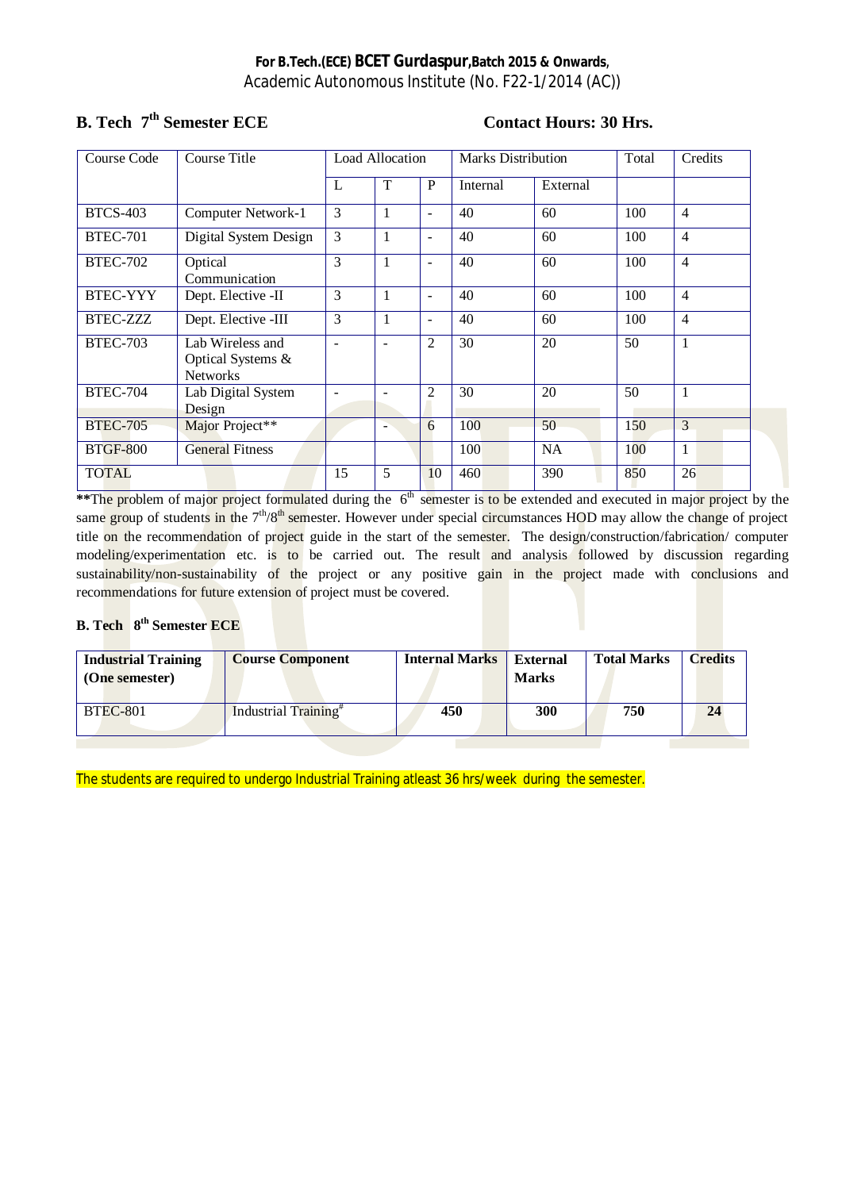**For B.Tech.(ECE) BCET Gurdaspur,Batch 2015 & Onwards,**
Academic Autonomous Institute (No. F22-1/2014 (AC))

## B. Tech 7th Semester ECE

**Contact Hours: 30 Hrs.**

| Course Code | Course Title | Load Allocation | | | Marks Distribution | | Total | Credits |
|---|---|---|---|---|---|---|---|---|
| | | L | T | P | Internal | External | | |
| BTCS-403 | Computer Network-1 | 3 | 1 | - | 40 | 60 | 100 | 4 |
| BTEC-701 | Digital System Design | 3 | 1 | - | 40 | 60 | 100 | 4 |
| BTEC-702 | Optical Communication | 3 | 1 | - | 40 | 60 | 100 | 4 |
| BTEC-YYY | Dept. Elective -II | 3 | 1 | - | 40 | 60 | 100 | 4 |
| BTEC-ZZZ | Dept. Elective -III | 3 | 1 | - | 40 | 60 | 100 | 4 |
| BTEC-703 | Lab Wireless and Optical Systems & Networks | - | - | 2 | 30 | 20 | 50 | 1 |
| BTEC-704 | Lab Digital System Design | - | - | 2 | 30 | 20 | 50 | 1 |
| BTEC-705 | Major Project** | | - | 6 | 100 | 50 | 150 | 3 |
| BTGF-800 | General Fitness | | | | 100 | NA | 100 | 1 |
| TOTAL | | 15 | 5 | 10 | 460 | 390 | 850 | 26 |

**The problem of major project formulated during the 6th semester is to be extended and executed in major project by the same group of students in the 7th/8th semester. However under special circumstances HOD may allow the change of project title on the recommendation of project guide in the start of the semester. The design/construction/fabrication/ computer modeling/experimentation etc. is to be carried out. The result and analysis followed by discussion regarding sustainability/non-sustainability of the project or any positive gain in the project made with conclusions and recommendations for future extension of project must be covered.

## B. Tech 8th Semester ECE

| **Industrial Training (One semester)** | **Course Component** | **Internal Marks** | **External Marks** | **Total Marks** | **Credits** |
|---|---|---|---|---|---|
| BTEC-801 | Industrial Training# | **450** | **300** | **750** | **24** |

The students are required to undergo Industrial Training atleast 36 hrs/week during the semester.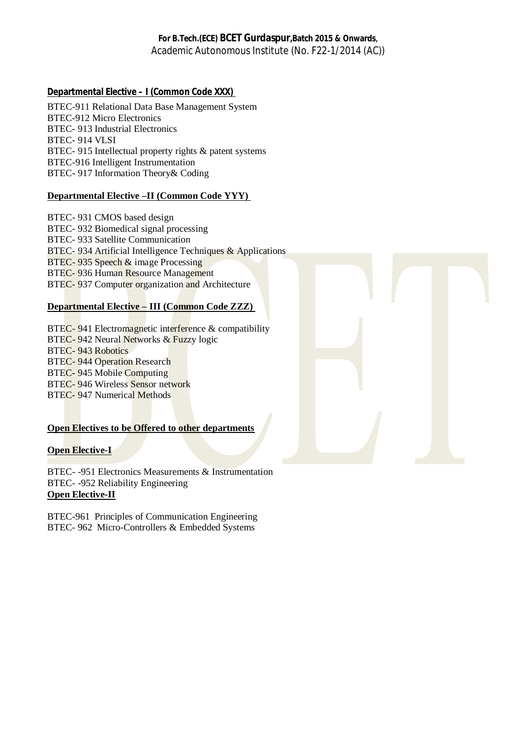## Departmental Elective – I (Common Code XXX)

BTEC-911 Relational Data Base Management System
BTEC-912 Micro Electronics
BTEC- 913 Industrial Electronics
BTEC- 914 VLSI
BTEC- 915 Intellectual property rights & patent systems
BTEC-916 Intelligent Instrumentation
BTEC- 917 Information Theory& Coding

## Departmental Elective –II (Common Code YYY)

BTEC- 931 CMOS based design
BTEC- 932 Biomedical signal processing
BTEC- 933 Satellite Communication
BTEC- 934 Artificial Intelligence Techniques & Applications
BTEC- 935 Speech & image Processing
BTEC- 936 Human Resource Management
BTEC- 937 Computer organization and Architecture

## Departmental Elective – III (Common Code ZZZ)

BTEC- 941 Electromagnetic interference & compatibility
BTEC- 942 Neural Networks & Fuzzy logic
BTEC- 943 Robotics
BTEC- 944 Operation Research
BTEC- 945 Mobile Computing
BTEC- 946 Wireless Sensor network
BTEC- 947 Numerical Methods

## Open Electives to be Offered to other departments

### Open Elective-I

BTEC- -951 Electronics Measurements & Instrumentation
BTEC- -952 Reliability Engineering

### Open Elective-II

BTEC-961 Principles of Communication Engineering
BTEC- 962 Micro-Controllers & Embedded Systems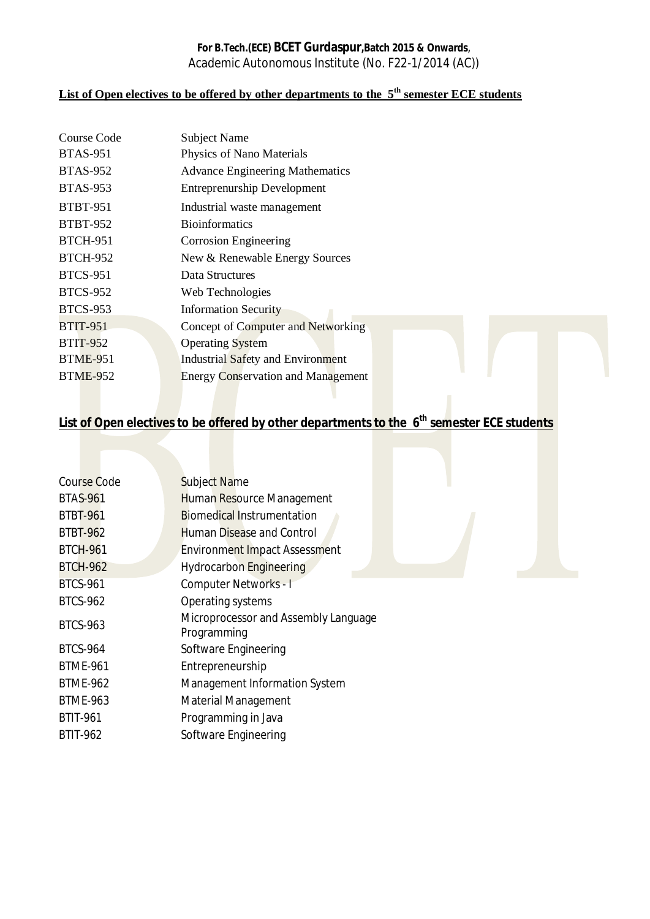**For B.Tech.(ECE) BCET Gurdaspur, Batch 2015 & Onwards,**
Academic Autonomous Institute (No. F22-1/2014 (AC))

## List of Open electives to be offered by other departments to the 5th semester ECE students

| Course Code | Subject Name |
|---|---|
| BTAS-951 | Physics of Nano Materials |
| BTAS-952 | Advance Engineering Mathematics |
| BTAS-953 | Entreprenurship Development |
| BTBT-951 | Industrial waste management |
| BTBT-952 | Bioinformatics |
| BTCH-951 | Corrosion Engineering |
| BTCH-952 | New & Renewable Energy Sources |
| BTCS-951 | Data Structures |
| BTCS-952 | Web Technologies |
| BTCS-953 | Information Security |
| BTIT-951 | Concept of Computer and Networking |
| BTIT-952 | Operating System |
| BTME-951 | Industrial Safety and Environment |
| BTME-952 | Energy Conservation and Management |

## List of Open electives to be offered by other departments to the 6th semester ECE students

| Course Code | Subject Name |
|---|---|
| BTAS-961 | Human Resource Management |
| BTBT-961 | Biomedical Instrumentation |
| BTBT-962 | Human Disease and Control |
| BTCH-961 | Environment Impact Assessment |
| BTCH-962 | Hydrocarbon Engineering |
| BTCS-961 | Computer Networks - I |
| BTCS-962 | Operating systems |
| BTCS-963 | Microprocessor and Assembly Language Programming |
| BTCS-964 | Software Engineering |
| BTME-961 | Entrepreneurship |
| BTME-962 | Management Information System |
| BTME-963 | Material Management |
| BTIT-961 | Programming in Java |
| BTIT-962 | Software Engineering |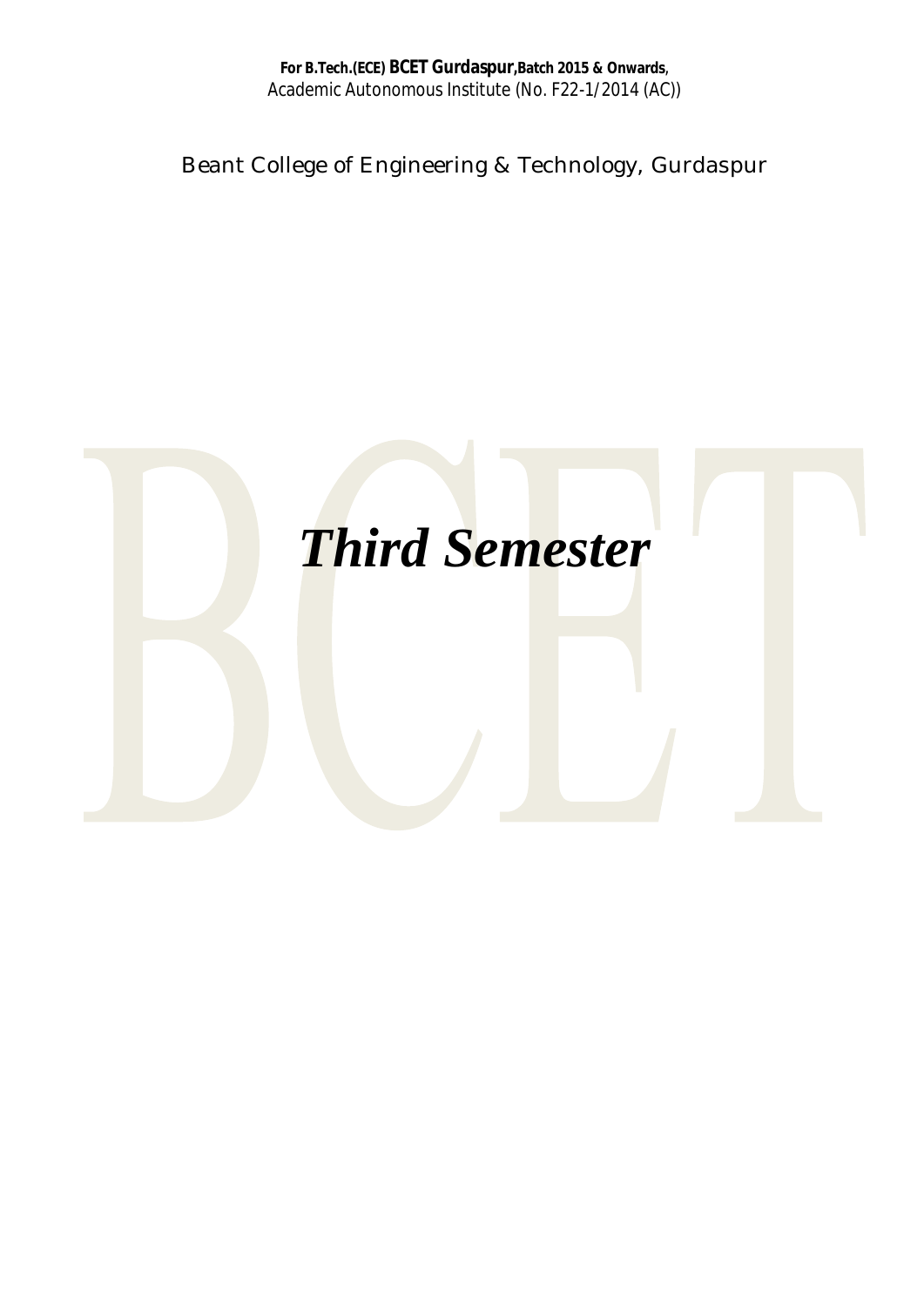# *Third Semester*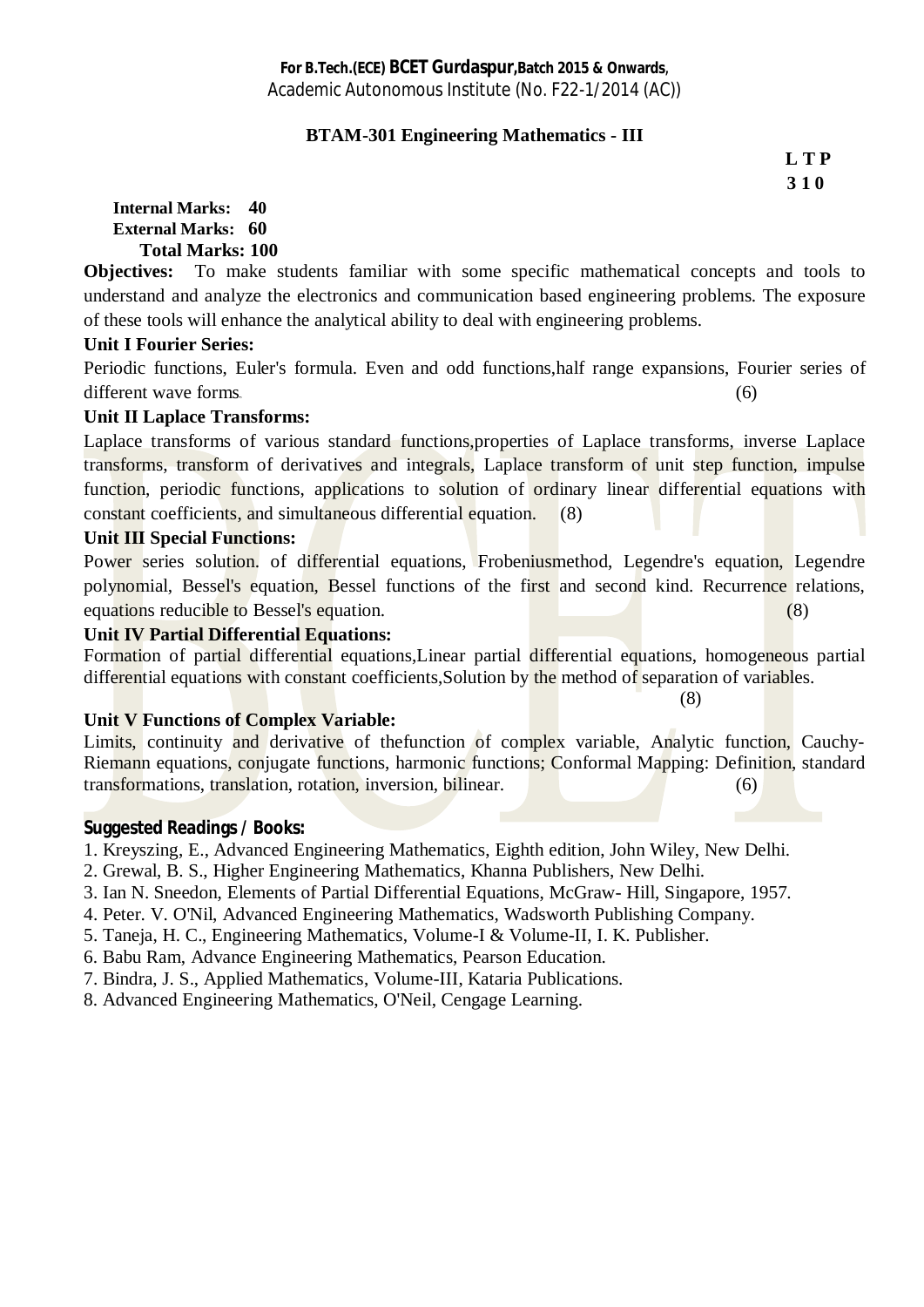**For B.Tech.(ECE) BCET Gurdaspur, Batch 2015 & Onwards,**
Academic Autonomous Institute (No. F22-1/2014 (AC))

## BTAM-301 Engineering Mathematics - III

**L T P**
**3 1 0**

**Internal Marks: 40**
**External Marks: 60**
**Total Marks: 100**

**Objectives:** To make students familiar with some specific mathematical concepts and tools to understand and analyze the electronics and communication based engineering problems. The exposure of these tools will enhance the analytical ability to deal with engineering problems.

**Unit I Fourier Series:**

Periodic functions, Euler's formula. Even and odd functions,half range expansions, Fourier series of different wave forms. (6)

**Unit II Laplace Transforms:**

Laplace transforms of various standard functions,properties of Laplace transforms, inverse Laplace transforms, transform of derivatives and integrals, Laplace transform of unit step function, impulse function, periodic functions, applications to solution of ordinary linear differential equations with constant coefficients, and simultaneous differential equation. (8)

**Unit III Special Functions:**

Power series solution. of differential equations, Frobeniusmethod, Legendre's equation, Legendre polynomial, Bessel's equation, Bessel functions of the first and second kind. Recurrence relations, equations reducible to Bessel's equation. (8)

**Unit IV Partial Differential Equations:**

Formation of partial differential equations,Linear partial differential equations, homogeneous partial differential equations with constant coefficients,Solution by the method of separation of variables. (8)

**Unit V Functions of Complex Variable:**

Limits, continuity and derivative of thefunction of complex variable, Analytic function, Cauchy-Riemann equations, conjugate functions, harmonic functions; Conformal Mapping: Definition, standard transformations, translation, rotation, inversion, bilinear. (6)

**Suggested Readings / Books:**

1. Kreyszing, E., Advanced Engineering Mathematics, Eighth edition, John Wiley, New Delhi.
2. Grewal, B. S., Higher Engineering Mathematics, Khanna Publishers, New Delhi.
3. Ian N. Sneedon, Elements of Partial Differential Equations, McGraw- Hill, Singapore, 1957.
4. Peter. V. O'Nil, Advanced Engineering Mathematics, Wadsworth Publishing Company.
5. Taneja, H. C., Engineering Mathematics, Volume-I & Volume-II, I. K. Publisher.
6. Babu Ram, Advance Engineering Mathematics, Pearson Education.
7. Bindra, J. S., Applied Mathematics, Volume-III, Kataria Publications.
8. Advanced Engineering Mathematics, O'Neil, Cengage Learning.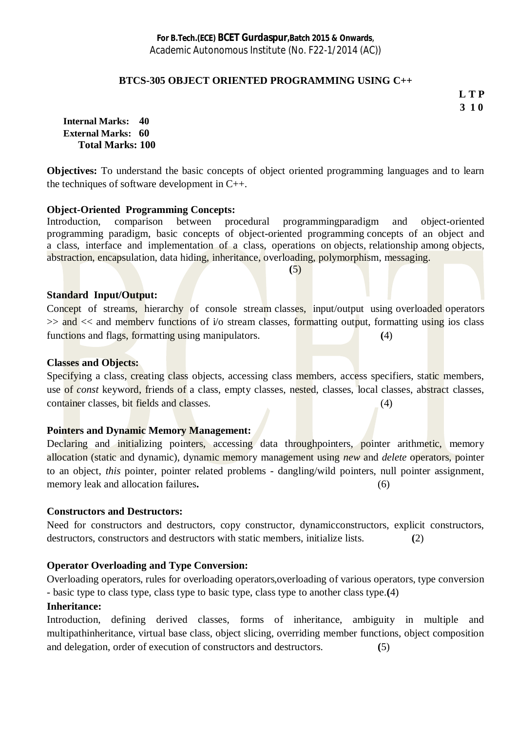For B.Tech.(ECE) **BCET Gurdaspur**,Batch 2015 & Onwards,
Academic Autonomous Institute (No. F22-1/2014 (AC))

## BTCS-305 OBJECT ORIENTED PROGRAMMING USING C++

**L T P**
**3 1 0**

**Internal Marks: 40**
**External Marks: 60**
**Total Marks: 100**

**Objectives:** To understand the basic concepts of object oriented programming languages and to learn the techniques of software development in C++.

**Object-Oriented Programming Concepts:**
Introduction, comparison between procedural programmingparadigm and object-oriented programming paradigm, basic concepts of object-oriented programming concepts of an object and a class, interface and implementation of a class, operations on objects, relationship among objects, abstraction, encapsulation, data hiding, inheritance, overloading, polymorphism, messaging.
(5)

**Standard Input/Output:**
Concept of streams, hierarchy of console stream classes, input/output using overloaded operators >> and << and memberv functions of i/o stream classes, formatting output, formatting using ios class functions and flags, formatting using manipulators. (4)

**Classes and Objects:**
Specifying a class, creating class objects, accessing class members, access specifiers, static members, use of *const* keyword, friends of a class, empty classes, nested, classes, local classes, abstract classes, container classes, bit fields and classes. (4)

**Pointers and Dynamic Memory Management:**
Declaring and initializing pointers, accessing data throughpointers, pointer arithmetic, memory allocation (static and dynamic), dynamic memory management using *new* and *delete* operators, pointer to an object, *this* pointer, pointer related problems - dangling/wild pointers, null pointer assignment, memory leak and allocation failures**.** (6)

**Constructors and Destructors:**
Need for constructors and destructors, copy constructor, dynamicconstructors, explicit constructors, destructors, constructors and destructors with static members, initialize lists. (2)

**Operator Overloading and Type Conversion:**
Overloading operators, rules for overloading operators,overloading of various operators, type conversion - basic type to class type, class type to basic type, class type to another class type.(4)

**Inheritance:**
Introduction, defining derived classes, forms of inheritance, ambiguity in multiple and multipathinheritance, virtual base class, object slicing, overriding member functions, object composition and delegation, order of execution of constructors and destructors. (5)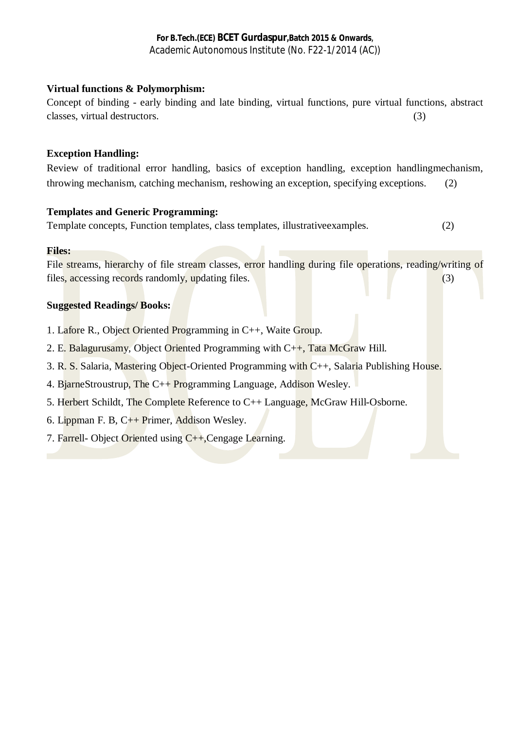**Virtual functions & Polymorphism:**

Concept of binding - early binding and late binding, virtual functions, pure virtual functions, abstract classes, virtual destructors. (3)

**Exception Handling:**

Review of traditional error handling, basics of exception handling, exception handlingmechanism, throwing mechanism, catching mechanism, reshowing an exception, specifying exceptions. (2)

**Templates and Generic Programming:**

Template concepts, Function templates, class templates, illustrativeexamples. (2)

**Files:**

File streams, hierarchy of file stream classes, error handling during file operations, reading/writing of files, accessing records randomly, updating files. (3)

**Suggested Readings/ Books:**

1. Lafore R., Object Oriented Programming in C++, Waite Group.
2. E. Balagurusamy, Object Oriented Programming with C++, Tata McGraw Hill.
3. R. S. Salaria, Mastering Object-Oriented Programming with C++, Salaria Publishing House.
4. BjarneStroustrup, The C++ Programming Language, Addison Wesley.
5. Herbert Schildt, The Complete Reference to C++ Language, McGraw Hill-Osborne.
6. Lippman F. B, C++ Primer, Addison Wesley.
7. Farrell- Object Oriented using C++,Cengage Learning.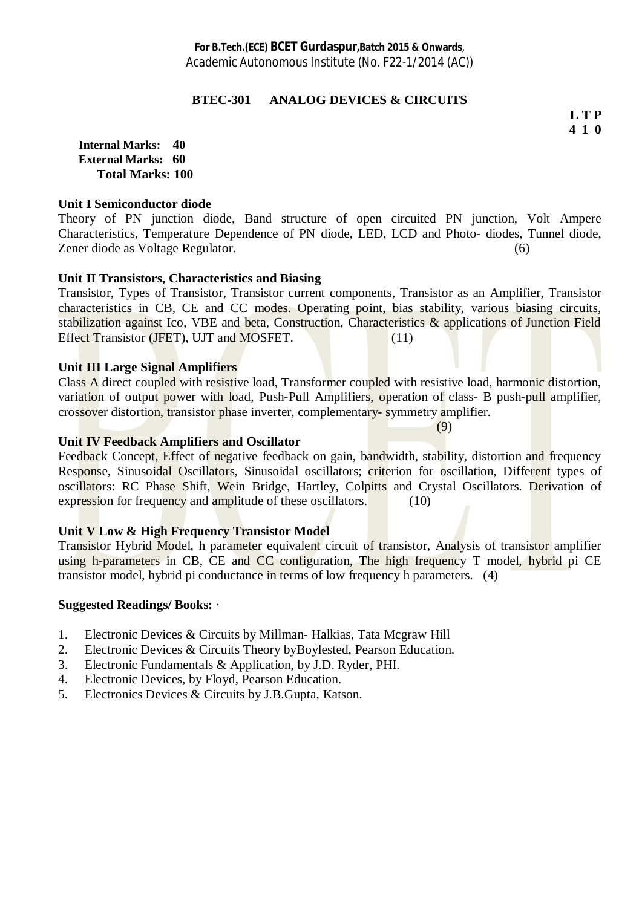For B.Tech.(ECE) **BCET Gurdaspur**, Batch 2015 & Onwards,
Academic Autonomous Institute (No. F22-1/2014 (AC))

## BTEC-301 ANALOG DEVICES & CIRCUITS

**L T P**
**4 1 0**

**Internal Marks: 40**
**External Marks: 60**
**Total Marks: 100**

### Unit I Semiconductor diode

Theory of PN junction diode, Band structure of open circuited PN junction, Volt Ampere Characteristics, Temperature Dependence of PN diode, LED, LCD and Photo- diodes, Tunnel diode, Zener diode as Voltage Regulator. (6)

### Unit II Transistors, Characteristics and Biasing

Transistor, Types of Transistor, Transistor current components, Transistor as an Amplifier, Transistor characteristics in CB, CE and CC modes. Operating point, bias stability, various biasing circuits, stabilization against Ico, VBE and beta, Construction, Characteristics & applications of Junction Field Effect Transistor (JFET), UJT and MOSFET. (11)

### Unit III Large Signal Amplifiers

Class A direct coupled with resistive load, Transformer coupled with resistive load, harmonic distortion, variation of output power with load, Push-Pull Amplifiers, operation of class- B push-pull amplifier, crossover distortion, transistor phase inverter, complementary- symmetry amplifier. (9)

### Unit IV Feedback Amplifiers and Oscillator

Feedback Concept, Effect of negative feedback on gain, bandwidth, stability, distortion and frequency Response, Sinusoidal Oscillators, Sinusoidal oscillators; criterion for oscillation, Different types of oscillators: RC Phase Shift, Wein Bridge, Hartley, Colpitts and Crystal Oscillators. Derivation of expression for frequency and amplitude of these oscillators. (10)

### Unit V Low & High Frequency Transistor Model

Transistor Hybrid Model, h parameter equivalent circuit of transistor, Analysis of transistor amplifier using h-parameters in CB, CE and CC configuration, The high frequency T model, hybrid pi CE transistor model, hybrid pi conductance in terms of low frequency h parameters. (4)

**Suggested Readings/ Books:** ·

1. Electronic Devices & Circuits by Millman- Halkias, Tata Mcgraw Hill
2. Electronic Devices & Circuits Theory byBoylested, Pearson Education.
3. Electronic Fundamentals & Application, by J.D. Ryder, PHI.
4. Electronic Devices, by Floyd, Pearson Education.
5. Electronics Devices & Circuits by J.B.Gupta, Katson.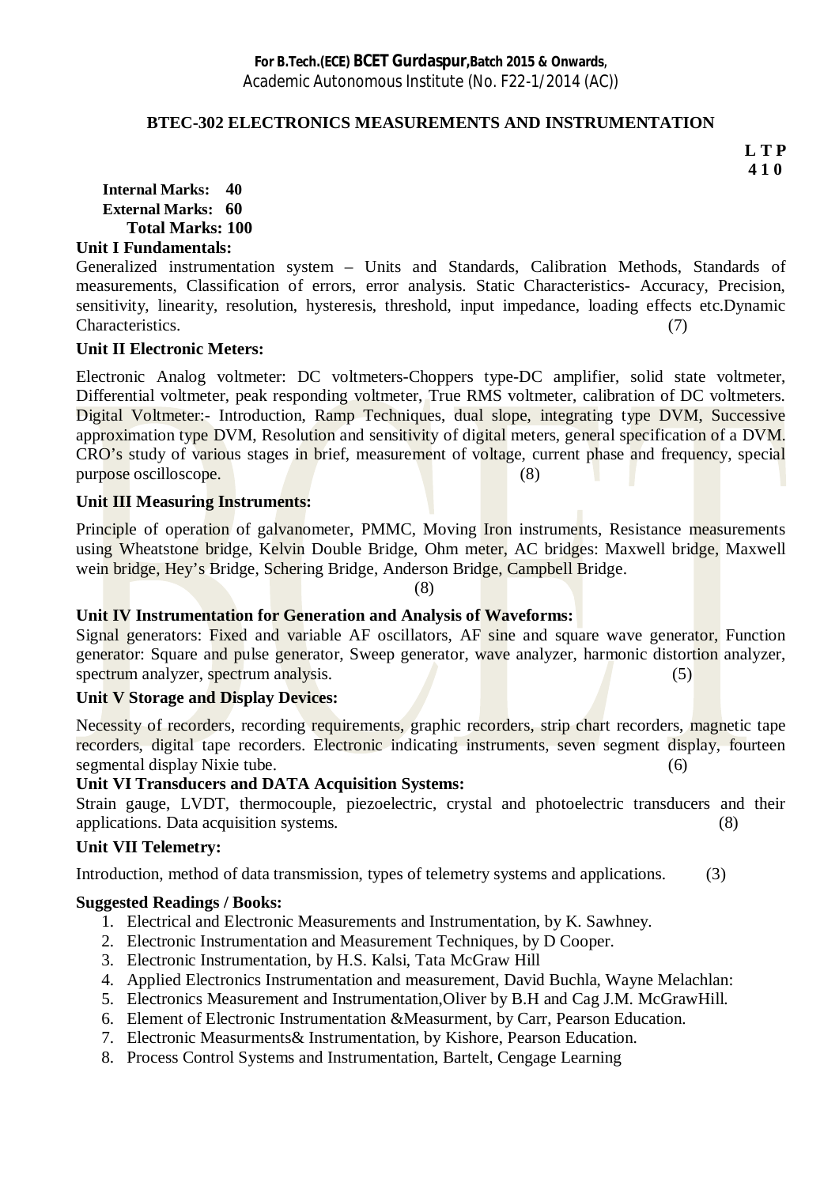For B.Tech.(ECE) **BCET Gurdaspur**,Batch 2015 & Onwards,
Academic Autonomous Institute (No. F22-1/2014 (AC))

## BTEC-302 ELECTRONICS MEASUREMENTS AND INSTRUMENTATION

**L T P**
**4 1 0**

**Internal Marks: 40**
**External Marks: 60**
**Total Marks: 100**

### Unit I Fundamentals:

Generalized instrumentation system – Units and Standards, Calibration Methods, Standards of measurements, Classification of errors, error analysis. Static Characteristics- Accuracy, Precision, sensitivity, linearity, resolution, hysteresis, threshold, input impedance, loading effects etc.Dynamic Characteristics. (7)

### Unit II Electronic Meters:

Electronic Analog voltmeter: DC voltmeters-Choppers type-DC amplifier, solid state voltmeter, Differential voltmeter, peak responding voltmeter, True RMS voltmeter, calibration of DC voltmeters. Digital Voltmeter:- Introduction, Ramp Techniques, dual slope, integrating type DVM, Successive approximation type DVM, Resolution and sensitivity of digital meters, general specification of a DVM. CRO's study of various stages in brief, measurement of voltage, current phase and frequency, special purpose oscilloscope. (8)

### Unit III Measuring Instruments:

Principle of operation of galvanometer, PMMC, Moving Iron instruments, Resistance measurements using Wheatstone bridge, Kelvin Double Bridge, Ohm meter, AC bridges: Maxwell bridge, Maxwell wein bridge, Hey's Bridge, Schering Bridge, Anderson Bridge, Campbell Bridge. (8)

### Unit IV Instrumentation for Generation and Analysis of Waveforms:

Signal generators: Fixed and variable AF oscillators, AF sine and square wave generator, Function generator: Square and pulse generator, Sweep generator, wave analyzer, harmonic distortion analyzer, spectrum analyzer, spectrum analysis. (5)

### Unit V Storage and Display Devices:

Necessity of recorders, recording requirements, graphic recorders, strip chart recorders, magnetic tape recorders, digital tape recorders. Electronic indicating instruments, seven segment display, fourteen segmental display Nixie tube. (6)

### Unit VI Transducers and DATA Acquisition Systems:

Strain gauge, LVDT, thermocouple, piezoelectric, crystal and photoelectric transducers and their applications. Data acquisition systems. (8)

### Unit VII Telemetry:

Introduction, method of data transmission, types of telemetry systems and applications. (3)

### Suggested Readings / Books:

1. Electrical and Electronic Measurements and Instrumentation, by K. Sawhney.
2. Electronic Instrumentation and Measurement Techniques, by D Cooper.
3. Electronic Instrumentation, by H.S. Kalsi, Tata McGraw Hill
4. Applied Electronics Instrumentation and measurement, David Buchla, Wayne Melachlan:
5. Electronics Measurement and Instrumentation,Oliver by B.H and Cag J.M. McGrawHill.
6. Element of Electronic Instrumentation &Measurment, by Carr, Pearson Education.
7. Electronic Measurments& Instrumentation, by Kishore, Pearson Education.
8. Process Control Systems and Instrumentation, Bartelt, Cengage Learning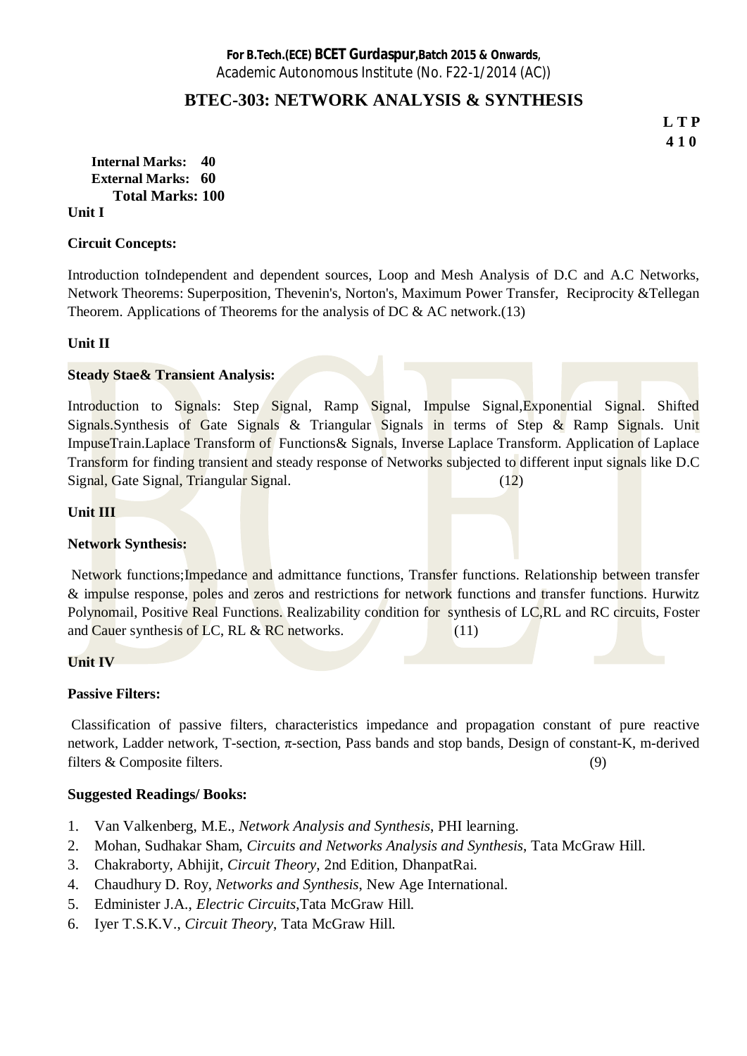For B.Tech.(ECE) **BCET Gurdaspur**, Batch 2015 & Onwards,
Academic Autonomous Institute (No. F22-1/2014 (AC))

# BTEC-303: NETWORK ANALYSIS & SYNTHESIS

**L T P**
**4 1 0**

**Internal Marks: 40**
**External Marks: 60**
**Total Marks: 100**

**Unit I**

**Circuit Concepts:**

Introduction toIndependent and dependent sources, Loop and Mesh Analysis of D.C and A.C Networks, Network Theorems: Superposition, Thevenin's, Norton's, Maximum Power Transfer, Reciprocity &Tellegan Theorem. Applications of Theorems for the analysis of DC & AC network.(13)

**Unit II**

**Steady Stae& Transient Analysis:**

Introduction to Signals: Step Signal, Ramp Signal, Impulse Signal,Exponential Signal. Shifted Signals.Synthesis of Gate Signals & Triangular Signals in terms of Step & Ramp Signals. Unit ImpuseTrain.Laplace Transform of Functions& Signals, Inverse Laplace Transform. Application of Laplace Transform for finding transient and steady response of Networks subjected to different input signals like D.C Signal, Gate Signal, Triangular Signal. (12)

**Unit III**

**Network Synthesis:**

Network functions;Impedance and admittance functions, Transfer functions. Relationship between transfer & impulse response, poles and zeros and restrictions for network functions and transfer functions. Hurwitz Polynomail, Positive Real Functions. Realizability condition for synthesis of LC,RL and RC circuits, Foster and Cauer synthesis of LC, RL & RC networks. (11)

**Unit IV**

**Passive Filters:**

Classification of passive filters, characteristics impedance and propagation constant of pure reactive network, Ladder network, T-section, π-section, Pass bands and stop bands, Design of constant-K, m-derived filters & Composite filters. (9)

**Suggested Readings/ Books:**

1. Van Valkenberg, M.E., *Network Analysis and Synthesis*, PHI learning.
2. Mohan, Sudhakar Sham, *Circuits and Networks Analysis and Synthesis*, Tata McGraw Hill.
3. Chakraborty, Abhijit, *Circuit Theory*, 2nd Edition, DhanpatRai.
4. Chaudhury D. Roy, *Networks and Synthesis*, New Age International.
5. Edminister J.A., *Electric Circuits*,Tata McGraw Hill.
6. Iyer T.S.K.V., *Circuit Theory*, Tata McGraw Hill.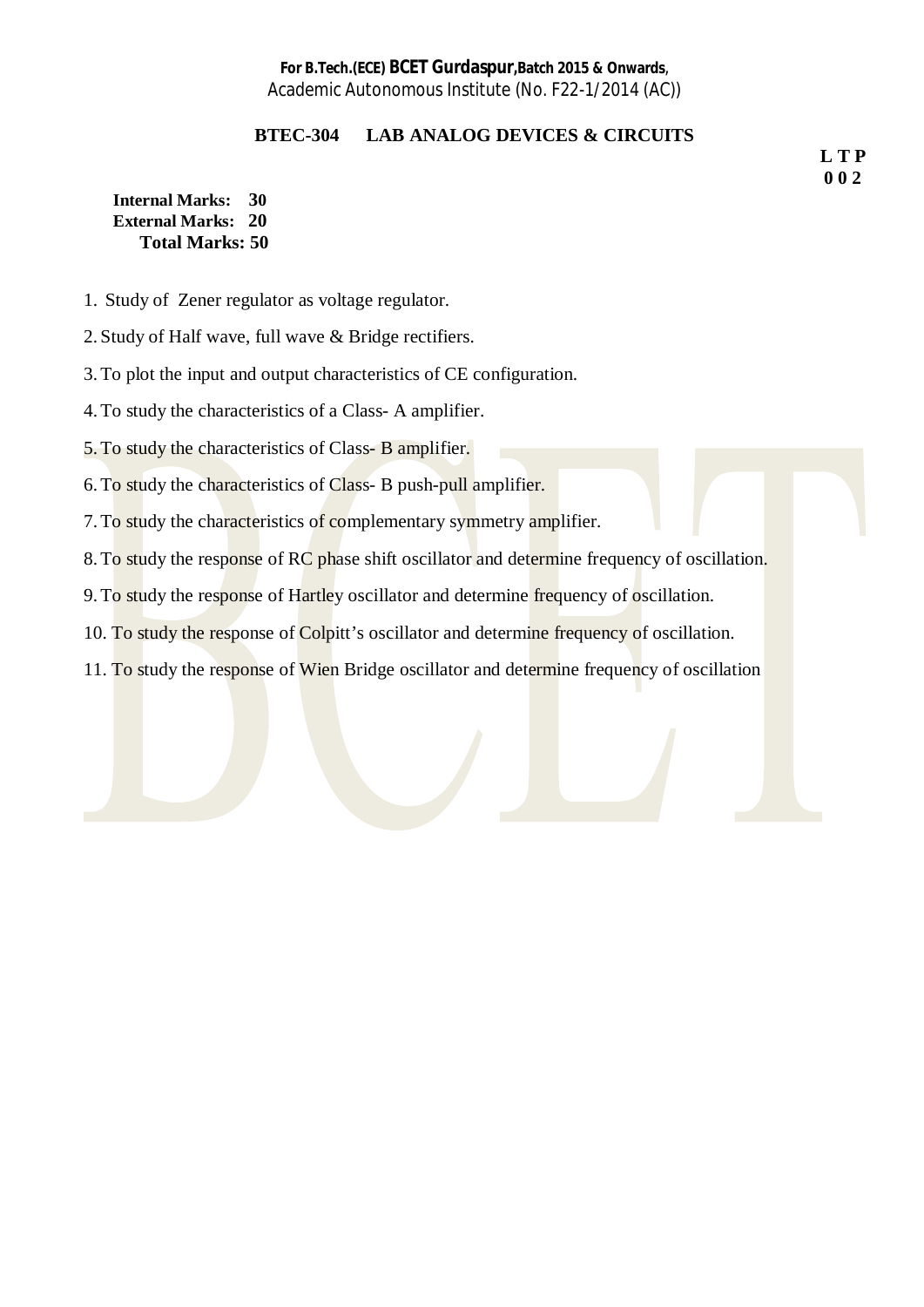## BTEC-304 LAB ANALOG DEVICES & CIRCUITS

**L T P**
**0 0 2**

**Internal Marks: 30**
**External Marks: 20**
**Total Marks: 50**

1. Study of Zener regulator as voltage regulator.
2. Study of Half wave, full wave & Bridge rectifiers.
3. To plot the input and output characteristics of CE configuration.
4. To study the characteristics of a Class- A amplifier.
5. To study the characteristics of Class- B amplifier.
6. To study the characteristics of Class- B push-pull amplifier.
7. To study the characteristics of complementary symmetry amplifier.
8. To study the response of RC phase shift oscillator and determine frequency of oscillation.
9. To study the response of Hartley oscillator and determine frequency of oscillation.
10. To study the response of Colpitt's oscillator and determine frequency of oscillation.
11. To study the response of Wien Bridge oscillator and determine frequency of oscillation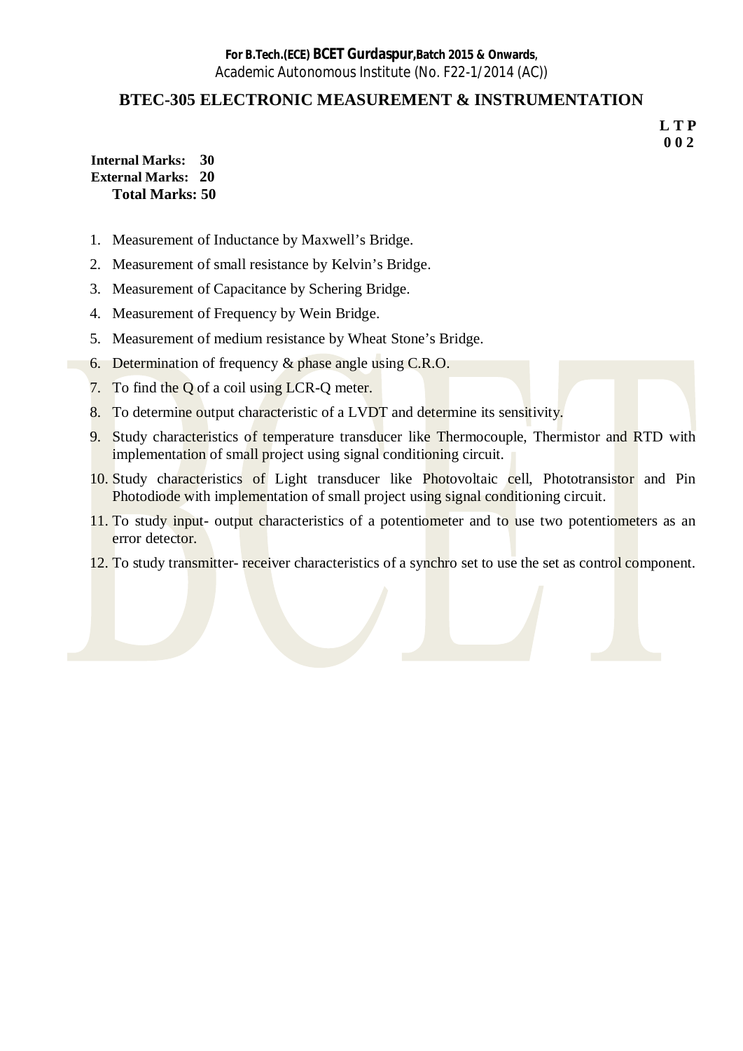## BTEC-305 ELECTRONIC MEASUREMENT & INSTRUMENTATION

**L T P**
**0 0 2**

**Internal Marks: 30**
**External Marks: 20**
**Total Marks: 50**

1. Measurement of Inductance by Maxwell's Bridge.
2. Measurement of small resistance by Kelvin's Bridge.
3. Measurement of Capacitance by Schering Bridge.
4. Measurement of Frequency by Wein Bridge.
5. Measurement of medium resistance by Wheat Stone's Bridge.
6. Determination of frequency & phase angle using C.R.O.
7. To find the Q of a coil using LCR-Q meter.
8. To determine output characteristic of a LVDT and determine its sensitivity.
9. Study characteristics of temperature transducer like Thermocouple, Thermistor and RTD with implementation of small project using signal conditioning circuit.
10. Study characteristics of Light transducer like Photovoltaic cell, Phototransistor and Pin Photodiode with implementation of small project using signal conditioning circuit.
11. To study input- output characteristics of a potentiometer and to use two potentiometers as an error detector.
12. To study transmitter- receiver characteristics of a synchro set to use the set as control component.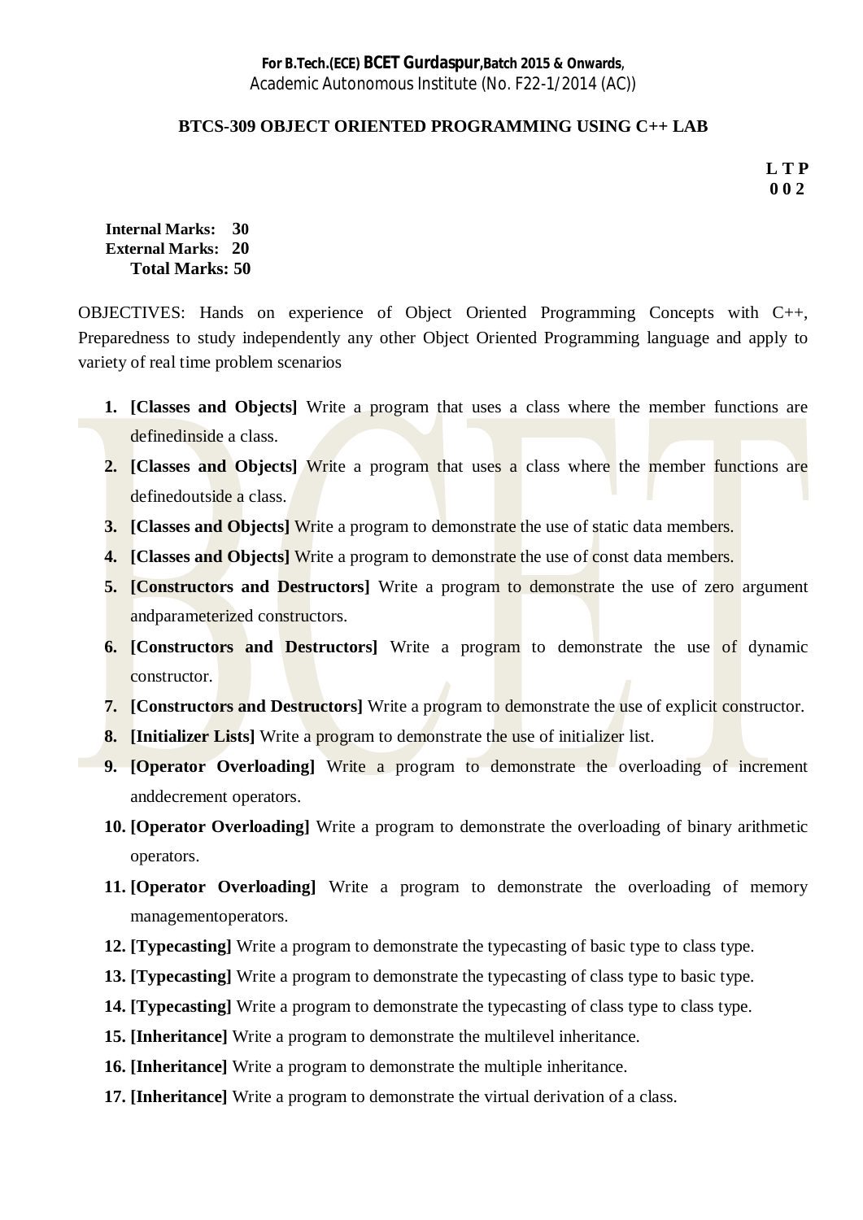## BTCS-309 OBJECT ORIENTED PROGRAMMING USING C++ LAB

**L T P**
**0 0 2**

**Internal Marks: 30**
**External Marks: 20**
**Total Marks: 50**

OBJECTIVES: Hands on experience of Object Oriented Programming Concepts with C++, Preparedness to study independently any other Object Oriented Programming language and apply to variety of real time problem scenarios

1. **[Classes and Objects]** Write a program that uses a class where the member functions are definedinside a class.
2. **[Classes and Objects]** Write a program that uses a class where the member functions are definedoutside a class.
3. **[Classes and Objects]** Write a program to demonstrate the use of static data members.
4. **[Classes and Objects]** Write a program to demonstrate the use of const data members.
5. **[Constructors and Destructors]** Write a program to demonstrate the use of zero argument andparameterized constructors.
6. **[Constructors and Destructors]** Write a program to demonstrate the use of dynamic constructor.
7. **[Constructors and Destructors]** Write a program to demonstrate the use of explicit constructor.
8. **[Initializer Lists]** Write a program to demonstrate the use of initializer list.
9. **[Operator Overloading]** Write a program to demonstrate the overloading of increment anddecrement operators.
10. **[Operator Overloading]** Write a program to demonstrate the overloading of binary arithmetic operators.
11. **[Operator Overloading]** Write a program to demonstrate the overloading of memory managementoperators.
12. **[Typecasting]** Write a program to demonstrate the typecasting of basic type to class type.
13. **[Typecasting]** Write a program to demonstrate the typecasting of class type to basic type.
14. **[Typecasting]** Write a program to demonstrate the typecasting of class type to class type.
15. **[Inheritance]** Write a program to demonstrate the multilevel inheritance.
16. **[Inheritance]** Write a program to demonstrate the multiple inheritance.
17. **[Inheritance]** Write a program to demonstrate the virtual derivation of a class.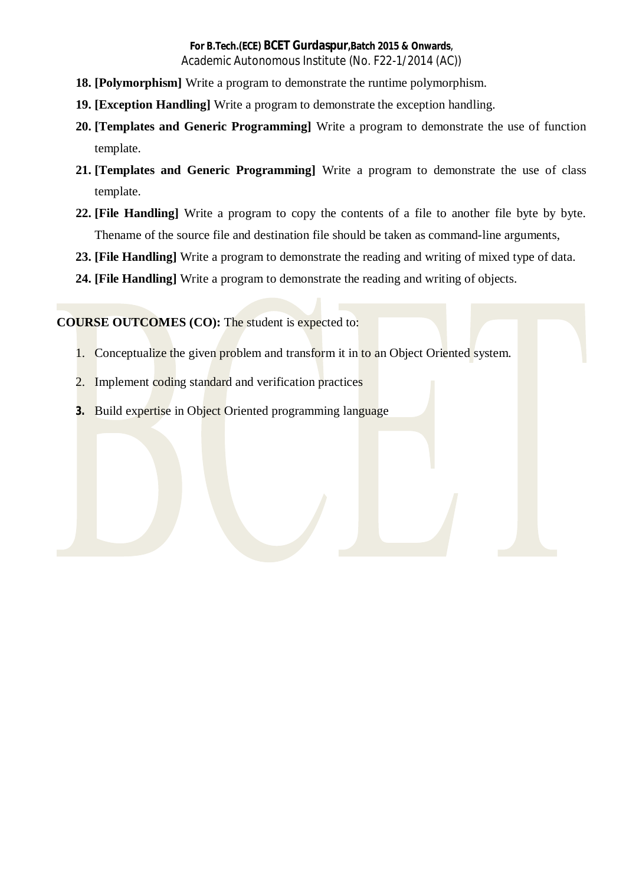18. **[Polymorphism]** Write a program to demonstrate the runtime polymorphism.
19. **[Exception Handling]** Write a program to demonstrate the exception handling.
20. **[Templates and Generic Programming]** Write a program to demonstrate the use of function template.
21. **[Templates and Generic Programming]** Write a program to demonstrate the use of class template.
22. **[File Handling]** Write a program to copy the contents of a file to another file byte by byte. Thename of the source file and destination file should be taken as command-line arguments,
23. **[File Handling]** Write a program to demonstrate the reading and writing of mixed type of data.
24. **[File Handling]** Write a program to demonstrate the reading and writing of objects.

**COURSE OUTCOMES (CO):** The student is expected to:

1. Conceptualize the given problem and transform it in to an Object Oriented system.
2. Implement coding standard and verification practices
3. Build expertise in Object Oriented programming language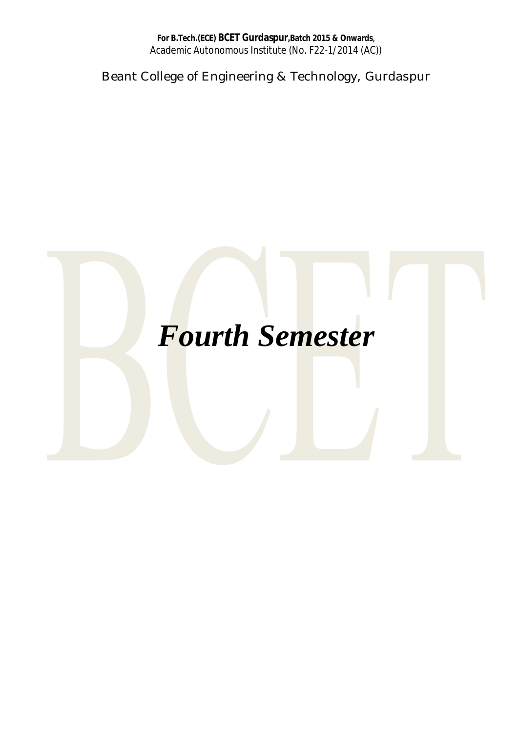# *Fourth Semester*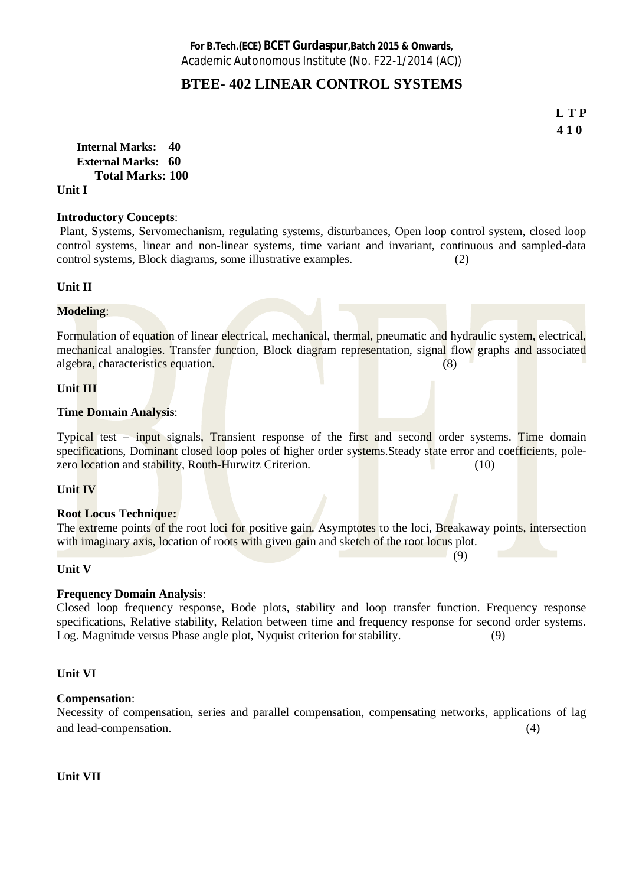For B.Tech.(ECE) **BCET Gurdaspur**, Batch 2015 & Onwards,
Academic Autonomous Institute (No. F22-1/2014 (AC))

# BTEE- 402 LINEAR CONTROL SYSTEMS

**L T P**
**4 1 0**

**Internal Marks: 40**
**External Marks: 60**
**Total Marks: 100**

**Unit I**

**Introductory Concepts**:

Plant, Systems, Servomechanism, regulating systems, disturbances, Open loop control system, closed loop control systems, linear and non-linear systems, time variant and invariant, continuous and sampled-data control systems, Block diagrams, some illustrative examples. (2)

**Unit II**

**Modeling**:

Formulation of equation of linear electrical, mechanical, thermal, pneumatic and hydraulic system, electrical, mechanical analogies. Transfer function, Block diagram representation, signal flow graphs and associated algebra, characteristics equation. (8)

**Unit III**

**Time Domain Analysis**:

Typical test – input signals, Transient response of the first and second order systems. Time domain specifications, Dominant closed loop poles of higher order systems.Steady state error and coefficients, pole-zero location and stability, Routh-Hurwitz Criterion. (10)

**Unit IV**

**Root Locus Technique:**

The extreme points of the root loci for positive gain. Asymptotes to the loci, Breakaway points, intersection with imaginary axis, location of roots with given gain and sketch of the root locus plot. (9)

**Unit V**

**Frequency Domain Analysis**:

Closed loop frequency response, Bode plots, stability and loop transfer function. Frequency response specifications, Relative stability, Relation between time and frequency response for second order systems. Log. Magnitude versus Phase angle plot, Nyquist criterion for stability. (9)

**Unit VI**

**Compensation**:

Necessity of compensation, series and parallel compensation, compensating networks, applications of lag and lead-compensation. (4)

**Unit VII**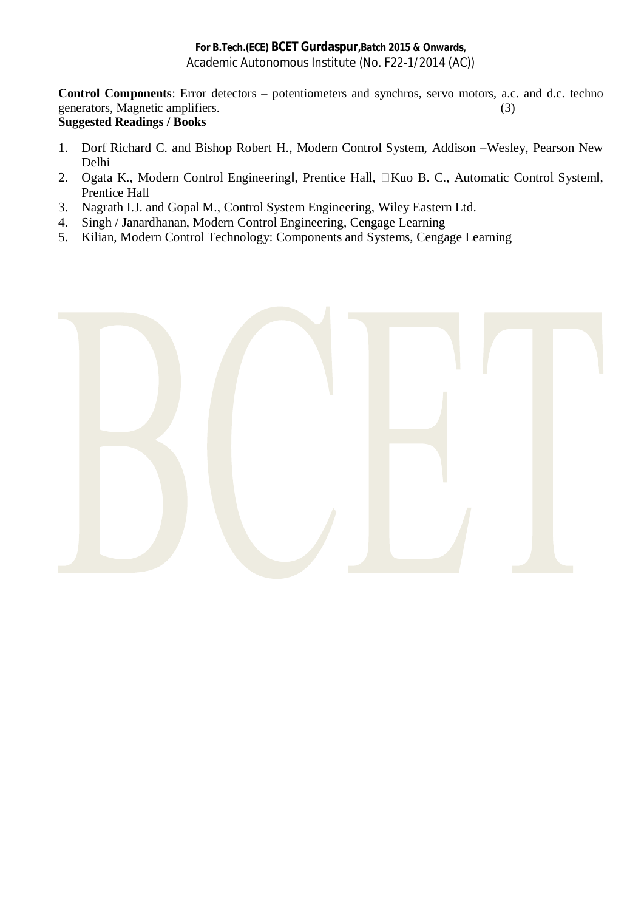**Control Components**: Error detectors – potentiometers and synchros, servo motors, a.c. and d.c. techno generators, Magnetic amplifiers. (3)

**Suggested Readings / Books**

1. Dorf Richard C. and Bishop Robert H., Modern Control System, Addison –Wesley, Pearson New Delhi
2. Ogata K., Modern Control Engineering‖, Prentice Hall, Kuo B. C., Automatic Control System‖, Prentice Hall
3. Nagrath I.J. and Gopal M., Control System Engineering, Wiley Eastern Ltd.
4. Singh / Janardhanan, Modern Control Engineering, Cengage Learning
5. Kilian, Modern Control Technology: Components and Systems, Cengage Learning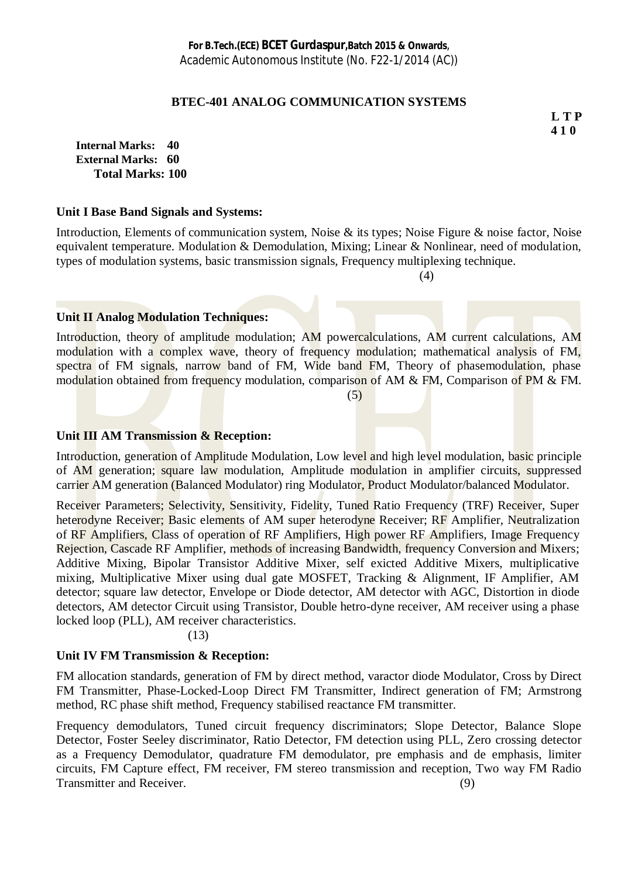**For B.Tech.(ECE) BCET Gurdaspur, Batch 2015 & Onwards,**
Academic Autonomous Institute (No. F22-1/2014 (AC))

## BTEC-401 ANALOG COMMUNICATION SYSTEMS

**L T P**
**4 1 0**

**Internal Marks: 40**
**External Marks: 60**
**Total Marks: 100**

### Unit I Base Band Signals and Systems:

Introduction, Elements of communication system, Noise & its types; Noise Figure & noise factor, Noise equivalent temperature. Modulation & Demodulation, Mixing; Linear & Nonlinear, need of modulation, types of modulation systems, basic transmission signals, Frequency multiplexing technique.

(4)

### Unit II Analog Modulation Techniques:

Introduction, theory of amplitude modulation; AM powercalculations, AM current calculations, AM modulation with a complex wave, theory of frequency modulation; mathematical analysis of FM, spectra of FM signals, narrow band of FM, Wide band FM, Theory of phasemodulation, phase modulation obtained from frequency modulation, comparison of AM & FM, Comparison of PM & FM.

(5)

### Unit III AM Transmission & Reception:

Introduction, generation of Amplitude Modulation, Low level and high level modulation, basic principle of AM generation; square law modulation, Amplitude modulation in amplifier circuits, suppressed carrier AM generation (Balanced Modulator) ring Modulator, Product Modulator/balanced Modulator.

Receiver Parameters; Selectivity, Sensitivity, Fidelity, Tuned Ratio Frequency (TRF) Receiver, Super heterodyne Receiver; Basic elements of AM super heterodyne Receiver; RF Amplifier, Neutralization of RF Amplifiers, Class of operation of RF Amplifiers, High power RF Amplifiers, Image Frequency Rejection, Cascade RF Amplifier, methods of increasing Bandwidth, frequency Conversion and Mixers; Additive Mixing, Bipolar Transistor Additive Mixer, self exicted Additive Mixers, multiplicative mixing, Multiplicative Mixer using dual gate MOSFET, Tracking & Alignment, IF Amplifier, AM detector; square law detector, Envelope or Diode detector, AM detector with AGC, Distortion in diode detectors, AM detector Circuit using Transistor, Double hetro-dyne receiver, AM receiver using a phase locked loop (PLL), AM receiver characteristics.

(13)

### Unit IV FM Transmission & Reception:

FM allocation standards, generation of FM by direct method, varactor diode Modulator, Cross by Direct FM Transmitter, Phase-Locked-Loop Direct FM Transmitter, Indirect generation of FM; Armstrong method, RC phase shift method, Frequency stabilised reactance FM transmitter.

Frequency demodulators, Tuned circuit frequency discriminators; Slope Detector, Balance Slope Detector, Foster Seeley discriminator, Ratio Detector, FM detection using PLL, Zero crossing detector as a Frequency Demodulator, quadrature FM demodulator, pre emphasis and de emphasis, limiter circuits, FM Capture effect, FM receiver, FM stereo transmission and reception, Two way FM Radio Transmitter and Receiver.

(9)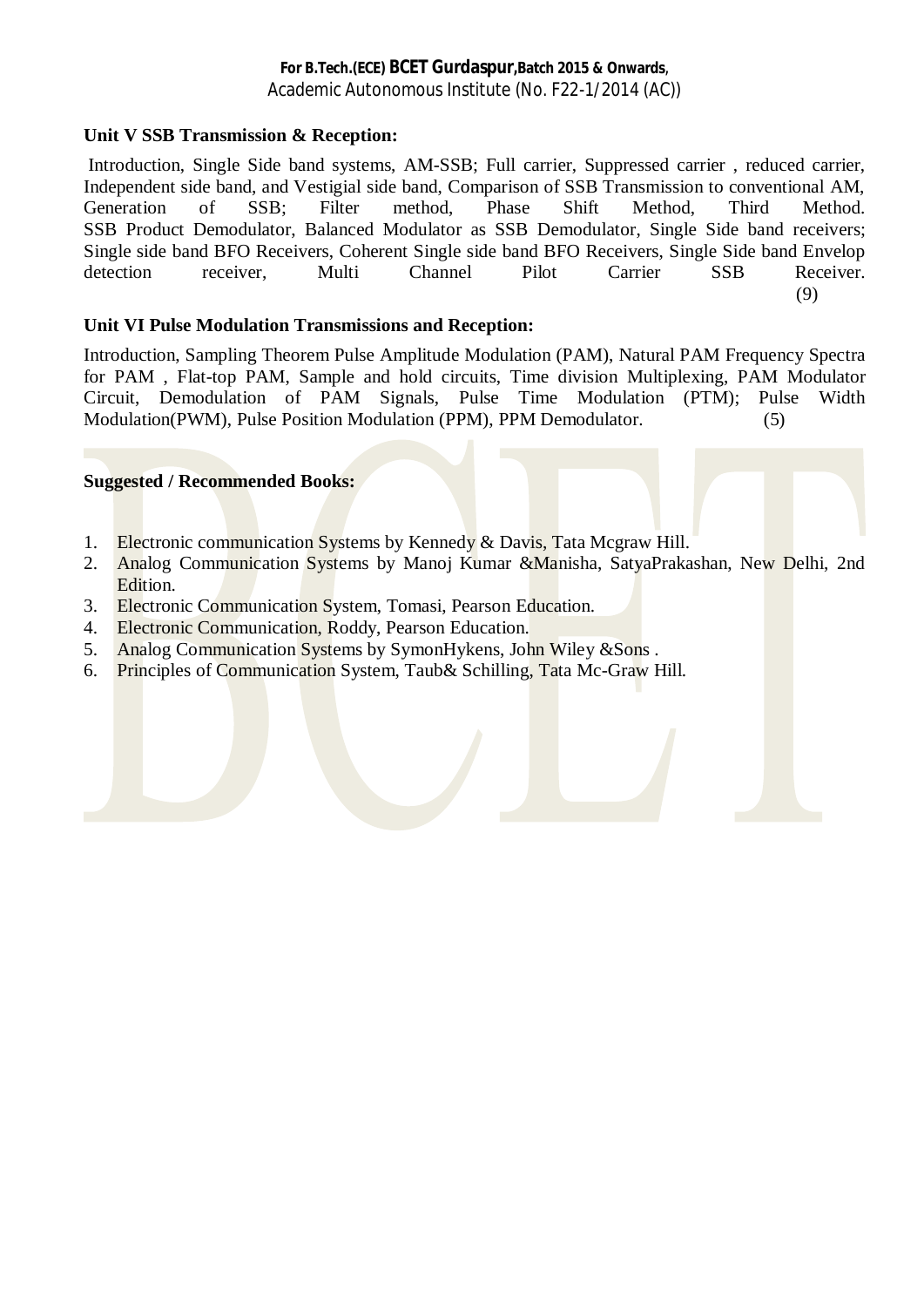**Unit V SSB Transmission & Reception:**

Introduction, Single Side band systems, AM-SSB; Full carrier, Suppressed carrier , reduced carrier, Independent side band, and Vestigial side band, Comparison of SSB Transmission to conventional AM, Generation of SSB; Filter method, Phase Shift Method, Third Method. SSB Product Demodulator, Balanced Modulator as SSB Demodulator, Single Side band receivers; Single side band BFO Receivers, Coherent Single side band BFO Receivers, Single Side band Envelop detection receiver, Multi Channel Pilot Carrier SSB Receiver. (9)

**Unit VI Pulse Modulation Transmissions and Reception:**

Introduction, Sampling Theorem Pulse Amplitude Modulation (PAM), Natural PAM Frequency Spectra for PAM , Flat-top PAM, Sample and hold circuits, Time division Multiplexing, PAM Modulator Circuit, Demodulation of PAM Signals, Pulse Time Modulation (PTM); Pulse Width Modulation(PWM), Pulse Position Modulation (PPM), PPM Demodulator. (5)

**Suggested / Recommended Books:**

1. Electronic communication Systems by Kennedy & Davis, Tata Mcgraw Hill.
2. Analog Communication Systems by Manoj Kumar &Manisha, SatyaPrakashan, New Delhi, 2nd Edition.
3. Electronic Communication System, Tomasi, Pearson Education.
4. Electronic Communication, Roddy, Pearson Education.
5. Analog Communication Systems by SymonHykens, John Wiley &Sons .
6. Principles of Communication System, Taub& Schilling, Tata Mc-Graw Hill.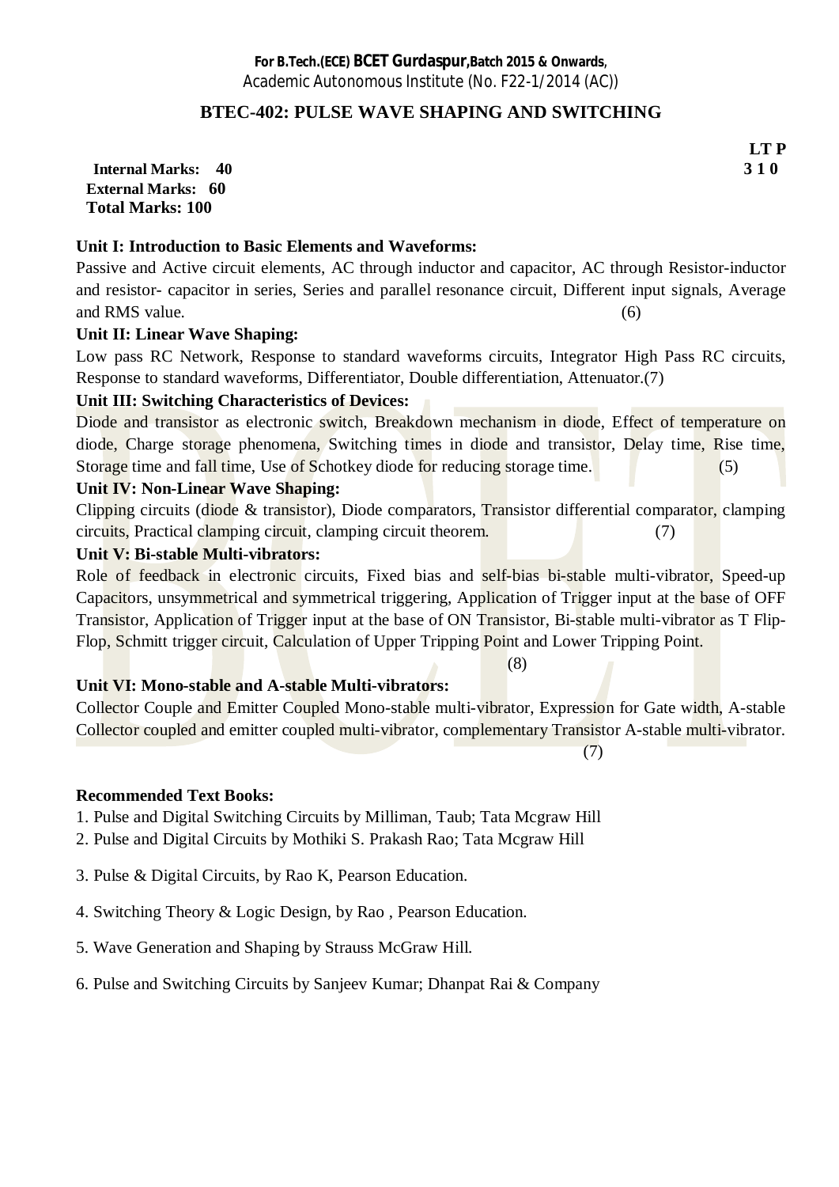For B.Tech.(ECE) **BCET Gurdaspur**, Batch 2015 & Onwards,
Academic Autonomous Institute (No. F22-1/2014 (AC))

## BTEC-402: PULSE WAVE SHAPING AND SWITCHING

**LT P**
**3 1 0**

**Internal Marks: 40**
**External Marks: 60**
**Total Marks: 100**

**Unit I: Introduction to Basic Elements and Waveforms:**
Passive and Active circuit elements, AC through inductor and capacitor, AC through Resistor-inductor and resistor- capacitor in series, Series and parallel resonance circuit, Different input signals, Average and RMS value. (6)

**Unit II: Linear Wave Shaping:**
Low pass RC Network, Response to standard waveforms circuits, Integrator High Pass RC circuits, Response to standard waveforms, Differentiator, Double differentiation, Attenuator.(7)

**Unit III: Switching Characteristics of Devices:**
Diode and transistor as electronic switch, Breakdown mechanism in diode, Effect of temperature on diode, Charge storage phenomena, Switching times in diode and transistor, Delay time, Rise time, Storage time and fall time, Use of Schotkey diode for reducing storage time. (5)

**Unit IV: Non-Linear Wave Shaping:**
Clipping circuits (diode & transistor), Diode comparators, Transistor differential comparator, clamping circuits, Practical clamping circuit, clamping circuit theorem. (7)

**Unit V: Bi-stable Multi-vibrators:**
Role of feedback in electronic circuits, Fixed bias and self-bias bi-stable multi-vibrator, Speed-up Capacitors, unsymmetrical and symmetrical triggering, Application of Trigger input at the base of OFF Transistor, Application of Trigger input at the base of ON Transistor, Bi-stable multi-vibrator as T Flip-Flop, Schmitt trigger circuit, Calculation of Upper Tripping Point and Lower Tripping Point. (8)

**Unit VI: Mono-stable and A-stable Multi-vibrators:**
Collector Couple and Emitter Coupled Mono-stable multi-vibrator, Expression for Gate width, A-stable Collector coupled and emitter coupled multi-vibrator, complementary Transistor A-stable multi-vibrator. (7)

**Recommended Text Books:**

1. Pulse and Digital Switching Circuits by Milliman, Taub; Tata Mcgraw Hill
2. Pulse and Digital Circuits by Mothiki S. Prakash Rao; Tata Mcgraw Hill
3. Pulse & Digital Circuits, by Rao K, Pearson Education.
4. Switching Theory & Logic Design, by Rao , Pearson Education.
5. Wave Generation and Shaping by Strauss McGraw Hill.
6. Pulse and Switching Circuits by Sanjeev Kumar; Dhanpat Rai & Company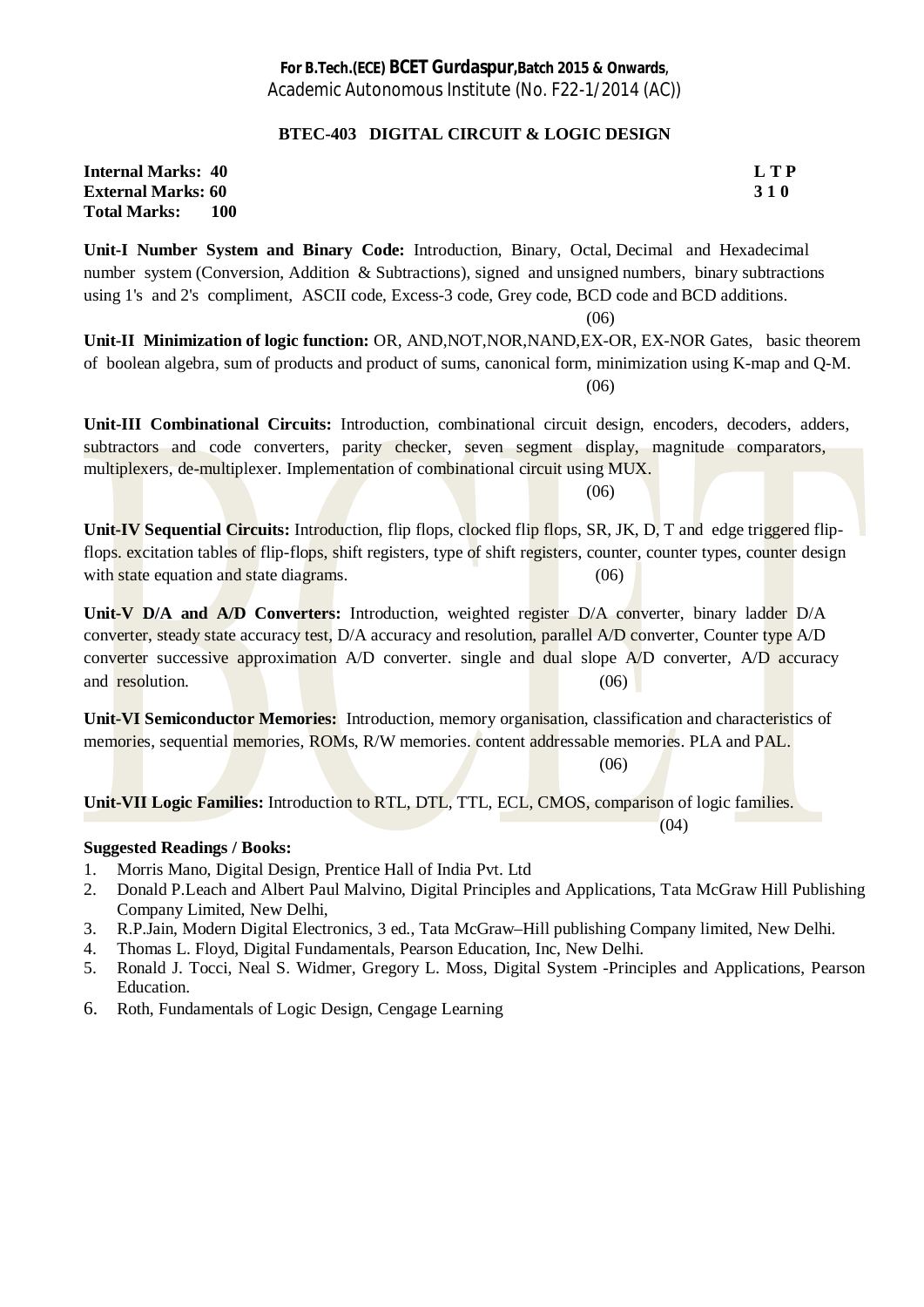For B.Tech.(ECE) **BCET Gurdaspur**,Batch 2015 & Onwards,
Academic Autonomous Institute (No. F22-1/2014 (AC))

## BTEC-403 DIGITAL CIRCUIT & LOGIC DESIGN

| | |
|---|---|
| **Internal Marks: 40** | **L T P** |
| **External Marks: 60** | **3 1 0** |
| **Total Marks: 100** | |

**Unit-I Number System and Binary Code:** Introduction, Binary, Octal, Decimal and Hexadecimal number system (Conversion, Addition & Subtractions), signed and unsigned numbers, binary subtractions using 1's and 2's compliment, ASCII code, Excess-3 code, Grey code, BCD code and BCD additions. (06)

**Unit-II Minimization of logic function:** OR, AND,NOT,NOR,NAND,EX-OR, EX-NOR Gates, basic theorem of boolean algebra, sum of products and product of sums, canonical form, minimization using K-map and Q-M. (06)

**Unit-III Combinational Circuits:** Introduction, combinational circuit design, encoders, decoders, adders, subtractors and code converters, parity checker, seven segment display, magnitude comparators, multiplexers, de-multiplexer. Implementation of combinational circuit using MUX. (06)

**Unit-IV Sequential Circuits:** Introduction, flip flops, clocked flip flops, SR, JK, D, T and edge triggered flip-flops. excitation tables of flip-flops, shift registers, type of shift registers, counter, counter types, counter design with state equation and state diagrams. (06)

**Unit-V D/A and A/D Converters:** Introduction, weighted register D/A converter, binary ladder D/A converter, steady state accuracy test, D/A accuracy and resolution, parallel A/D converter, Counter type A/D converter successive approximation A/D converter. single and dual slope A/D converter, A/D accuracy and resolution. (06)

**Unit-VI Semiconductor Memories:** Introduction, memory organisation, classification and characteristics of memories, sequential memories, ROMs, R/W memories. content addressable memories. PLA and PAL. (06)

**Unit-VII Logic Families:** Introduction to RTL, DTL, TTL, ECL, CMOS, comparison of logic families. (04)

**Suggested Readings / Books:**

1. Morris Mano, Digital Design, Prentice Hall of India Pvt. Ltd
2. Donald P.Leach and Albert Paul Malvino, Digital Principles and Applications, Tata McGraw Hill Publishing Company Limited, New Delhi,
3. R.P.Jain, Modern Digital Electronics, 3 ed., Tata McGraw–Hill publishing Company limited, New Delhi.
4. Thomas L. Floyd, Digital Fundamentals, Pearson Education, Inc, New Delhi.
5. Ronald J. Tocci, Neal S. Widmer, Gregory L. Moss, Digital System -Principles and Applications, Pearson Education.
6. Roth, Fundamentals of Logic Design, Cengage Learning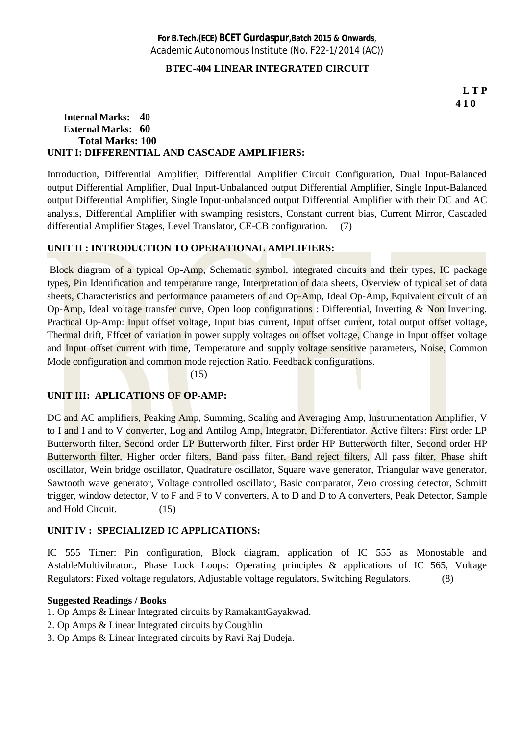**For B.Tech.(ECE) BCET Gurdaspur, Batch 2015 & Onwards,**
Academic Autonomous Institute (No. F22-1/2014 (AC))

# BTEC-404 LINEAR INTEGRATED CIRCUIT

**L T P**
**4 1 0**

**Internal Marks: 40**
**External Marks: 60**
**Total Marks: 100**

## UNIT I: DIFFERENTIAL AND CASCADE AMPLIFIERS:

Introduction, Differential Amplifier, Differential Amplifier Circuit Configuration, Dual Input-Balanced output Differential Amplifier, Dual Input-Unbalanced output Differential Amplifier, Single Input-Balanced output Differential Amplifier, Single Input-unbalanced output Differential Amplifier with their DC and AC analysis, Differential Amplifier with swamping resistors, Constant current bias, Current Mirror, Cascaded differential Amplifier Stages, Level Translator, CE-CB configuration. (7)

## UNIT II : INTRODUCTION TO OPERATIONAL AMPLIFIERS:

Block diagram of a typical Op-Amp, Schematic symbol, integrated circuits and their types, IC package types, Pin Identification and temperature range, Interpretation of data sheets, Overview of typical set of data sheets, Characteristics and performance parameters of and Op-Amp, Ideal Op-Amp, Equivalent circuit of an Op-Amp, Ideal voltage transfer curve, Open loop configurations : Differential, Inverting & Non Inverting. Practical Op-Amp: Input offset voltage, Input bias current, Input offset current, total output offset voltage, Thermal drift, Effcet of variation in power supply voltages on offset voltage, Change in Input offset voltage and Input offset current with time, Temperature and supply voltage sensitive parameters, Noise, Common Mode configuration and common mode rejection Ratio. Feedback configurations.
(15)

## UNIT III: APLICATIONS OF OP-AMP:

DC and AC amplifiers, Peaking Amp, Summing, Scaling and Averaging Amp, Instrumentation Amplifier, V to I and I and to V converter, Log and Antilog Amp, Integrator, Differentiator. Active filters: First order LP Butterworth filter, Second order LP Butterworth filter, First order HP Butterworth filter, Second order HP Butterworth filter, Higher order filters, Band pass filter, Band reject filters, All pass filter, Phase shift oscillator, Wein bridge oscillator, Quadrature oscillator, Square wave generator, Triangular wave generator, Sawtooth wave generator, Voltage controlled oscillator, Basic comparator, Zero crossing detector, Schmitt trigger, window detector, V to F and F to V converters, A to D and D to A converters, Peak Detector, Sample and Hold Circuit. (15)

## UNIT IV : SPECIALIZED IC APPLICATIONS:

IC 555 Timer: Pin configuration, Block diagram, application of IC 555 as Monostable and AstableMultivibrator., Phase Lock Loops: Operating principles & applications of IC 565, Voltage Regulators: Fixed voltage regulators, Adjustable voltage regulators, Switching Regulators. (8)

**Suggested Readings / Books**

1. Op Amps & Linear Integrated circuits by RamakantGayakwad.
2. Op Amps & Linear Integrated circuits by Coughlin
3. Op Amps & Linear Integrated circuits by Ravi Raj Dudeja.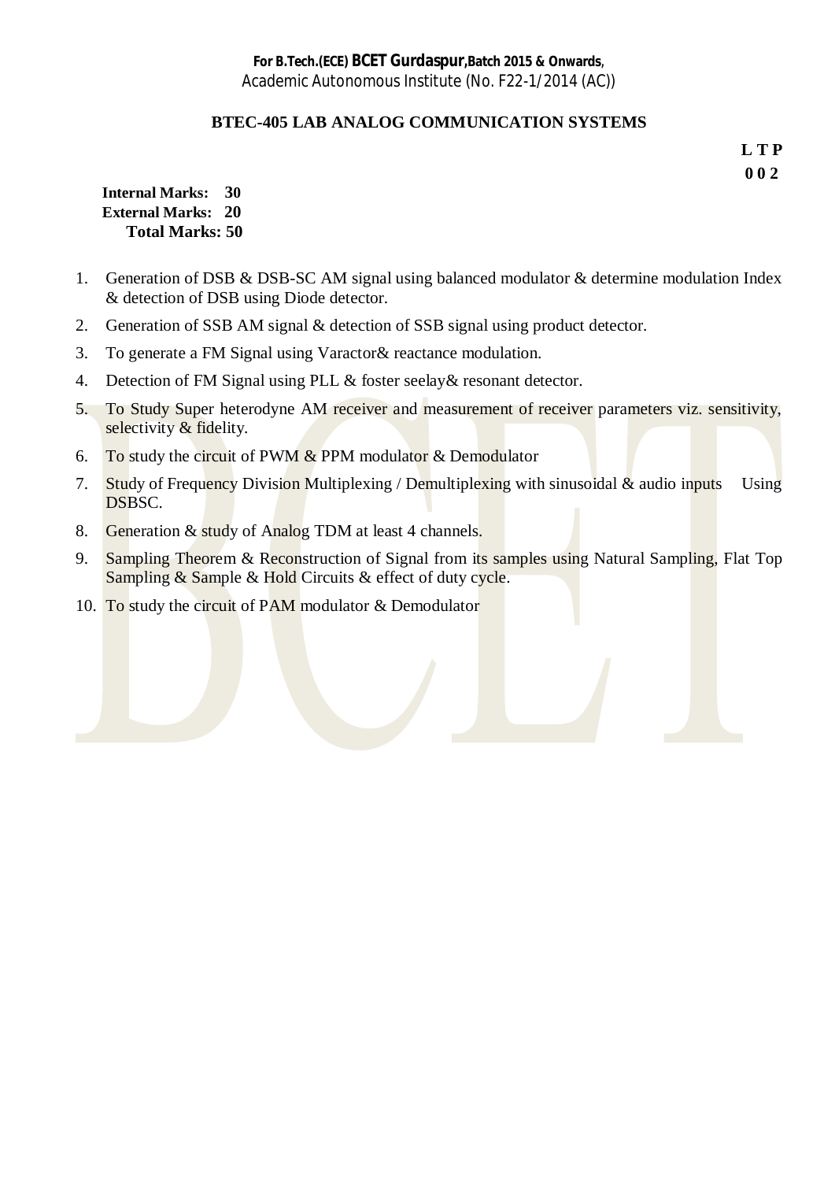## BTEC-405 LAB ANALOG COMMUNICATION SYSTEMS

**L T P**
**0 0 2**

**Internal Marks: 30**
**External Marks: 20**
**Total Marks: 50**

1. Generation of DSB & DSB-SC AM signal using balanced modulator & determine modulation Index & detection of DSB using Diode detector.
2. Generation of SSB AM signal & detection of SSB signal using product detector.
3. To generate a FM Signal using Varactor& reactance modulation.
4. Detection of FM Signal using PLL & foster seelay& resonant detector.
5. To Study Super heterodyne AM receiver and measurement of receiver parameters viz. sensitivity, selectivity & fidelity.
6. To study the circuit of PWM & PPM modulator & Demodulator
7. Study of Frequency Division Multiplexing / Demultiplexing with sinusoidal & audio inputs Using DSBSC.
8. Generation & study of Analog TDM at least 4 channels.
9. Sampling Theorem & Reconstruction of Signal from its samples using Natural Sampling, Flat Top Sampling & Sample & Hold Circuits & effect of duty cycle.
10. To study the circuit of PAM modulator & Demodulator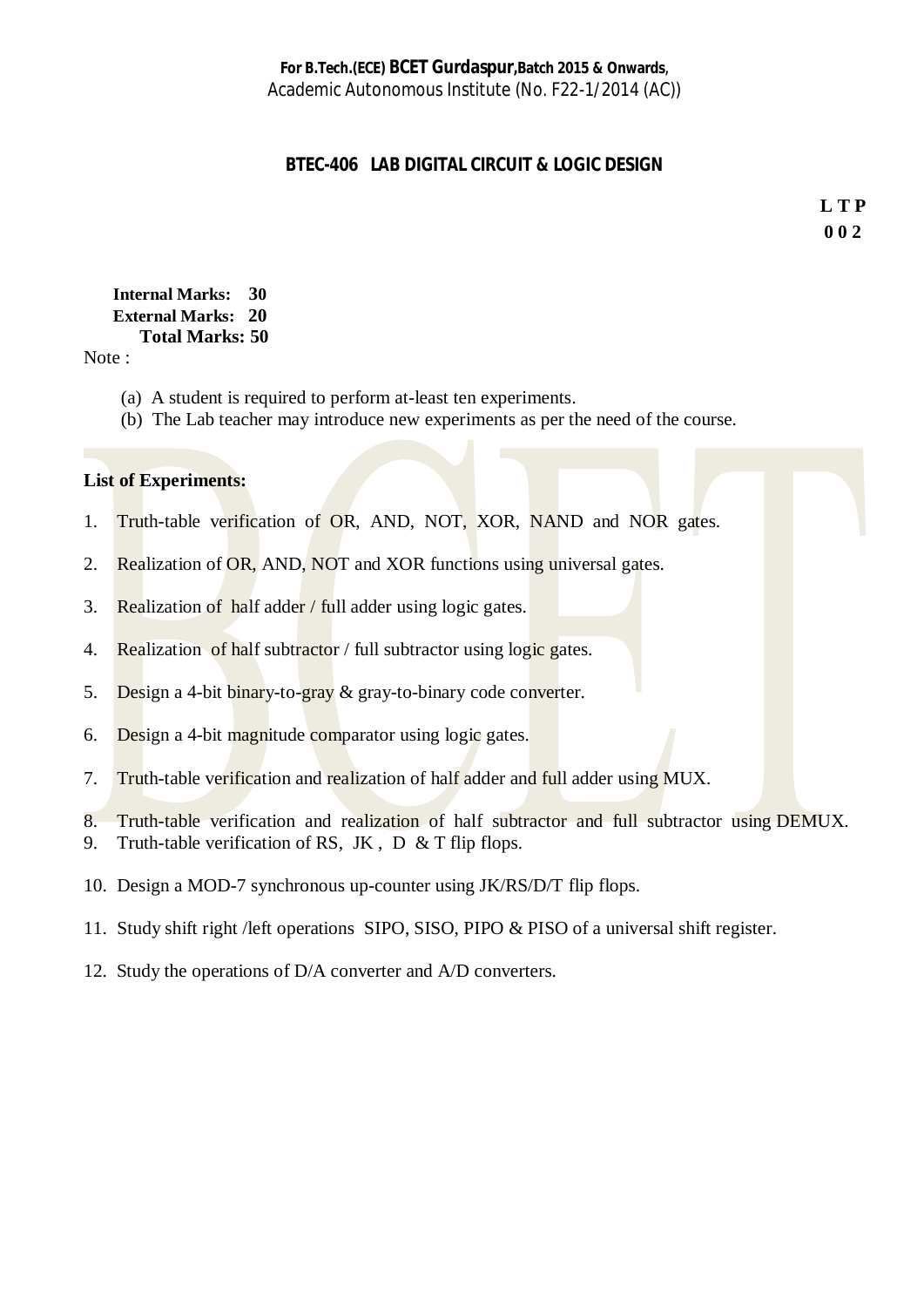## BTEC-406 LAB DIGITAL CIRCUIT & LOGIC DESIGN

**L T P**
**0 0 2**

**Internal Marks: 30**
**External Marks: 20**
**Total Marks: 50**

Note :

(a) A student is required to perform at-least ten experiments.
(b) The Lab teacher may introduce new experiments as per the need of the course.

**List of Experiments:**

1. Truth-table verification of OR, AND, NOT, XOR, NAND and NOR gates.
2. Realization of OR, AND, NOT and XOR functions using universal gates.
3. Realization of half adder / full adder using logic gates.
4. Realization of half subtractor / full subtractor using logic gates.
5. Design a 4-bit binary-to-gray & gray-to-binary code converter.
6. Design a 4-bit magnitude comparator using logic gates.
7. Truth-table verification and realization of half adder and full adder using MUX.
8. Truth-table verification and realization of half subtractor and full subtractor using DEMUX.
9. Truth-table verification of RS, JK , D & T flip flops.
10. Design a MOD-7 synchronous up-counter using JK/RS/D/T flip flops.
11. Study shift right /left operations SIPO, SISO, PIPO & PISO of a universal shift register.
12. Study the operations of D/A converter and A/D converters.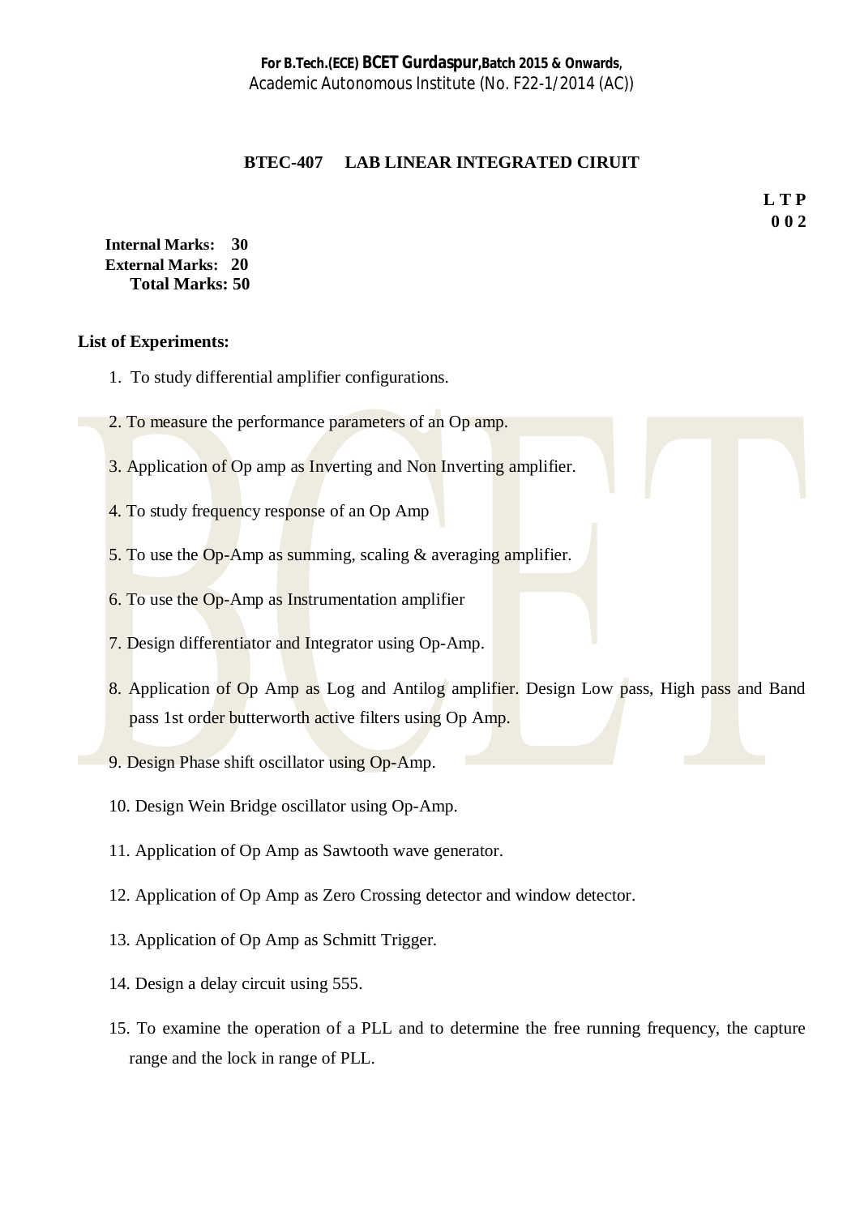## BTEC-407 LAB LINEAR INTEGRATED CIRUIT

**L T P**
**0 0 2**

**Internal Marks: 30**
**External Marks: 20**
**Total Marks: 50**

**List of Experiments:**

1. To study differential amplifier configurations.
2. To measure the performance parameters of an Op amp.
3. Application of Op amp as Inverting and Non Inverting amplifier.
4. To study frequency response of an Op Amp
5. To use the Op-Amp as summing, scaling & averaging amplifier.
6. To use the Op-Amp as Instrumentation amplifier
7. Design differentiator and Integrator using Op-Amp.
8. Application of Op Amp as Log and Antilog amplifier. Design Low pass, High pass and Band pass 1st order butterworth active filters using Op Amp.
9. Design Phase shift oscillator using Op-Amp.
10. Design Wein Bridge oscillator using Op-Amp.
11. Application of Op Amp as Sawtooth wave generator.
12. Application of Op Amp as Zero Crossing detector and window detector.
13. Application of Op Amp as Schmitt Trigger.
14. Design a delay circuit using 555.
15. To examine the operation of a PLL and to determine the free running frequency, the capture range and the lock in range of PLL.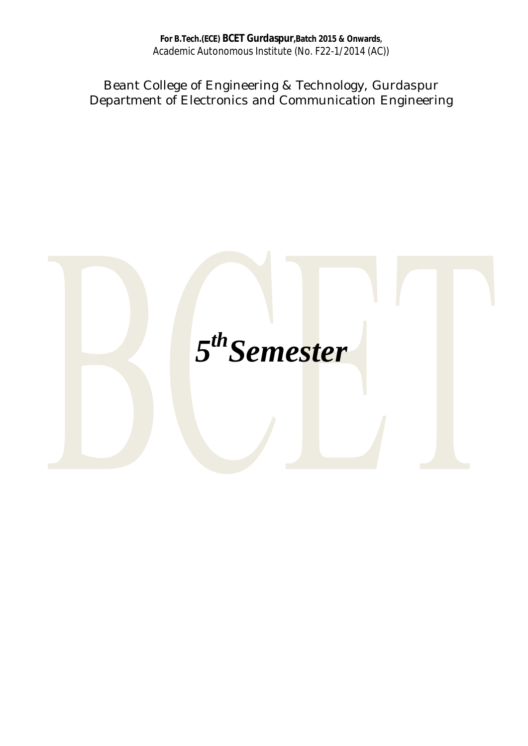Beant College of Engineering & Technology, Gurdaspur
Department of Electronics and Communication Engineering

# *5th Semester*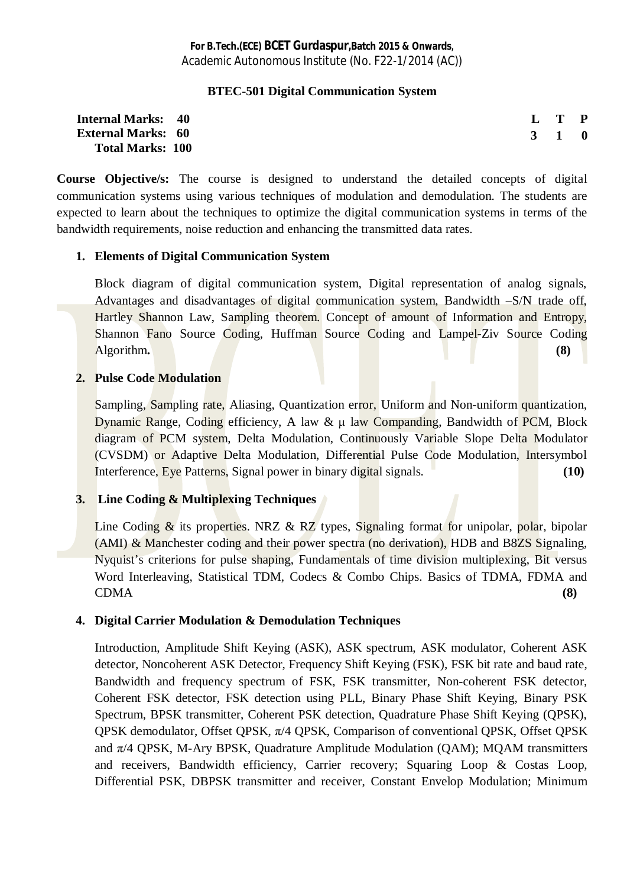For B.Tech.(ECE) **BCET Gurdaspur**,Batch 2015 & Onwards,
Academic Autonomous Institute (No. F22-1/2014 (AC))

### BTEC-501 Digital Communication System

| | | | |
|---|---|---|---|
| **Internal Marks: 40** | **L** | **T** | **P** |
| **External Marks: 60** | **3** | **1** | **0** |
| **Total Marks: 100** | | | |

**Course Objective/s:** The course is designed to understand the detailed concepts of digital communication systems using various techniques of modulation and demodulation. The students are expected to learn about the techniques to optimize the digital communication systems in terms of the bandwidth requirements, noise reduction and enhancing the transmitted data rates.

1. **Elements of Digital Communication System**

   Block diagram of digital communication system, Digital representation of analog signals, Advantages and disadvantages of digital communication system, Bandwidth –S/N trade off, Hartley Shannon Law, Sampling theorem. Concept of amount of Information and Entropy, Shannon Fano Source Coding, Huffman Source Coding and Lampel-Ziv Source Coding Algorithm**.** **(8)**

2. **Pulse Code Modulation**

   Sampling, Sampling rate, Aliasing, Quantization error, Uniform and Non-uniform quantization, Dynamic Range, Coding efficiency, A law & μ law Companding, Bandwidth of PCM, Block diagram of PCM system, Delta Modulation, Continuously Variable Slope Delta Modulator (CVSDM) or Adaptive Delta Modulation, Differential Pulse Code Modulation, Intersymbol Interference, Eye Patterns, Signal power in binary digital signals. **(10)**

3. **Line Coding & Multiplexing Techniques**

   Line Coding & its properties. NRZ & RZ types, Signaling format for unipolar, polar, bipolar (AMI) & Manchester coding and their power spectra (no derivation), HDB and B8ZS Signaling, Nyquist's criterions for pulse shaping, Fundamentals of time division multiplexing, Bit versus Word Interleaving, Statistical TDM, Codecs & Combo Chips. Basics of TDMA, FDMA and CDMA **(8)**

4. **Digital Carrier Modulation & Demodulation Techniques**

   Introduction, Amplitude Shift Keying (ASK), ASK spectrum, ASK modulator, Coherent ASK detector, Noncoherent ASK Detector, Frequency Shift Keying (FSK), FSK bit rate and baud rate, Bandwidth and frequency spectrum of FSK, FSK transmitter, Non-coherent FSK detector, Coherent FSK detector, FSK detection using PLL, Binary Phase Shift Keying, Binary PSK Spectrum, BPSK transmitter, Coherent PSK detection, Quadrature Phase Shift Keying (QPSK), QPSK demodulator, Offset QPSK, π/4 QPSK, Comparison of conventional QPSK, Offset QPSK and π/4 QPSK, M-Ary BPSK, Quadrature Amplitude Modulation (QAM); MQAM transmitters and receivers, Bandwidth efficiency, Carrier recovery; Squaring Loop & Costas Loop, Differential PSK, DBPSK transmitter and receiver, Constant Envelop Modulation; Minimum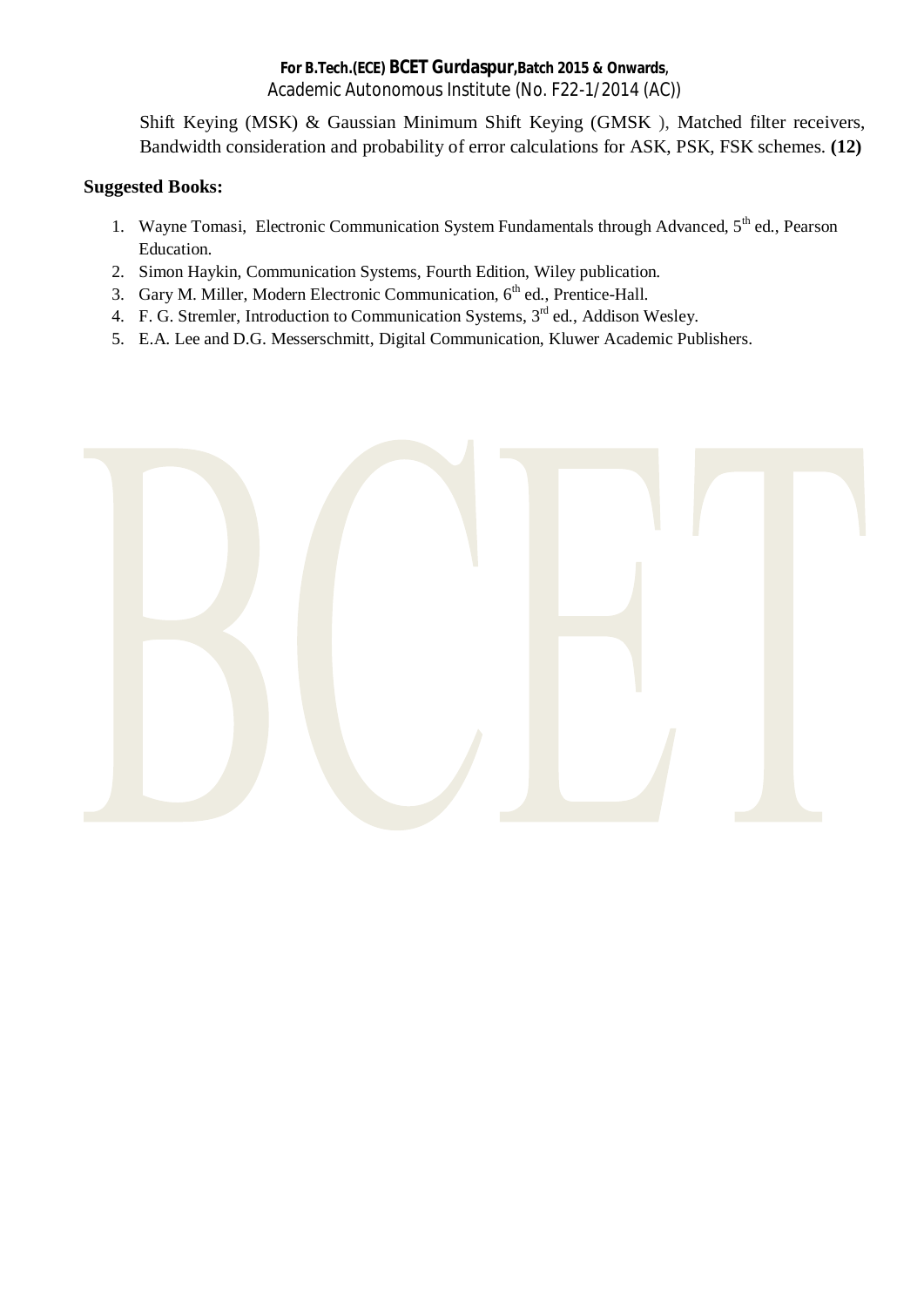Shift Keying (MSK) & Gaussian Minimum Shift Keying (GMSK ), Matched filter receivers, Bandwidth consideration and probability of error calculations for ASK, PSK, FSK schemes. **(12)**

**Suggested Books:**

1. Wayne Tomasi, Electronic Communication System Fundamentals through Advanced, 5th ed., Pearson Education.
2. Simon Haykin, Communication Systems, Fourth Edition, Wiley publication.
3. Gary M. Miller, Modern Electronic Communication, 6th ed., Prentice-Hall.
4. F. G. Stremler, Introduction to Communication Systems, 3rd ed., Addison Wesley.
5. E.A. Lee and D.G. Messerschmitt, Digital Communication, Kluwer Academic Publishers.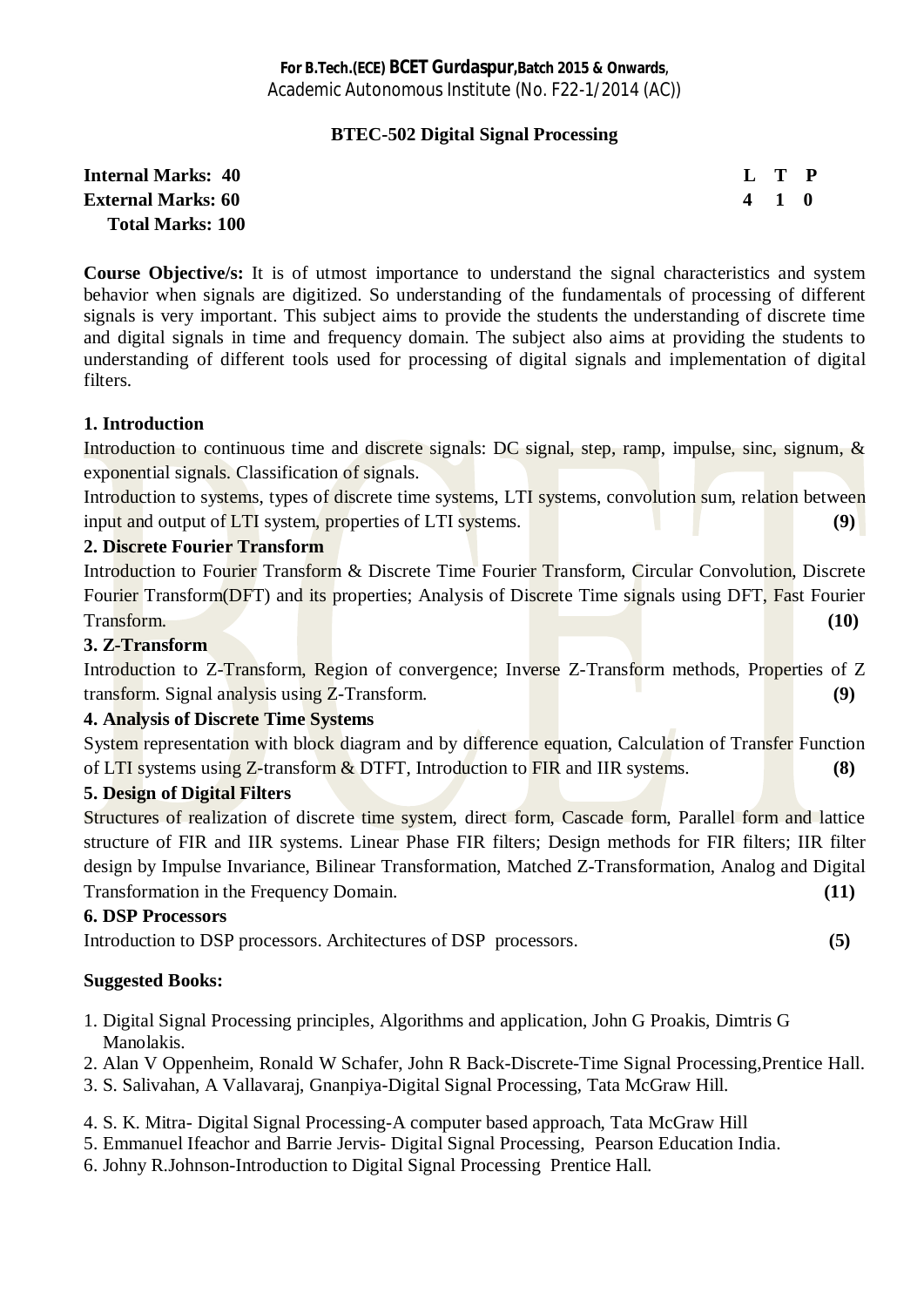For B.Tech.(ECE) **BCET Gurdaspur**, Batch 2015 & Onwards,
Academic Autonomous Institute (No. F22-1/2014 (AC))

## BTEC-502 Digital Signal Processing

| | | | |
|---|---|---|---|
| **Internal Marks: 40** | **L** | **T** | **P** |
| **External Marks: 60** | **4** | **1** | **0** |
| **Total Marks: 100** | | | |

**Course Objective/s:** It is of utmost importance to understand the signal characteristics and system behavior when signals are digitized. So understanding of the fundamentals of processing of different signals is very important. This subject aims to provide the students the understanding of discrete time and digital signals in time and frequency domain. The subject also aims at providing the students to understanding of different tools used for processing of digital signals and implementation of digital filters.

### 1. Introduction

Introduction to continuous time and discrete signals: DC signal, step, ramp, impulse, sinc, signum, & exponential signals. Classification of signals.
Introduction to systems, types of discrete time systems, LTI systems, convolution sum, relation between input and output of LTI system, properties of LTI systems. **(9)**

### 2. Discrete Fourier Transform

Introduction to Fourier Transform & Discrete Time Fourier Transform, Circular Convolution, Discrete Fourier Transform(DFT) and its properties; Analysis of Discrete Time signals using DFT, Fast Fourier Transform. **(10)**

### 3. Z-Transform

Introduction to Z-Transform, Region of convergence; Inverse Z-Transform methods, Properties of Z transform. Signal analysis using Z-Transform. **(9)**

### 4. Analysis of Discrete Time Systems

System representation with block diagram and by difference equation, Calculation of Transfer Function of LTI systems using Z-transform & DTFT, Introduction to FIR and IIR systems. **(8)**

### 5. Design of Digital Filters

Structures of realization of discrete time system, direct form, Cascade form, Parallel form and lattice structure of FIR and IIR systems. Linear Phase FIR filters; Design methods for FIR filters; IIR filter design by Impulse Invariance, Bilinear Transformation, Matched Z-Transformation, Analog and Digital Transformation in the Frequency Domain. **(11)**

### 6. DSP Processors

Introduction to DSP processors. Architectures of DSP processors. **(5)**

**Suggested Books:**

1. Digital Signal Processing principles, Algorithms and application, John G Proakis, Dimtris G Manolakis.
2. Alan V Oppenheim, Ronald W Schafer, John R Back-Discrete-Time Signal Processing,Prentice Hall.
3. S. Salivahan, A Vallavaraj, Gnanpiya-Digital Signal Processing, Tata McGraw Hill.
4. S. K. Mitra- Digital Signal Processing-A computer based approach, Tata McGraw Hill
5. Emmanuel Ifeachor and Barrie Jervis- Digital Signal Processing, Pearson Education India.
6. Johny R.Johnson-Introduction to Digital Signal Processing Prentice Hall.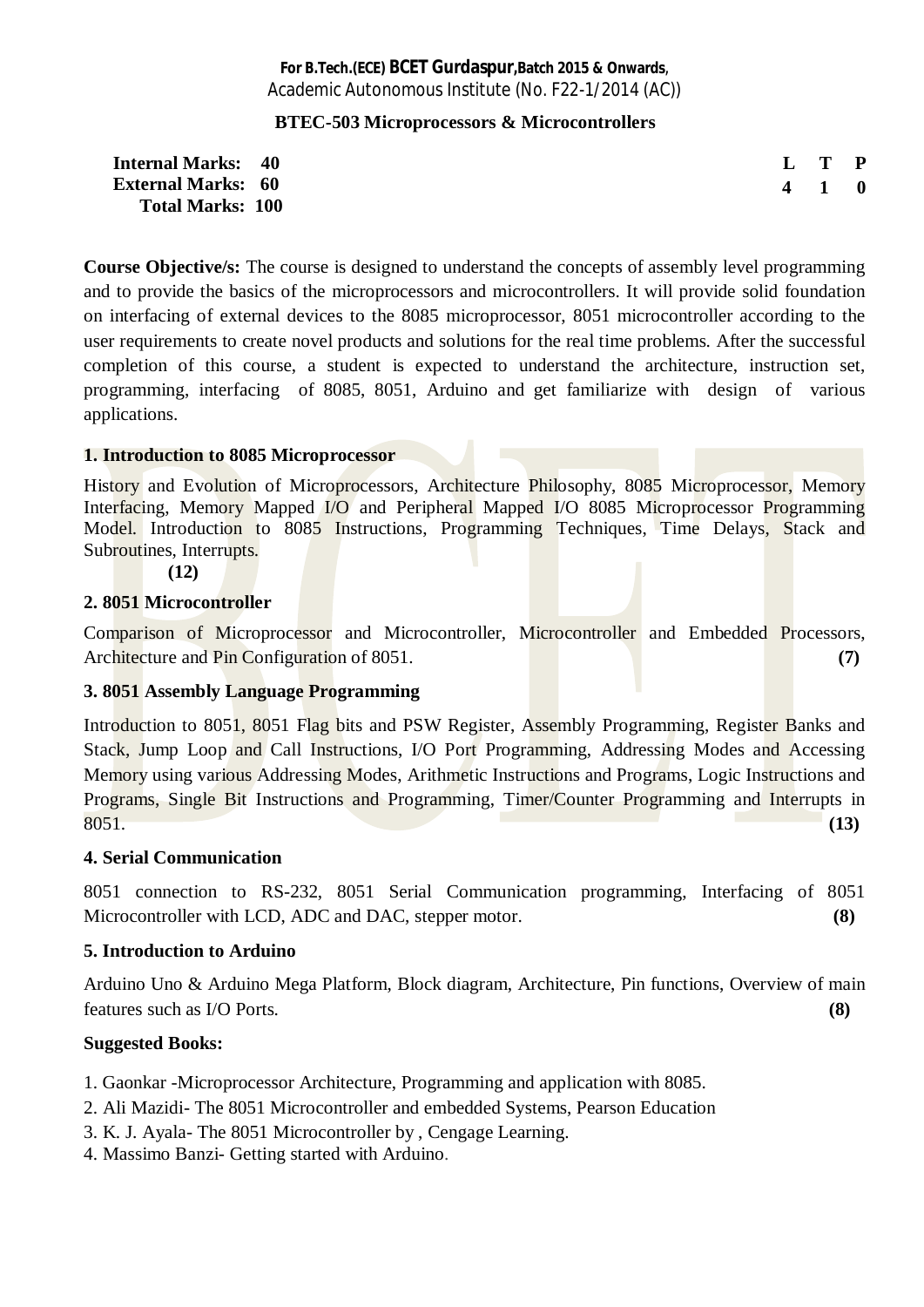For B.Tech.(ECE) **BCET Gurdaspur**, Batch 2015 & Onwards,
Academic Autonomous Institute (No. F22-1/2014 (AC))

## BTEC-503 Microprocessors & Microcontrollers

**Internal Marks: 40**
**External Marks: 60**
**Total Marks: 100**

| L | T | P |
|---|---|---|
| 4 | 1 | 0 |

**Course Objective/s:** The course is designed to understand the concepts of assembly level programming and to provide the basics of the microprocessors and microcontrollers. It will provide solid foundation on interfacing of external devices to the 8085 microprocessor, 8051 microcontroller according to the user requirements to create novel products and solutions for the real time problems. After the successful completion of this course, a student is expected to understand the architecture, instruction set, programming, interfacing of 8085, 8051, Arduino and get familiarize with design of various applications.

### 1. Introduction to 8085 Microprocessor

History and Evolution of Microprocessors, Architecture Philosophy, 8085 Microprocessor, Memory Interfacing, Memory Mapped I/O and Peripheral Mapped I/O 8085 Microprocessor Programming Model. Introduction to 8085 Instructions, Programming Techniques, Time Delays, Stack and Subroutines, Interrupts. **(12)**

### 2. 8051 Microcontroller

Comparison of Microprocessor and Microcontroller, Microcontroller and Embedded Processors, Architecture and Pin Configuration of 8051. **(7)**

### 3. 8051 Assembly Language Programming

Introduction to 8051, 8051 Flag bits and PSW Register, Assembly Programming, Register Banks and Stack, Jump Loop and Call Instructions, I/O Port Programming, Addressing Modes and Accessing Memory using various Addressing Modes, Arithmetic Instructions and Programs, Logic Instructions and Programs, Single Bit Instructions and Programming, Timer/Counter Programming and Interrupts in 8051. **(13)**

### 4. Serial Communication

8051 connection to RS-232, 8051 Serial Communication programming, Interfacing of 8051 Microcontroller with LCD, ADC and DAC, stepper motor. **(8)**

### 5. Introduction to Arduino

Arduino Uno & Arduino Mega Platform, Block diagram, Architecture, Pin functions, Overview of main features such as I/O Ports. **(8)**

### Suggested Books:

1. Gaonkar -Microprocessor Architecture, Programming and application with 8085.
2. Ali Mazidi- The 8051 Microcontroller and embedded Systems, Pearson Education
3. K. J. Ayala- The 8051 Microcontroller by , Cengage Learning.
4. Massimo Banzi- Getting started with Arduino.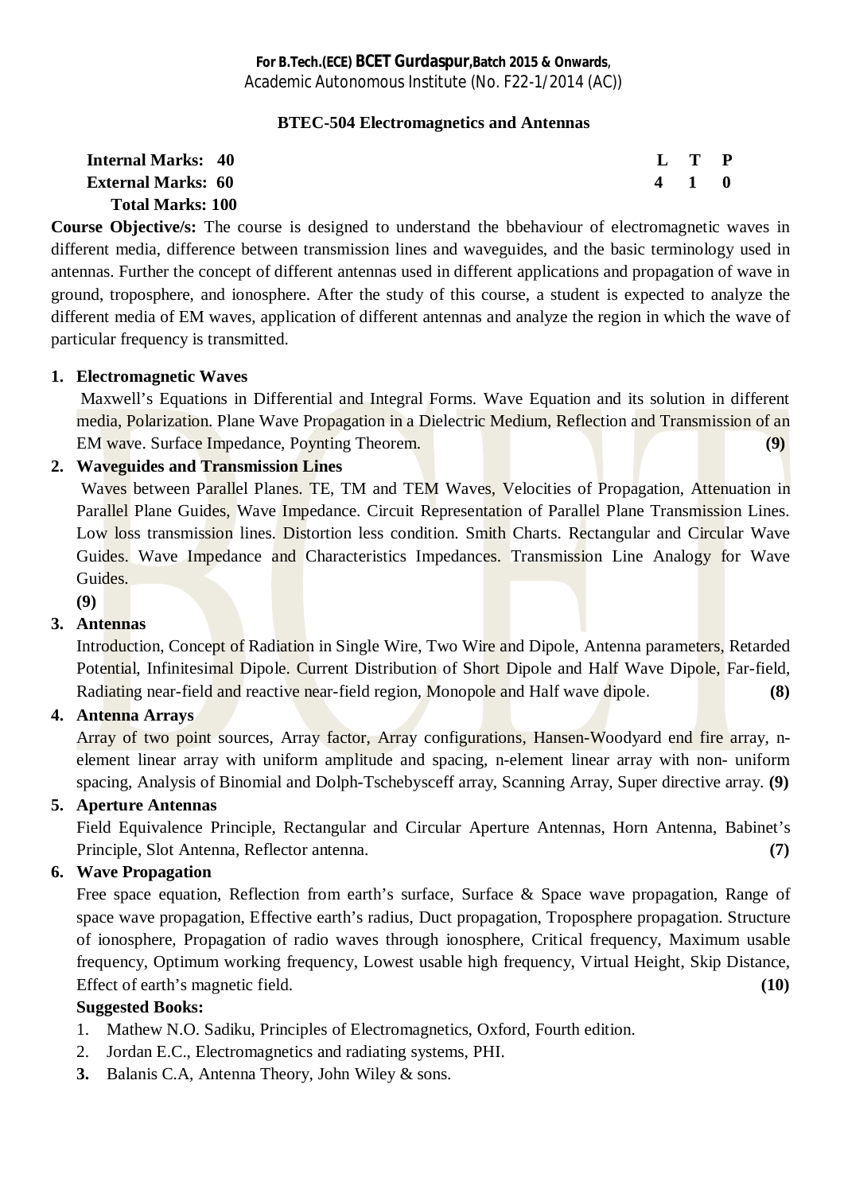For B.Tech.(ECE) **BCET Gurdaspur**, Batch 2015 & Onwards,
Academic Autonomous Institute (No. F22-1/2014 (AC))

## BTEC-504 Electromagnetics and Antennas

| | | | |
|---|---|---|---|
| **Internal Marks: 40** | **L** | **T** | **P** |
| **External Marks: 60** | **4** | **1** | **0** |
| **Total Marks: 100** | | | |

**Course Objective/s:** The course is designed to understand the bbehaviour of electromagnetic waves in different media, difference between transmission lines and waveguides, and the basic terminology used in antennas. Further the concept of different antennas used in different applications and propagation of wave in ground, troposphere, and ionosphere. After the study of this course, a student is expected to analyze the different media of EM waves, application of different antennas and analyze the region in which the wave of particular frequency is transmitted.

1. **Electromagnetic Waves**
   Maxwell's Equations in Differential and Integral Forms. Wave Equation and its solution in different media, Polarization. Plane Wave Propagation in a Dielectric Medium, Reflection and Transmission of an EM wave. Surface Impedance, Poynting Theorem. **(9)**

2. **Waveguides and Transmission Lines**
   Waves between Parallel Planes. TE, TM and TEM Waves, Velocities of Propagation, Attenuation in Parallel Plane Guides, Wave Impedance. Circuit Representation of Parallel Plane Transmission Lines. Low loss transmission lines. Distortion less condition. Smith Charts. Rectangular and Circular Wave Guides. Wave Impedance and Characteristics Impedances. Transmission Line Analogy for Wave Guides.
   **(9)**

3. **Antennas**
   Introduction, Concept of Radiation in Single Wire, Two Wire and Dipole, Antenna parameters, Retarded Potential, Infinitesimal Dipole. Current Distribution of Short Dipole and Half Wave Dipole, Far-field, Radiating near-field and reactive near-field region, Monopole and Half wave dipole. **(8)**

4. **Antenna Arrays**
   Array of two point sources, Array factor, Array configurations, Hansen-Woodyard end fire array, n-element linear array with uniform amplitude and spacing, n-element linear array with non- uniform spacing, Analysis of Binomial and Dolph-Tschebysceff array, Scanning Array, Super directive array. **(9)**

5. **Aperture Antennas**
   Field Equivalence Principle, Rectangular and Circular Aperture Antennas, Horn Antenna, Babinet's Principle, Slot Antenna, Reflector antenna. **(7)**

6. **Wave Propagation**
   Free space equation, Reflection from earth's surface, Surface & Space wave propagation, Range of space wave propagation, Effective earth's radius, Duct propagation, Troposphere propagation. Structure of ionosphere, Propagation of radio waves through ionosphere, Critical frequency, Maximum usable frequency, Optimum working frequency, Lowest usable high frequency, Virtual Height, Skip Distance, Effect of earth's magnetic field. **(10)**

**Suggested Books:**

1. Mathew N.O. Sadiku, Principles of Electromagnetics, Oxford, Fourth edition.
2. Jordan E.C., Electromagnetics and radiating systems, PHI.
3. Balanis C.A, Antenna Theory, John Wiley & sons.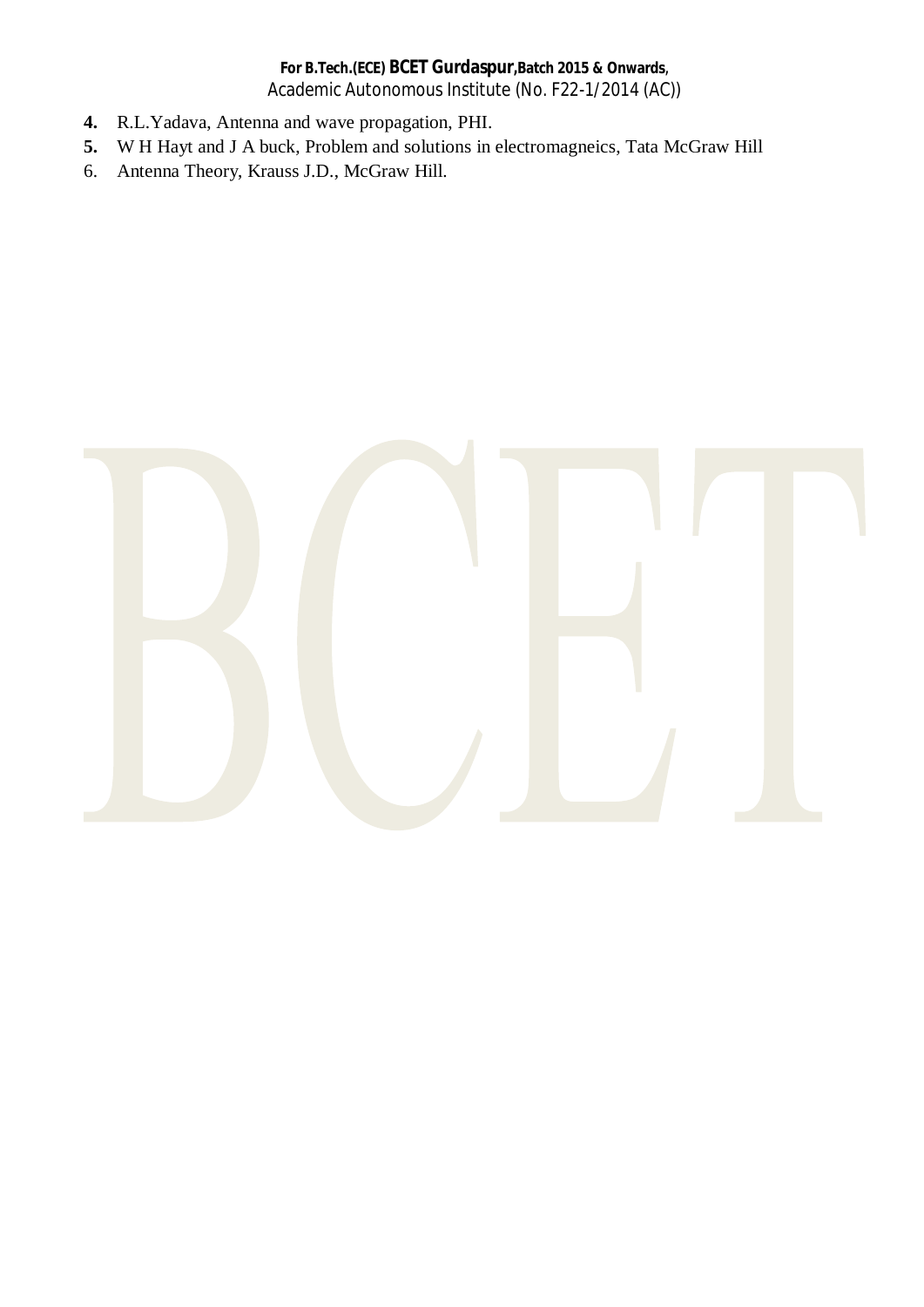4. R.L.Yadava, Antenna and wave propagation, PHI.
5. W H Hayt and J A buck, Problem and solutions in electromagneics, Tata McGraw Hill
6. Antenna Theory, Krauss J.D., McGraw Hill.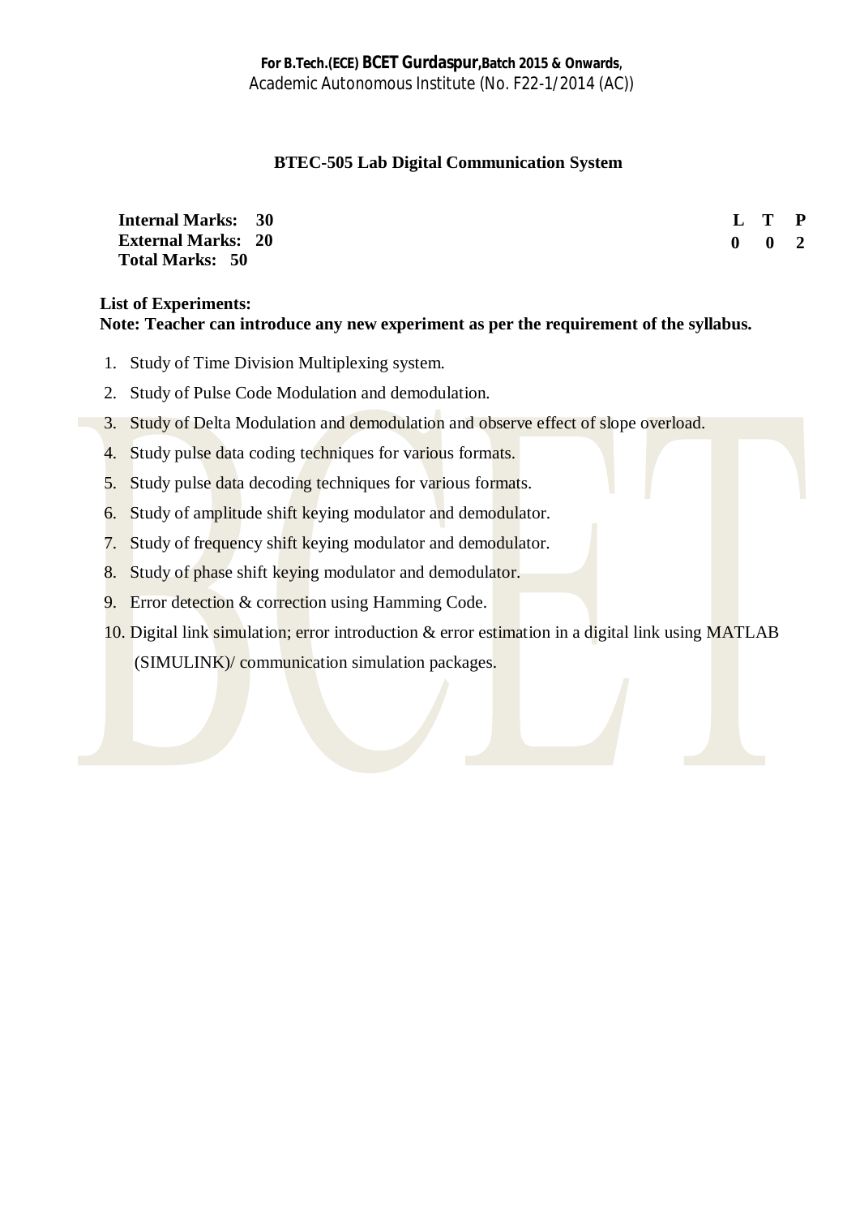## BTEC-505 Lab Digital Communication System

**Internal Marks: 30**
**External Marks: 20**
**Total Marks: 50**

| L | T | P |
|---|---|---|
| 0 | 0 | 2 |

**List of Experiments:**

**Note: Teacher can introduce any new experiment as per the requirement of the syllabus.**

1. Study of Time Division Multiplexing system.
2. Study of Pulse Code Modulation and demodulation.
3. Study of Delta Modulation and demodulation and observe effect of slope overload.
4. Study pulse data coding techniques for various formats.
5. Study pulse data decoding techniques for various formats.
6. Study of amplitude shift keying modulator and demodulator.
7. Study of frequency shift keying modulator and demodulator.
8. Study of phase shift keying modulator and demodulator.
9. Error detection & correction using Hamming Code.
10. Digital link simulation; error introduction & error estimation in a digital link using MATLAB (SIMULINK)/ communication simulation packages.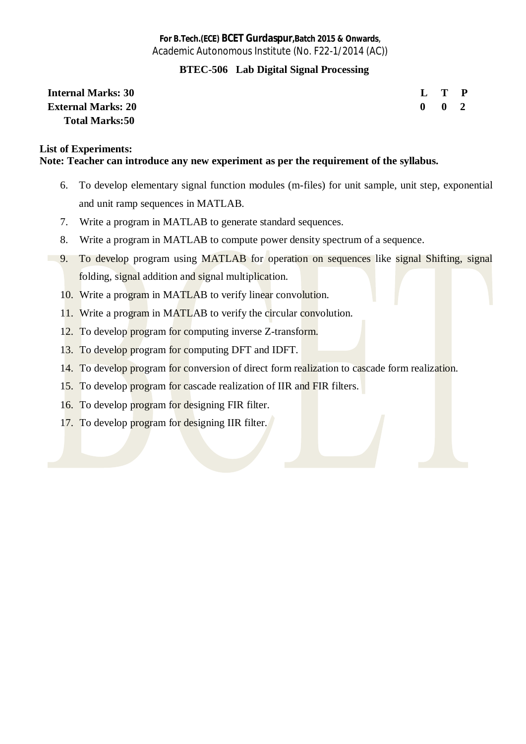### BTEC-506 Lab Digital Signal Processing

| | | | | |
|---|---|---|---|---|
| **Internal Marks: 30** | | **L** | **T** | **P** |
| **External Marks: 20** | | **0** | **0** | **2** |
| **Total Marks:50** | | | | |

**List of Experiments:**

**Note: Teacher can introduce any new experiment as per the requirement of the syllabus.**

6. To develop elementary signal function modules (m-files) for unit sample, unit step, exponential and unit ramp sequences in MATLAB.
7. Write a program in MATLAB to generate standard sequences.
8. Write a program in MATLAB to compute power density spectrum of a sequence.
9. To develop program using MATLAB for operation on sequences like signal Shifting, signal folding, signal addition and signal multiplication.
10. Write a program in MATLAB to verify linear convolution.
11. Write a program in MATLAB to verify the circular convolution.
12. To develop program for computing inverse Z-transform.
13. To develop program for computing DFT and IDFT.
14. To develop program for conversion of direct form realization to cascade form realization.
15. To develop program for cascade realization of IIR and FIR filters.
16. To develop program for designing FIR filter.
17. To develop program for designing IIR filter.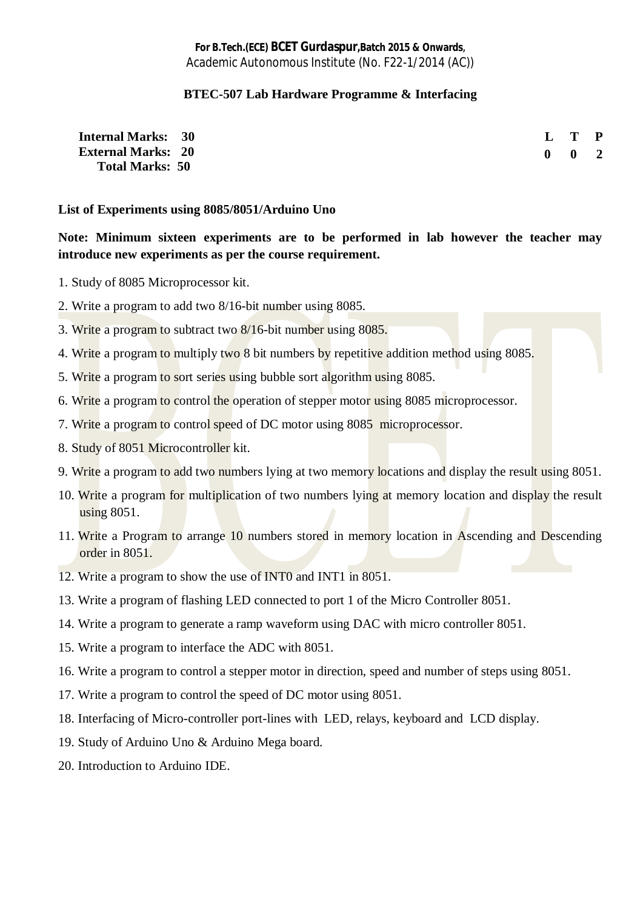## BTEC-507 Lab Hardware Programme & Interfacing

**Internal Marks: 30**
**External Marks: 20**
**Total Marks: 50**

| L | T | P |
|---|---|---|
| 0 | 0 | 2 |

**List of Experiments using 8085/8051/Arduino Uno**

**Note: Minimum sixteen experiments are to be performed in lab however the teacher may introduce new experiments as per the course requirement.**

1. Study of 8085 Microprocessor kit.
2. Write a program to add two 8/16-bit number using 8085.
3. Write a program to subtract two 8/16-bit number using 8085.
4. Write a program to multiply two 8 bit numbers by repetitive addition method using 8085.
5. Write a program to sort series using bubble sort algorithm using 8085.
6. Write a program to control the operation of stepper motor using 8085 microprocessor.
7. Write a program to control speed of DC motor using 8085 microprocessor.
8. Study of 8051 Microcontroller kit.
9. Write a program to add two numbers lying at two memory locations and display the result using 8051.
10. Write a program for multiplication of two numbers lying at memory location and display the result using 8051.
11. Write a Program to arrange 10 numbers stored in memory location in Ascending and Descending order in 8051.
12. Write a program to show the use of INT0 and INT1 in 8051.
13. Write a program of flashing LED connected to port 1 of the Micro Controller 8051.
14. Write a program to generate a ramp waveform using DAC with micro controller 8051.
15. Write a program to interface the ADC with 8051.
16. Write a program to control a stepper motor in direction, speed and number of steps using 8051.
17. Write a program to control the speed of DC motor using 8051.
18. Interfacing of Micro-controller port-lines with LED, relays, keyboard and LCD display.
19. Study of Arduino Uno & Arduino Mega board.
20. Introduction to Arduino IDE.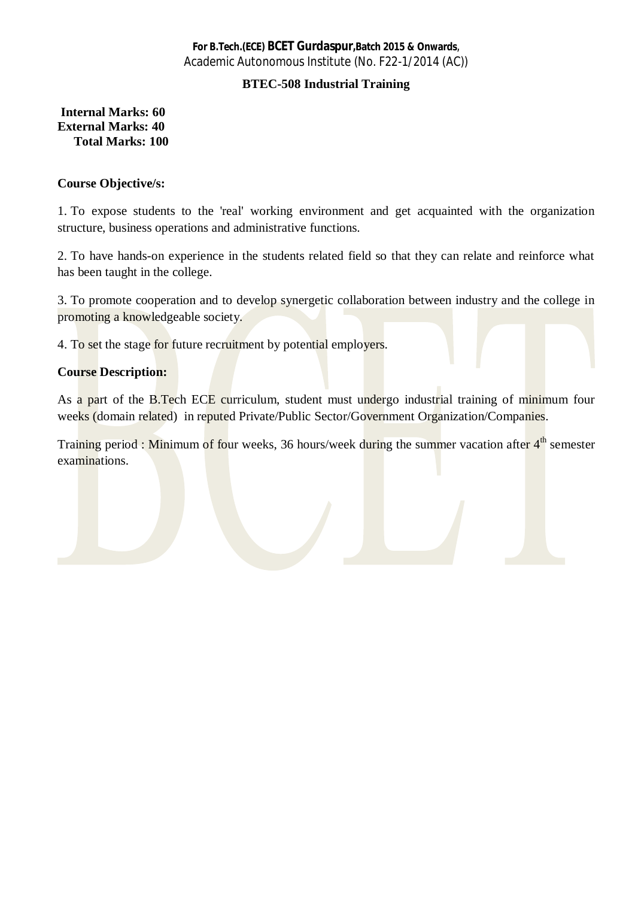## BTEC-508 Industrial Training

**Internal Marks: 60**
**External Marks: 40**
**Total Marks: 100**

**Course Objective/s:**

1. To expose students to the 'real' working environment and get acquainted with the organization structure, business operations and administrative functions.

2. To have hands-on experience in the students related field so that they can relate and reinforce what has been taught in the college.

3. To promote cooperation and to develop synergetic collaboration between industry and the college in promoting a knowledgeable society.

4. To set the stage for future recruitment by potential employers.

**Course Description:**

As a part of the B.Tech ECE curriculum, student must undergo industrial training of minimum four weeks (domain related) in reputed Private/Public Sector/Government Organization/Companies.

Training period : Minimum of four weeks, 36 hours/week during the summer vacation after $4^{th}$ semester examinations.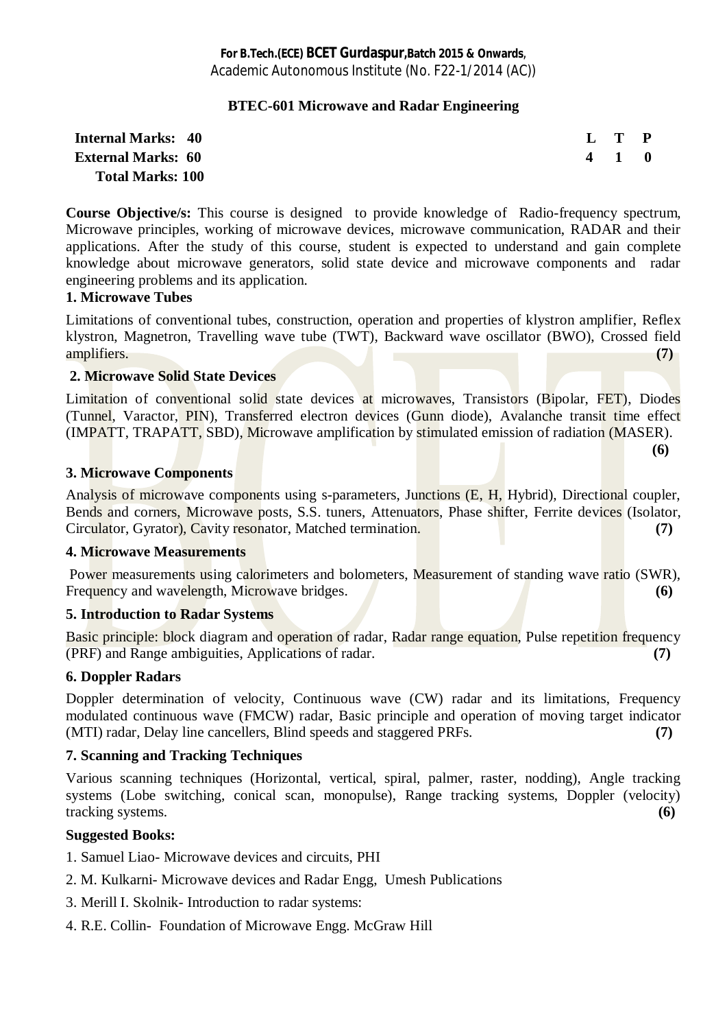For B.Tech.(ECE) **BCET Gurdaspur**,**Batch 2015 & Onwards**,
Academic Autonomous Institute (No. F22-1/2014 (AC))

## BTEC-601 Microwave and Radar Engineering

| | | | |
|---|---|---|---|
| **Internal Marks: 40** | **L** | **T** | **P** |
| **External Marks: 60** | **4** | **1** | **0** |
| **Total Marks: 100** | | | |

**Course Objective/s:** This course is designed to provide knowledge of Radio-frequency spectrum, Microwave principles, working of microwave devices, microwave communication, RADAR and their applications. After the study of this course, student is expected to understand and gain complete knowledge about microwave generators, solid state device and microwave components and radar engineering problems and its application.

### 1. Microwave Tubes

Limitations of conventional tubes, construction, operation and properties of klystron amplifier, Reflex klystron, Magnetron, Travelling wave tube (TWT), Backward wave oscillator (BWO), Crossed field amplifiers. **(7)**

### 2. Microwave Solid State Devices

Limitation of conventional solid state devices at microwaves, Transistors (Bipolar, FET), Diodes (Tunnel, Varactor, PIN), Transferred electron devices (Gunn diode), Avalanche transit time effect (IMPATT, TRAPATT, SBD), Microwave amplification by stimulated emission of radiation (MASER). **(6)**

### 3. Microwave Components

Analysis of microwave components using s-parameters, Junctions (E, H, Hybrid), Directional coupler, Bends and corners, Microwave posts, S.S. tuners, Attenuators, Phase shifter, Ferrite devices (Isolator, Circulator, Gyrator), Cavity resonator, Matched termination. **(7)**

### 4. Microwave Measurements

Power measurements using calorimeters and bolometers, Measurement of standing wave ratio (SWR), Frequency and wavelength, Microwave bridges. **(6)**

### 5. Introduction to Radar Systems

Basic principle: block diagram and operation of radar, Radar range equation, Pulse repetition frequency (PRF) and Range ambiguities, Applications of radar. **(7)**

### 6. Doppler Radars

Doppler determination of velocity, Continuous wave (CW) radar and its limitations, Frequency modulated continuous wave (FMCW) radar, Basic principle and operation of moving target indicator (MTI) radar, Delay line cancellers, Blind speeds and staggered PRFs. **(7)**

### 7. Scanning and Tracking Techniques

Various scanning techniques (Horizontal, vertical, spiral, palmer, raster, nodding), Angle tracking systems (Lobe switching, conical scan, monopulse), Range tracking systems, Doppler (velocity) tracking systems. **(6)**

### Suggested Books:

1. Samuel Liao- Microwave devices and circuits, PHI
2. M. Kulkarni- Microwave devices and Radar Engg, Umesh Publications
3. Merill I. Skolnik- Introduction to radar systems:
4. R.E. Collin- Foundation of Microwave Engg. McGraw Hill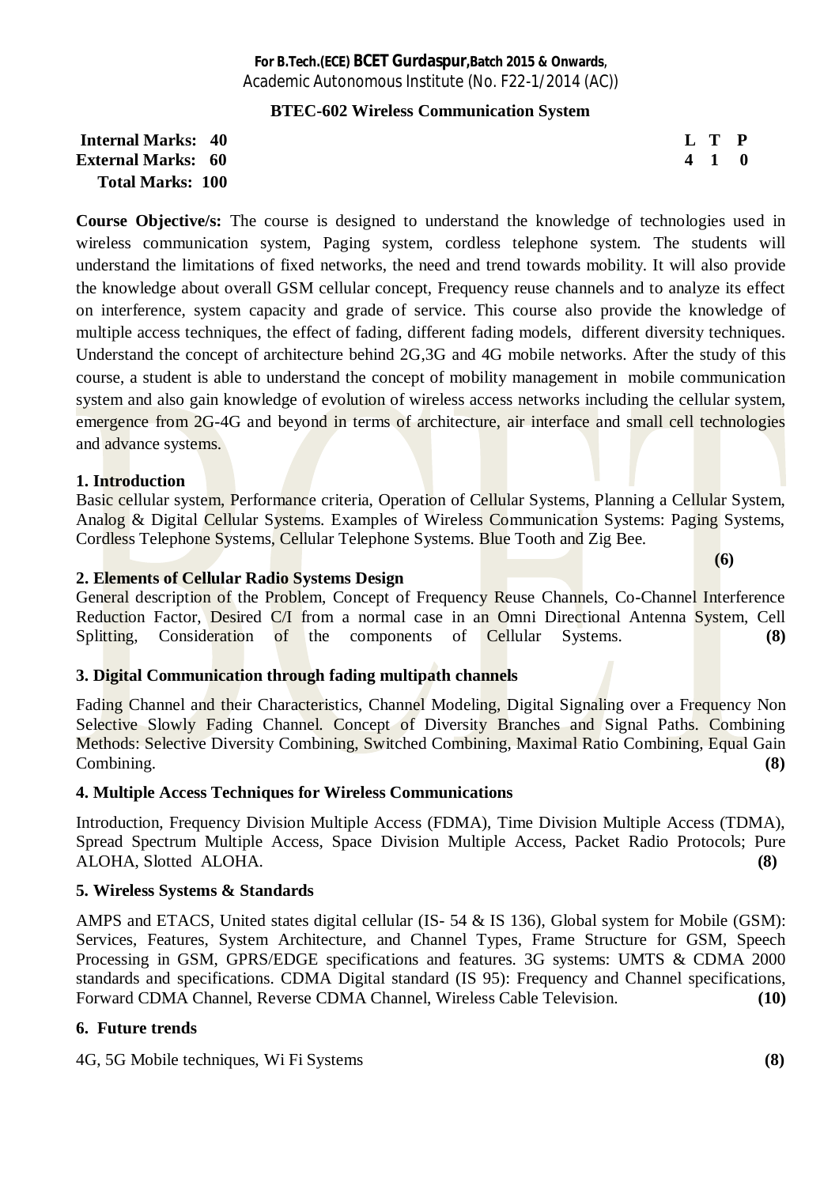For B.Tech.(ECE) **BCET Gurdaspur**,Batch 2015 & Onwards,
Academic Autonomous Institute (No. F22-1/2014 (AC))

**BTEC-602 Wireless Communication System**

| | | |
|---|---|---|
| **Internal Marks: 40** | | **L T P** |
| **External Marks: 60** | | **4 1 0** |
| **Total Marks: 100** | | |

**Course Objective/s:** The course is designed to understand the knowledge of technologies used in wireless communication system, Paging system, cordless telephone system. The students will understand the limitations of fixed networks, the need and trend towards mobility. It will also provide the knowledge about overall GSM cellular concept, Frequency reuse channels and to analyze its effect on interference, system capacity and grade of service. This course also provide the knowledge of multiple access techniques, the effect of fading, different fading models, different diversity techniques. Understand the concept of architecture behind 2G,3G and 4G mobile networks. After the study of this course, a student is able to understand the concept of mobility management in mobile communication system and also gain knowledge of evolution of wireless access networks including the cellular system, emergence from 2G-4G and beyond in terms of architecture, air interface and small cell technologies and advance systems.

**1. Introduction**

Basic cellular system, Performance criteria, Operation of Cellular Systems, Planning a Cellular System, Analog & Digital Cellular Systems. Examples of Wireless Communication Systems: Paging Systems, Cordless Telephone Systems, Cellular Telephone Systems. Blue Tooth and Zig Bee. **(6)**

**2. Elements of Cellular Radio Systems Design**

General description of the Problem, Concept of Frequency Reuse Channels, Co-Channel Interference Reduction Factor, Desired C/I from a normal case in an Omni Directional Antenna System, Cell Splitting, Consideration of the components of Cellular Systems. **(8)**

**3. Digital Communication through fading multipath channels**

Fading Channel and their Characteristics, Channel Modeling, Digital Signaling over a Frequency Non Selective Slowly Fading Channel. Concept of Diversity Branches and Signal Paths. Combining Methods: Selective Diversity Combining, Switched Combining, Maximal Ratio Combining, Equal Gain Combining. **(8)**

**4. Multiple Access Techniques for Wireless Communications**

Introduction, Frequency Division Multiple Access (FDMA), Time Division Multiple Access (TDMA), Spread Spectrum Multiple Access, Space Division Multiple Access, Packet Radio Protocols; Pure ALOHA, Slotted ALOHA. **(8)**

**5. Wireless Systems & Standards**

AMPS and ETACS, United states digital cellular (IS- 54 & IS 136), Global system for Mobile (GSM): Services, Features, System Architecture, and Channel Types, Frame Structure for GSM, Speech Processing in GSM, GPRS/EDGE specifications and features. 3G systems: UMTS & CDMA 2000 standards and specifications. CDMA Digital standard (IS 95): Frequency and Channel specifications, Forward CDMA Channel, Reverse CDMA Channel, Wireless Cable Television. **(10)**

**6. Future trends**

4G, 5G Mobile techniques, Wi Fi Systems **(8)**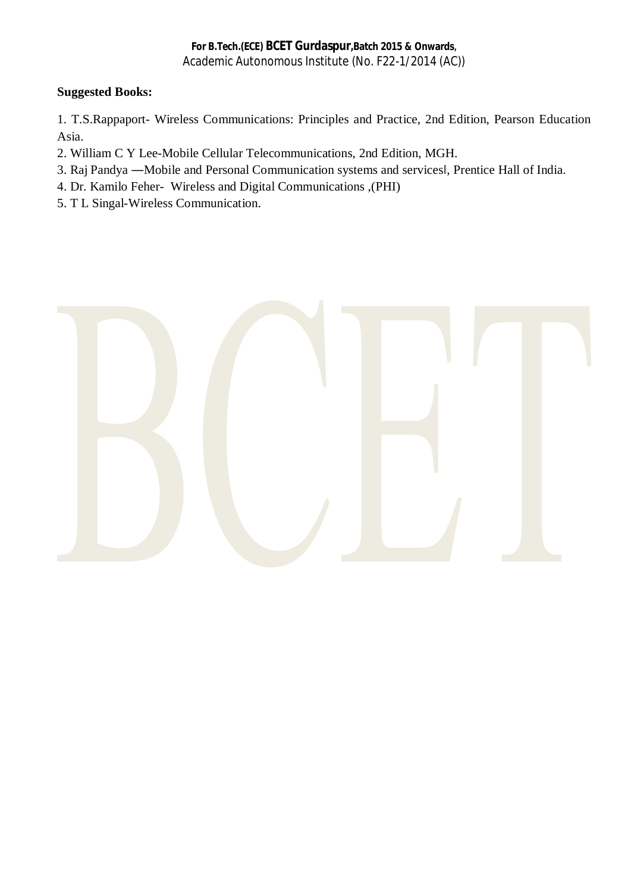**Suggested Books:**

1. T.S.Rappaport- Wireless Communications: Principles and Practice, 2nd Edition, Pearson Education Asia.
2. William C Y Lee-Mobile Cellular Telecommunications, 2nd Edition, MGH.
3. Raj Pandya ―Mobile and Personal Communication systems and services‖, Prentice Hall of India.
4. Dr. Kamilo Feher- Wireless and Digital Communications ,(PHI)
5. T L Singal-Wireless Communication.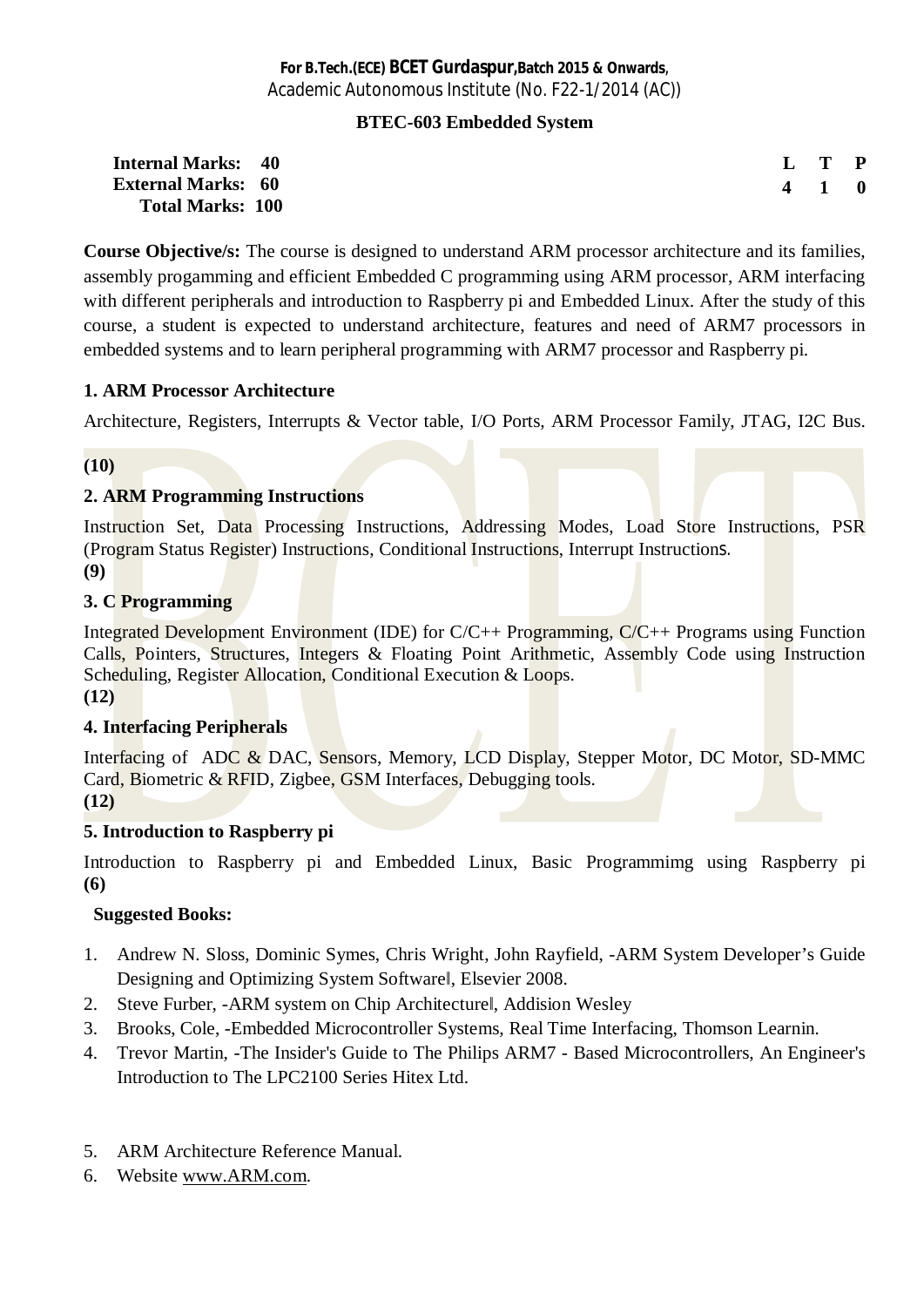**For B.Tech.(ECE) BCET Gurdaspur, Batch 2015 & Onwards,**
Academic Autonomous Institute (No. F22-1/2014 (AC))

## BTEC-603 Embedded System

| | | | |
|---|---|---|---|
| **Internal Marks: 40** | **L** | **T** | **P** |
| **External Marks: 60** | **4** | **1** | **0** |
| **Total Marks: 100** | | | |

**Course Objective/s:** The course is designed to understand ARM processor architecture and its families, assembly progamming and efficient Embedded C programming using ARM processor, ARM interfacing with different peripherals and introduction to Raspberry pi and Embedded Linux. After the study of this course, a student is expected to understand architecture, features and need of ARM7 processors in embedded systems and to learn peripheral programming with ARM7 processor and Raspberry pi.

### 1. ARM Processor Architecture

Architecture, Registers, Interrupts & Vector table, I/O Ports, ARM Processor Family, JTAG, I2C Bus.

**(10)**

### 2. ARM Programming Instructions

Instruction Set, Data Processing Instructions, Addressing Modes, Load Store Instructions, PSR (Program Status Register) Instructions, Conditional Instructions, Interrupt Instructions.
**(9)**

### 3. C Programming

Integrated Development Environment (IDE) for C/C++ Programming, C/C++ Programs using Function Calls, Pointers, Structures, Integers & Floating Point Arithmetic, Assembly Code using Instruction Scheduling, Register Allocation, Conditional Execution & Loops.
**(12)**

### 4. Interfacing Peripherals

Interfacing of ADC & DAC, Sensors, Memory, LCD Display, Stepper Motor, DC Motor, SD-MMC Card, Biometric & RFID, Zigbee, GSM Interfaces, Debugging tools.
**(12)**

### 5. Introduction to Raspberry pi

Introduction to Raspberry pi and Embedded Linux, Basic Programmimg using Raspberry pi **(6)**

**Suggested Books:**

1. Andrew N. Sloss, Dominic Symes, Chris Wright, John Rayfield, -ARM System Developer's Guide Designing and Optimizing System Software‖, Elsevier 2008.
2. Steve Furber, -ARM system on Chip Architecture‖, Addision Wesley
3. Brooks, Cole, -Embedded Microcontroller Systems, Real Time Interfacing, Thomson Learnin.
4. Trevor Martin, -The Insider's Guide to The Philips ARM7 - Based Microcontrollers, An Engineer's Introduction to The LPC2100 Series Hitex Ltd.
5. ARM Architecture Reference Manual.
6. Website www.ARM.com.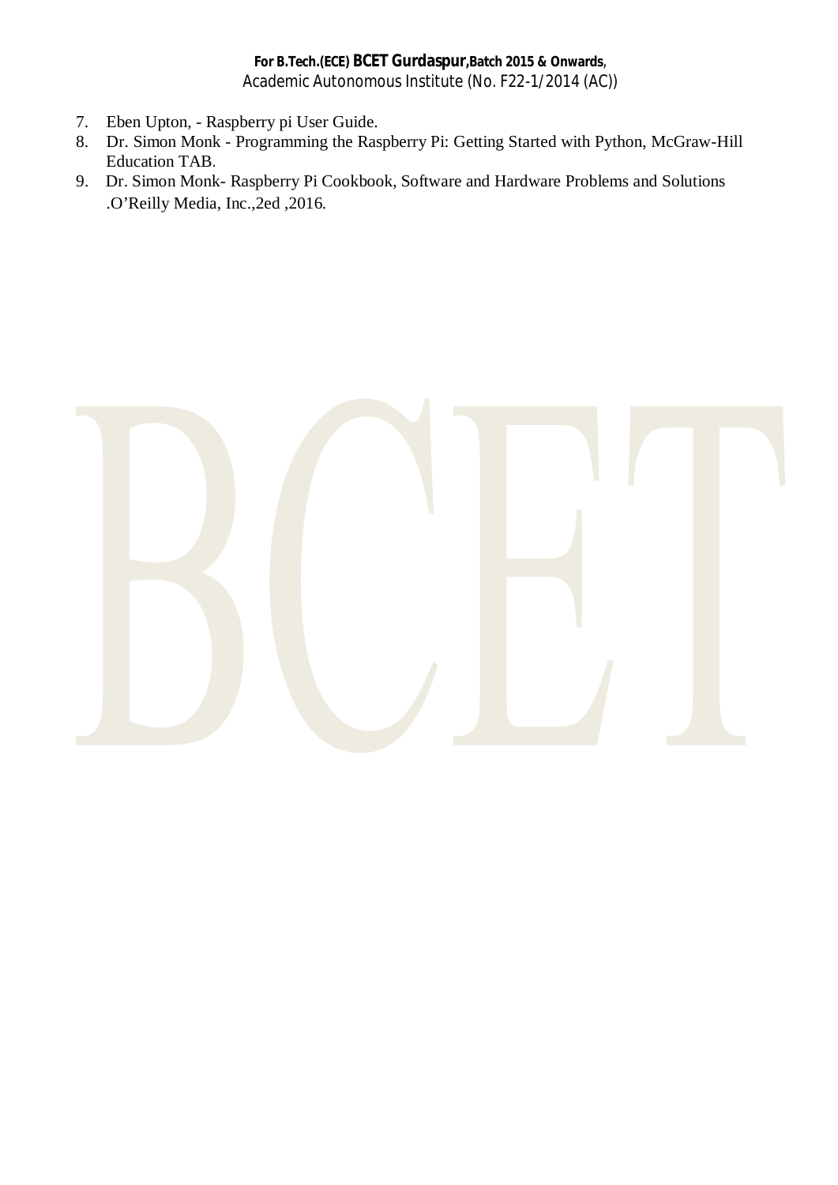7. Eben Upton, - Raspberry pi User Guide.
8. Dr. Simon Monk - Programming the Raspberry Pi: Getting Started with Python, McGraw-Hill Education TAB.
9. Dr. Simon Monk- Raspberry Pi Cookbook, Software and Hardware Problems and Solutions .O'Reilly Media, Inc.,2ed ,2016.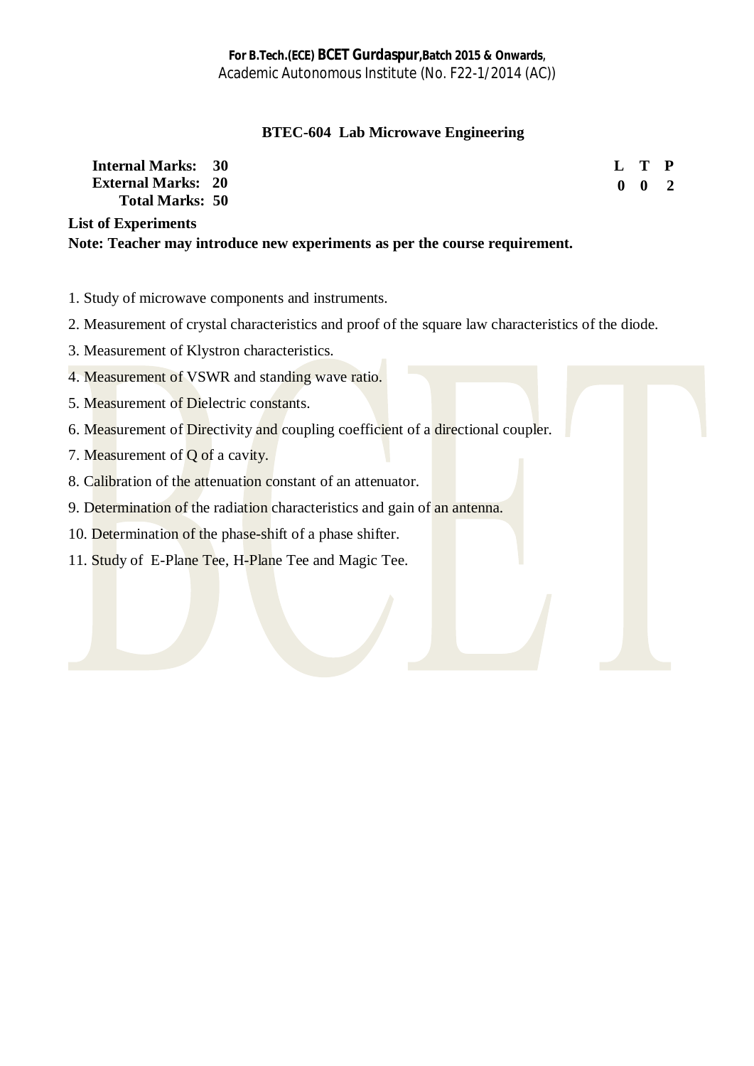## BTEC-604 Lab Microwave Engineering

| | | |
|---|---|---|
| **Internal Marks: 30** | | **L T P** |
| **External Marks: 20** | | **0 0 2** |
| **Total Marks: 50** | | |

**List of Experiments**

**Note: Teacher may introduce new experiments as per the course requirement.**

1. Study of microwave components and instruments.
2. Measurement of crystal characteristics and proof of the square law characteristics of the diode.
3. Measurement of Klystron characteristics.
4. Measurement of VSWR and standing wave ratio.
5. Measurement of Dielectric constants.
6. Measurement of Directivity and coupling coefficient of a directional coupler.
7. Measurement of Q of a cavity.
8. Calibration of the attenuation constant of an attenuator.
9. Determination of the radiation characteristics and gain of an antenna.
10. Determination of the phase-shift of a phase shifter.
11. Study of E-Plane Tee, H-Plane Tee and Magic Tee.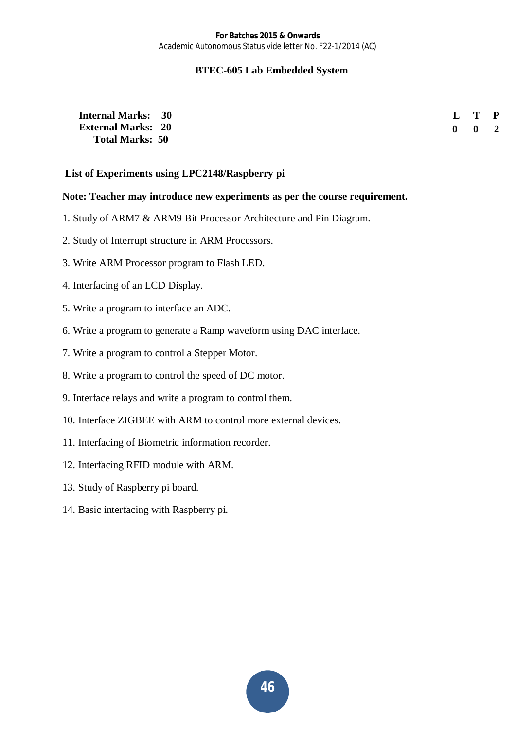For Batches 2015 & Onwards
Academic Autonomous Status vide letter No. F22-1/2014 (AC)

## BTEC-605 Lab Embedded System

| | | | | | |
|---|---|---|---|---|---|
| **Internal Marks:** | **30** | | **L** | **T** | **P** |
| **External Marks:** | **20** | | **0** | **0** | **2** |
| **Total Marks:** | **50** | | | | |

**List of Experiments using LPC2148/Raspberry pi**

**Note: Teacher may introduce new experiments as per the course requirement.**

1. Study of ARM7 & ARM9 Bit Processor Architecture and Pin Diagram.
2. Study of Interrupt structure in ARM Processors.
3. Write ARM Processor program to Flash LED.
4. Interfacing of an LCD Display.
5. Write a program to interface an ADC.
6. Write a program to generate a Ramp waveform using DAC interface.
7. Write a program to control a Stepper Motor.
8. Write a program to control the speed of DC motor.
9. Interface relays and write a program to control them.
10. Interface ZIGBEE with ARM to control more external devices.
11. Interfacing of Biometric information recorder.
12. Interfacing RFID module with ARM.
13. Study of Raspberry pi board.
14. Basic interfacing with Raspberry pi.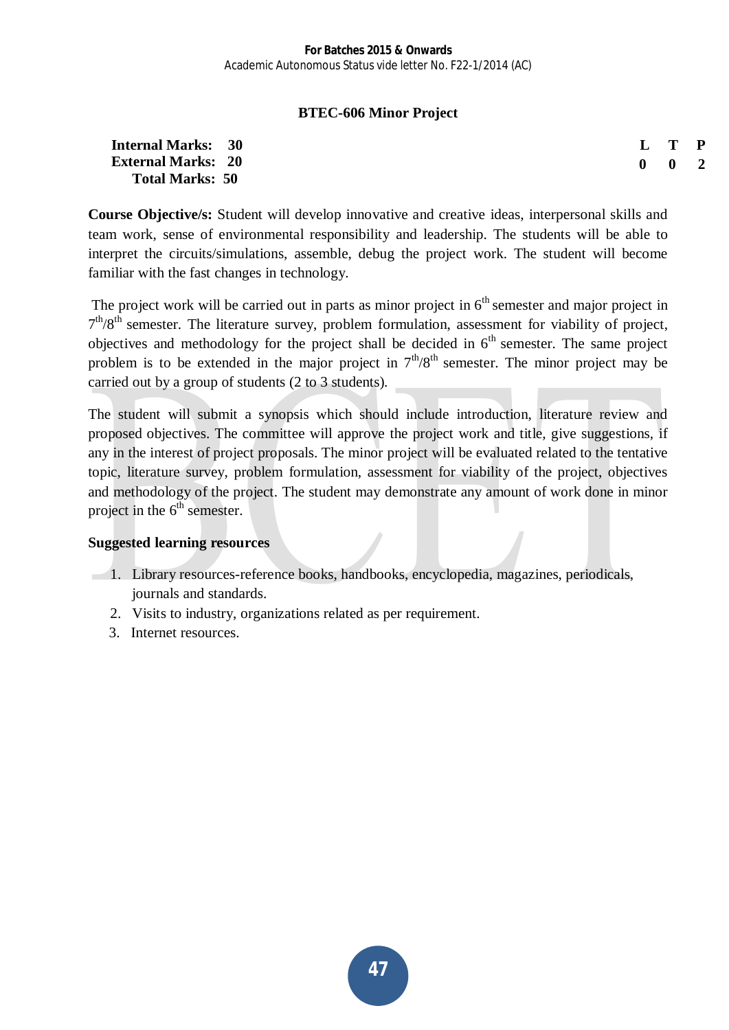## BTEC-606 Minor Project

| | | | | |
|---|---|---|---|---|
| **Internal Marks:** | **30** | **L** | **T** | **P** |
| **External Marks:** | **20** | **0** | **0** | **2** |
| **Total Marks:** | **50** | | | |

**Course Objective/s:** Student will develop innovative and creative ideas, interpersonal skills and team work, sense of environmental responsibility and leadership. The students will be able to interpret the circuits/simulations, assemble, debug the project work. The student will become familiar with the fast changes in technology.

The project work will be carried out in parts as minor project in 6$^{th}$ semester and major project in 7$^{th}$/8$^{th}$ semester. The literature survey, problem formulation, assessment for viability of project, objectives and methodology for the project shall be decided in 6$^{th}$ semester. The same project problem is to be extended in the major project in 7$^{th}$/8$^{th}$ semester. The minor project may be carried out by a group of students (2 to 3 students).

The student will submit a synopsis which should include introduction, literature review and proposed objectives. The committee will approve the project work and title, give suggestions, if any in the interest of project proposals. The minor project will be evaluated related to the tentative topic, literature survey, problem formulation, assessment for viability of the project, objectives and methodology of the project. The student may demonstrate any amount of work done in minor project in the 6$^{th}$ semester.

**Suggested learning resources**

1. Library resources-reference books, handbooks, encyclopedia, magazines, periodicals, journals and standards.
2. Visits to industry, organizations related as per requirement.
3. Internet resources.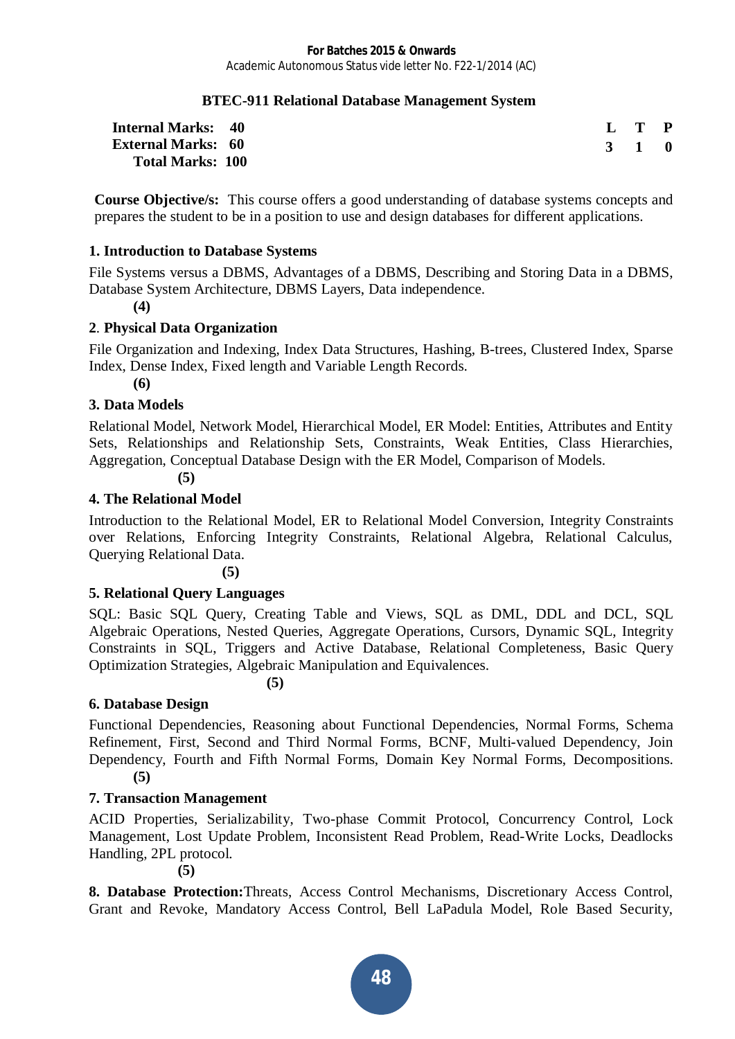## BTEC-911 Relational Database Management System

| | | | | |
|---|---|---|---|---|
| **Internal Marks:** | **40** | **L** | **T** | **P** |
| **External Marks:** | **60** | **3** | **1** | **0** |
| **Total Marks:** | **100** | | | |

**Course Objective/s:** This course offers a good understanding of database systems concepts and prepares the student to be in a position to use and design databases for different applications.

### 1. Introduction to Database Systems

File Systems versus a DBMS, Advantages of a DBMS, Describing and Storing Data in a DBMS, Database System Architecture, DBMS Layers, Data independence.

**(4)**

### 2. Physical Data Organization

File Organization and Indexing, Index Data Structures, Hashing, B-trees, Clustered Index, Sparse Index, Dense Index, Fixed length and Variable Length Records.

**(6)**

### 3. Data Models

Relational Model, Network Model, Hierarchical Model, ER Model: Entities, Attributes and Entity Sets, Relationships and Relationship Sets, Constraints, Weak Entities, Class Hierarchies, Aggregation, Conceptual Database Design with the ER Model, Comparison of Models.

**(5)**

### 4. The Relational Model

Introduction to the Relational Model, ER to Relational Model Conversion, Integrity Constraints over Relations, Enforcing Integrity Constraints, Relational Algebra, Relational Calculus, Querying Relational Data.

**(5)**

### 5. Relational Query Languages

SQL: Basic SQL Query, Creating Table and Views, SQL as DML, DDL and DCL, SQL Algebraic Operations, Nested Queries, Aggregate Operations, Cursors, Dynamic SQL, Integrity Constraints in SQL, Triggers and Active Database, Relational Completeness, Basic Query Optimization Strategies, Algebraic Manipulation and Equivalences.

**(5)**

### 6. Database Design

Functional Dependencies, Reasoning about Functional Dependencies, Normal Forms, Schema Refinement, First, Second and Third Normal Forms, BCNF, Multi-valued Dependency, Join Dependency, Fourth and Fifth Normal Forms, Domain Key Normal Forms, Decompositions.

**(5)**

### 7. Transaction Management

ACID Properties, Serializability, Two-phase Commit Protocol, Concurrency Control, Lock Management, Lost Update Problem, Inconsistent Read Problem, Read-Write Locks, Deadlocks Handling, 2PL protocol.

**(5)**

**8. Database Protection:** Threats, Access Control Mechanisms, Discretionary Access Control, Grant and Revoke, Mandatory Access Control, Bell LaPadula Model, Role Based Security,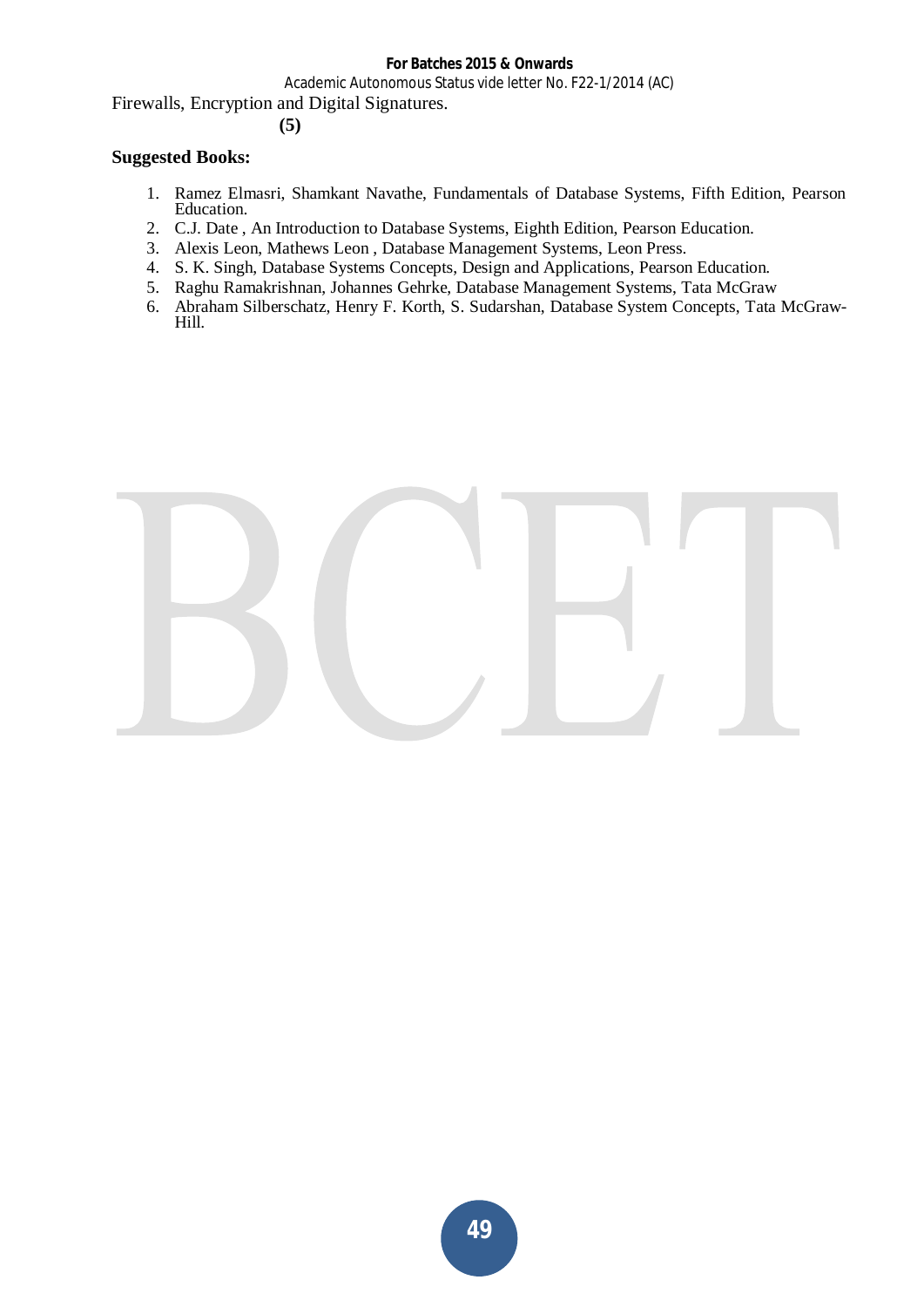Firewalls, Encryption and Digital Signatures.

**(5)**

**Suggested Books:**

1. Ramez Elmasri, Shamkant Navathe, Fundamentals of Database Systems, Fifth Edition, Pearson Education.
2. C.J. Date , An Introduction to Database Systems, Eighth Edition, Pearson Education.
3. Alexis Leon, Mathews Leon , Database Management Systems, Leon Press.
4. S. K. Singh, Database Systems Concepts, Design and Applications, Pearson Education.
5. Raghu Ramakrishnan, Johannes Gehrke, Database Management Systems, Tata McGraw
6. Abraham Silberschatz, Henry F. Korth, S. Sudarshan, Database System Concepts, Tata McGraw-Hill.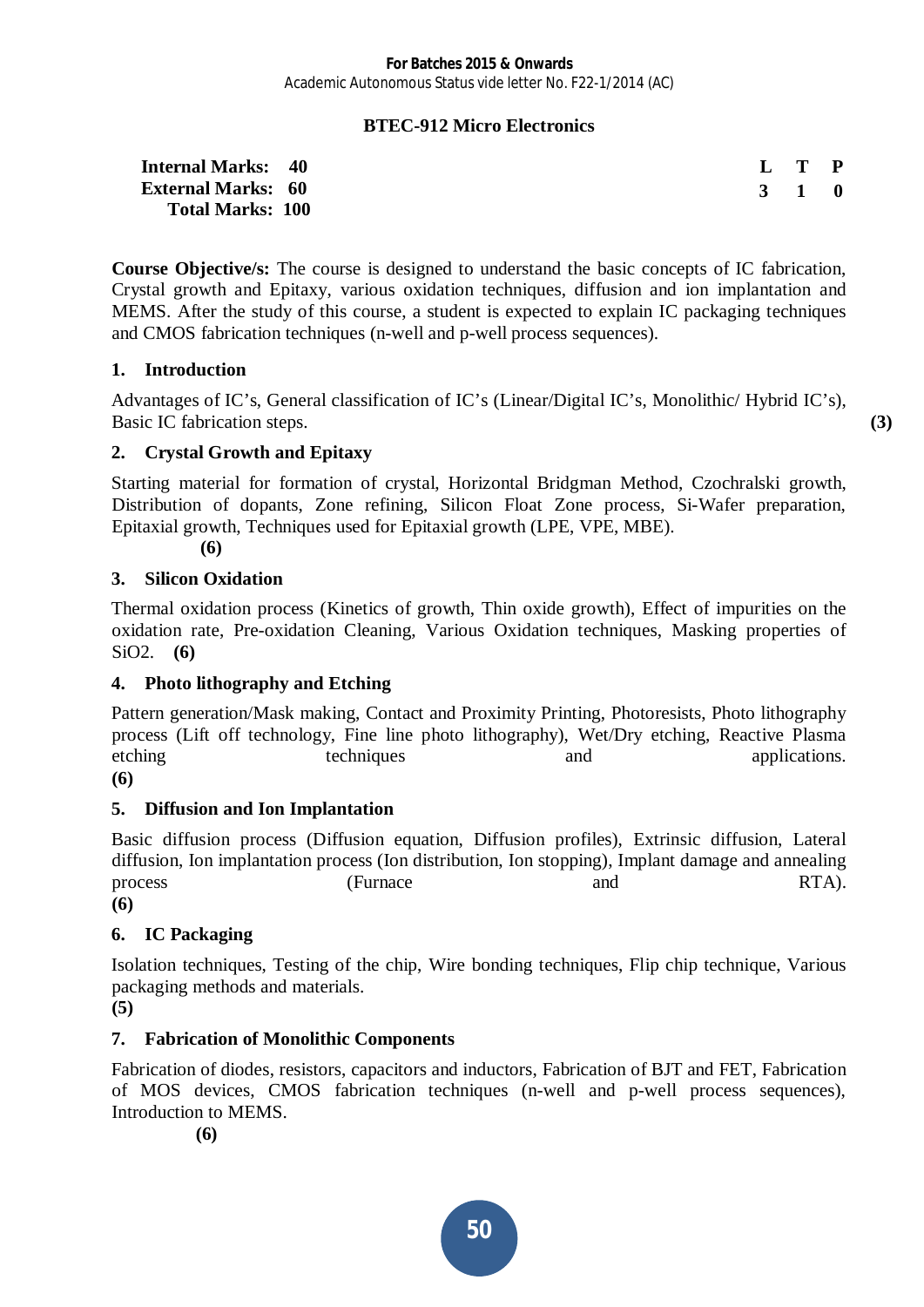For Batches 2015 & Onwards

Academic Autonomous Status vide letter No. F22-1/2014 (AC)

## BTEC-912 Micro Electronics

| | | | | | |
|---|---|---|---|---|---|
| **Internal Marks:** | **40** | | **L** | **T** | **P** |
| **External Marks:** | **60** | | **3** | **1** | **0** |
| **Total Marks:** | **100** | | | | |

**Course Objective/s:** The course is designed to understand the basic concepts of IC fabrication, Crystal growth and Epitaxy, various oxidation techniques, diffusion and ion implantation and MEMS. After the study of this course, a student is expected to explain IC packaging techniques and CMOS fabrication techniques (n-well and p-well process sequences).

### 1. Introduction

Advantages of IC's, General classification of IC's (Linear/Digital IC's, Monolithic/ Hybrid IC's), Basic IC fabrication steps. **(3)**

### 2. Crystal Growth and Epitaxy

Starting material for formation of crystal, Horizontal Bridgman Method, Czochralski growth, Distribution of dopants, Zone refining, Silicon Float Zone process, Si-Wafer preparation, Epitaxial growth, Techniques used for Epitaxial growth (LPE, VPE, MBE). **(6)**

### 3. Silicon Oxidation

Thermal oxidation process (Kinetics of growth, Thin oxide growth), Effect of impurities on the oxidation rate, Pre-oxidation Cleaning, Various Oxidation techniques, Masking properties of $SiO_2$. **(6)**

### 4. Photo lithography and Etching

Pattern generation/Mask making, Contact and Proximity Printing, Photoresists, Photo lithography process (Lift off technology, Fine line photo lithography), Wet/Dry etching, Reactive Plasma etching techniques and applications. **(6)**

### 5. Diffusion and Ion Implantation

Basic diffusion process (Diffusion equation, Diffusion profiles), Extrinsic diffusion, Lateral diffusion, Ion implantation process (Ion distribution, Ion stopping), Implant damage and annealing process (Furnace and RTA). **(6)**

### 6. IC Packaging

Isolation techniques, Testing of the chip, Wire bonding techniques, Flip chip technique, Various packaging methods and materials. **(5)**

### 7. Fabrication of Monolithic Components

Fabrication of diodes, resistors, capacitors and inductors, Fabrication of BJT and FET, Fabrication of MOS devices, CMOS fabrication techniques (n-well and p-well process sequences), Introduction to MEMS. **(6)**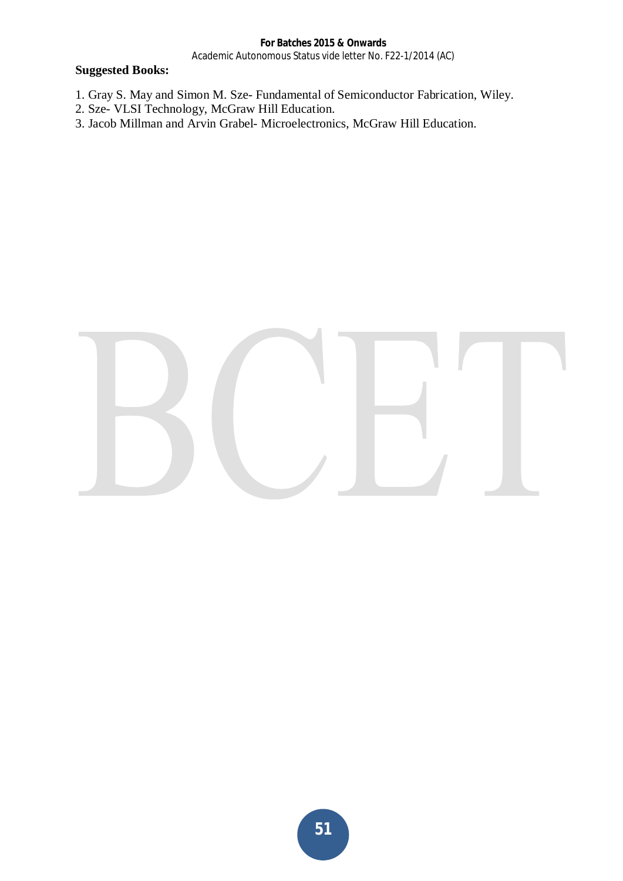**Suggested Books:**

1. Gray S. May and Simon M. Sze- Fundamental of Semiconductor Fabrication, Wiley.
2. Sze- VLSI Technology, McGraw Hill Education.
3. Jacob Millman and Arvin Grabel- Microelectronics, McGraw Hill Education.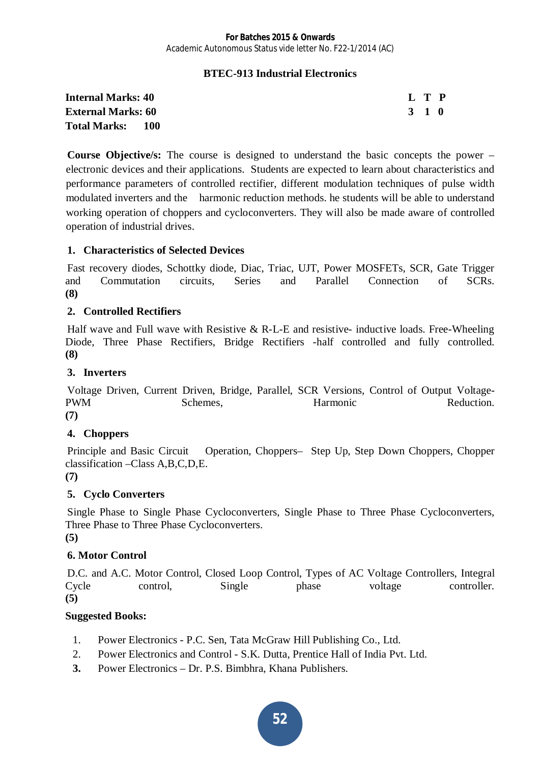For Batches 2015 & Onwards
Academic Autonomous Status vide letter No. F22-1/2014 (AC)

## BTEC-913 Industrial Electronics

**Internal Marks: 40**
**External Marks: 60**
**Total Marks: 100**

| L | T | P |
|---|---|---|
| 3 | 1 | 0 |

**Course Objective/s:** The course is designed to understand the basic concepts the power – electronic devices and their applications. Students are expected to learn about characteristics and performance parameters of controlled rectifier, different modulation techniques of pulse width modulated inverters and the harmonic reduction methods. he students will be able to understand working operation of choppers and cycloconverters. They will also be made aware of controlled operation of industrial drives.

### 1. Characteristics of Selected Devices

Fast recovery diodes, Schottky diode, Diac, Triac, UJT, Power MOSFETs, SCR, Gate Trigger and Commutation circuits, Series and Parallel Connection of SCRs. **(8)**

### 2. Controlled Rectifiers

Half wave and Full wave with Resistive & R-L-E and resistive- inductive loads. Free-Wheeling Diode, Three Phase Rectifiers, Bridge Rectifiers -half controlled and fully controlled. **(8)**

### 3. Inverters

Voltage Driven, Current Driven, Bridge, Parallel, SCR Versions, Control of Output Voltage-PWM Schemes, Harmonic Reduction. **(7)**

### 4. Choppers

Principle and Basic Circuit Operation, Choppers– Step Up, Step Down Choppers, Chopper classification –Class A,B,C,D,E. **(7)**

### 5. Cyclo Converters

Single Phase to Single Phase Cycloconverters, Single Phase to Three Phase Cycloconverters, Three Phase to Three Phase Cycloconverters. **(5)**

### 6. Motor Control

D.C. and A.C. Motor Control, Closed Loop Control, Types of AC Voltage Controllers, Integral Cycle control, Single phase voltage controller. **(5)**

**Suggested Books:**

1. Power Electronics - P.C. Sen, Tata McGraw Hill Publishing Co., Ltd.
2. Power Electronics and Control - S.K. Dutta, Prentice Hall of India Pvt. Ltd.
3. Power Electronics – Dr. P.S. Bimbhra, Khana Publishers.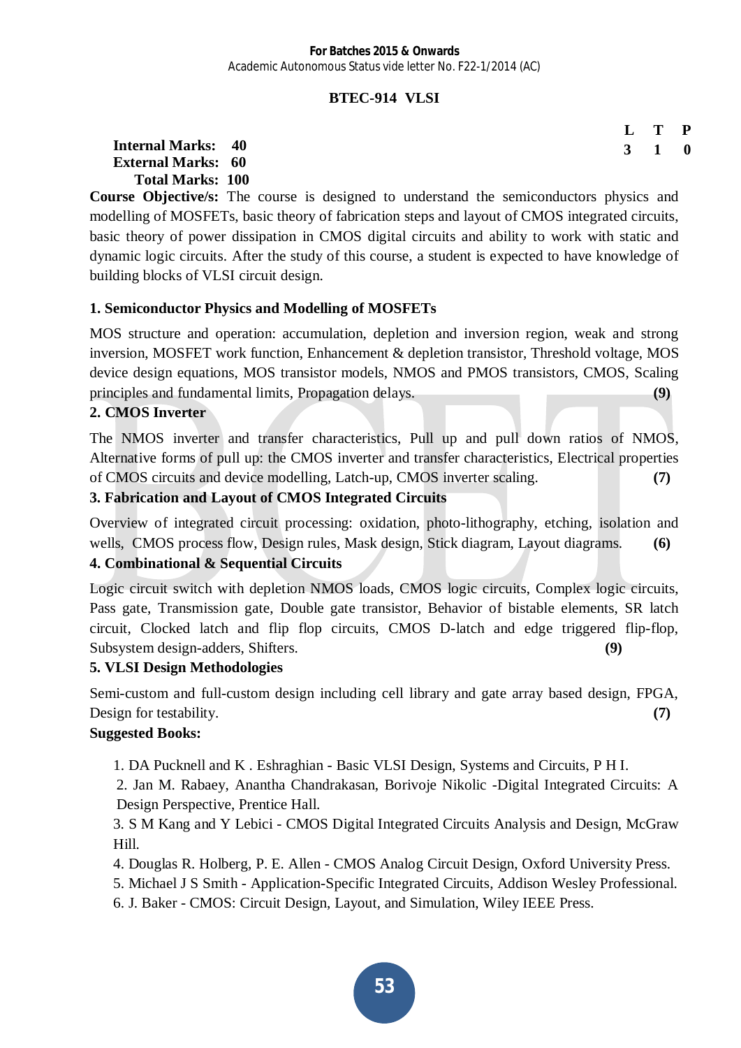For Batches 2015 & Onwards
Academic Autonomous Status vide letter No. F22-1/2014 (AC)

## BTEC-914 VLSI

| L | T | P |
|---|---|---|
| 3 | 1 | 0 |

**Internal Marks: 40**
**External Marks: 60**
**Total Marks: 100**

**Course Objective/s:** The course is designed to understand the semiconductors physics and modelling of MOSFETs, basic theory of fabrication steps and layout of CMOS integrated circuits, basic theory of power dissipation in CMOS digital circuits and ability to work with static and dynamic logic circuits. After the study of this course, a student is expected to have knowledge of building blocks of VLSI circuit design.

### 1. Semiconductor Physics and Modelling of MOSFETs

MOS structure and operation: accumulation, depletion and inversion region, weak and strong inversion, MOSFET work function, Enhancement & depletion transistor, Threshold voltage, MOS device design equations, MOS transistor models, NMOS and PMOS transistors, CMOS, Scaling principles and fundamental limits, Propagation delays. **(9)**

### 2. CMOS Inverter

The NMOS inverter and transfer characteristics, Pull up and pull down ratios of NMOS, Alternative forms of pull up: the CMOS inverter and transfer characteristics, Electrical properties of CMOS circuits and device modelling, Latch-up, CMOS inverter scaling. **(7)**

### 3. Fabrication and Layout of CMOS Integrated Circuits

Overview of integrated circuit processing: oxidation, photo-lithography, etching, isolation and wells, CMOS process flow, Design rules, Mask design, Stick diagram, Layout diagrams. **(6)**

### 4. Combinational & Sequential Circuits

Logic circuit switch with depletion NMOS loads, CMOS logic circuits, Complex logic circuits, Pass gate, Transmission gate, Double gate transistor, Behavior of bistable elements, SR latch circuit, Clocked latch and flip flop circuits, CMOS D-latch and edge triggered flip-flop, Subsystem design-adders, Shifters. **(9)**

### 5. VLSI Design Methodologies

Semi-custom and full-custom design including cell library and gate array based design, FPGA, Design for testability. **(7)**

**Suggested Books:**

1. DA Pucknell and K . Eshraghian - Basic VLSI Design, Systems and Circuits, P H I.
2. Jan M. Rabaey, Anantha Chandrakasan, Borivoje Nikolic -Digital Integrated Circuits: A Design Perspective, Prentice Hall.
3. S M Kang and Y Lebici - CMOS Digital Integrated Circuits Analysis and Design, McGraw Hill.
4. Douglas R. Holberg, P. E. Allen - CMOS Analog Circuit Design, Oxford University Press.
5. Michael J S Smith - Application-Specific Integrated Circuits, Addison Wesley Professional.
6. J. Baker - CMOS: Circuit Design, Layout, and Simulation, Wiley IEEE Press.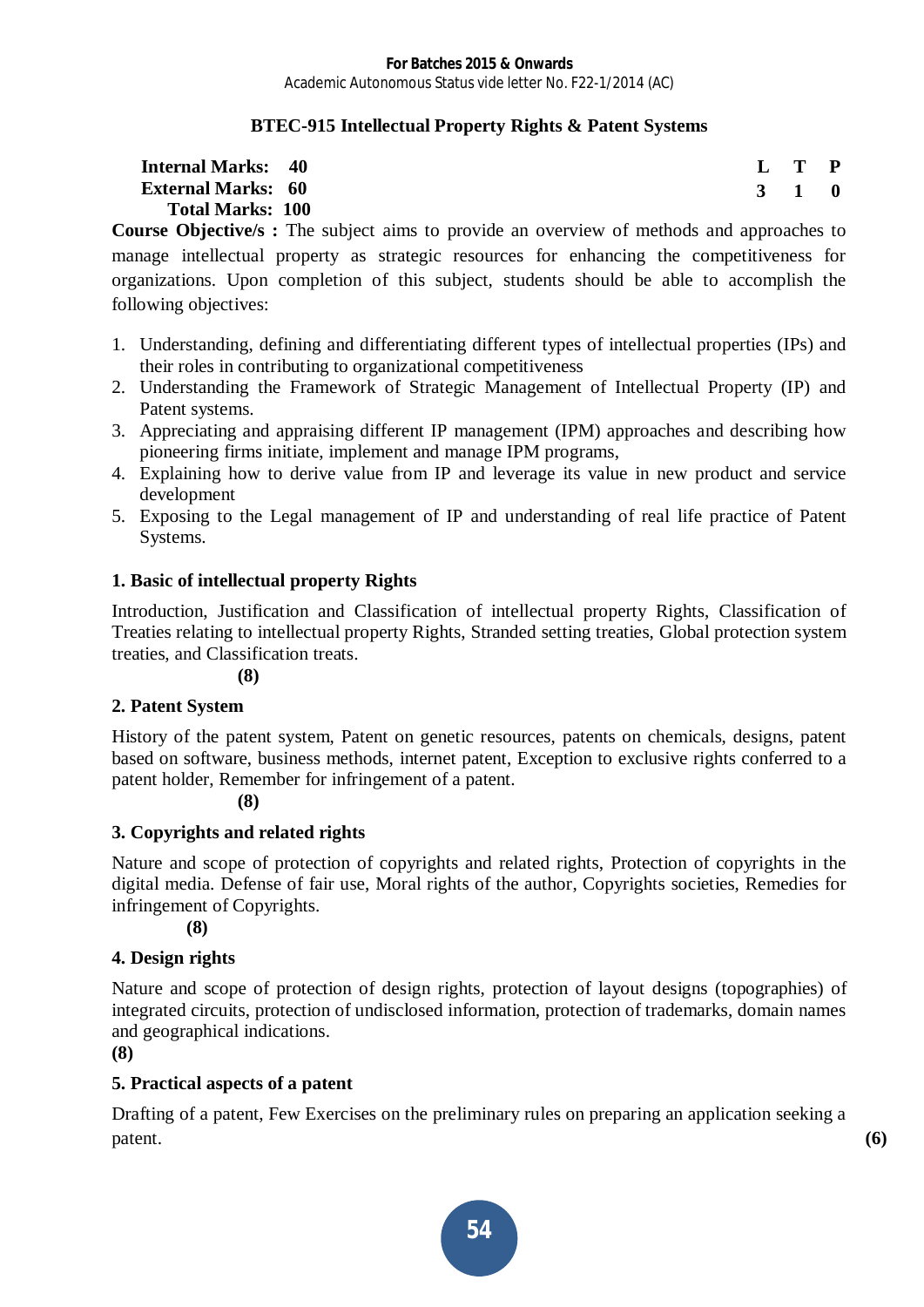For Batches 2015 & Onwards

Academic Autonomous Status vide letter No. F22-1/2014 (AC)

## BTEC-915 Intellectual Property Rights & Patent Systems

| | | | L | T | P |
|---|---|---|---|---|---|
| **Internal Marks:** | **40** | | **3** | **1** | **0** |
| **External Marks:** | **60** | | | | |
| **Total Marks:** | **100** | | | | |

**Course Objective/s :** The subject aims to provide an overview of methods and approaches to manage intellectual property as strategic resources for enhancing the competitiveness for organizations. Upon completion of this subject, students should be able to accomplish the following objectives:

1. Understanding, defining and differentiating different types of intellectual properties (IPs) and their roles in contributing to organizational competitiveness
2. Understanding the Framework of Strategic Management of Intellectual Property (IP) and Patent systems.
3. Appreciating and appraising different IP management (IPM) approaches and describing how pioneering firms initiate, implement and manage IPM programs,
4. Explaining how to derive value from IP and leverage its value in new product and service development
5. Exposing to the Legal management of IP and understanding of real life practice of Patent Systems.

### 1. Basic of intellectual property Rights

Introduction, Justification and Classification of intellectual property Rights, Classification of Treaties relating to intellectual property Rights, Stranded setting treaties, Global protection system treaties, and Classification treats.

**(8)**

### 2. Patent System

History of the patent system, Patent on genetic resources, patents on chemicals, designs, patent based on software, business methods, internet patent, Exception to exclusive rights conferred to a patent holder, Remember for infringement of a patent.

**(8)**

### 3. Copyrights and related rights

Nature and scope of protection of copyrights and related rights, Protection of copyrights in the digital media. Defense of fair use, Moral rights of the author, Copyrights societies, Remedies for infringement of Copyrights.

**(8)**

### 4. Design rights

Nature and scope of protection of design rights, protection of layout designs (topographies) of integrated circuits, protection of undisclosed information, protection of trademarks, domain names and geographical indications.

**(8)**

### 5. Practical aspects of a patent

Drafting of a patent, Few Exercises on the preliminary rules on preparing an application seeking a patent. **(6)**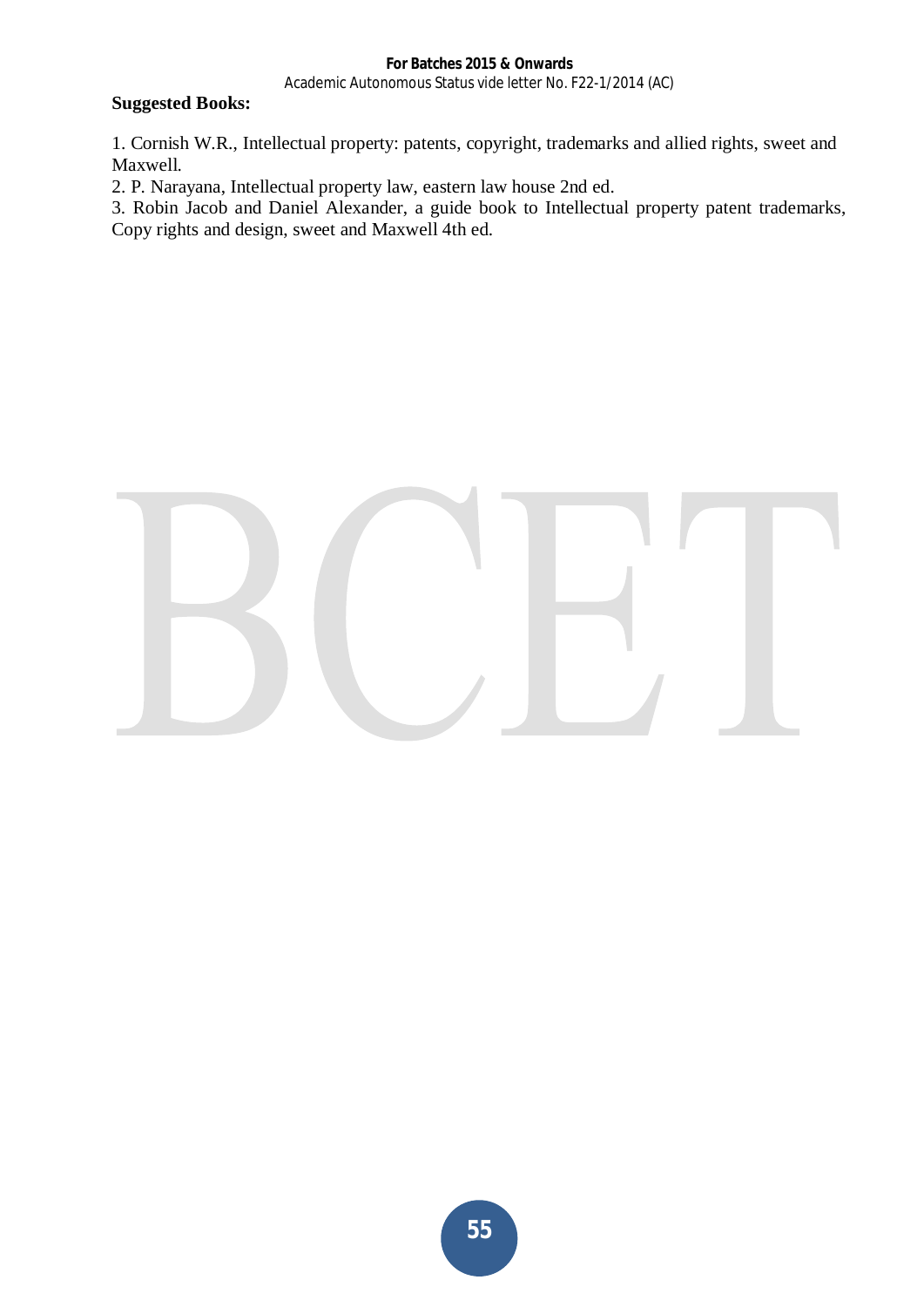**Suggested Books:**

1. Cornish W.R., Intellectual property: patents, copyright, trademarks and allied rights, sweet and Maxwell.
2. P. Narayana, Intellectual property law, eastern law house 2nd ed.
3. Robin Jacob and Daniel Alexander, a guide book to Intellectual property patent trademarks, Copy rights and design, sweet and Maxwell 4th ed.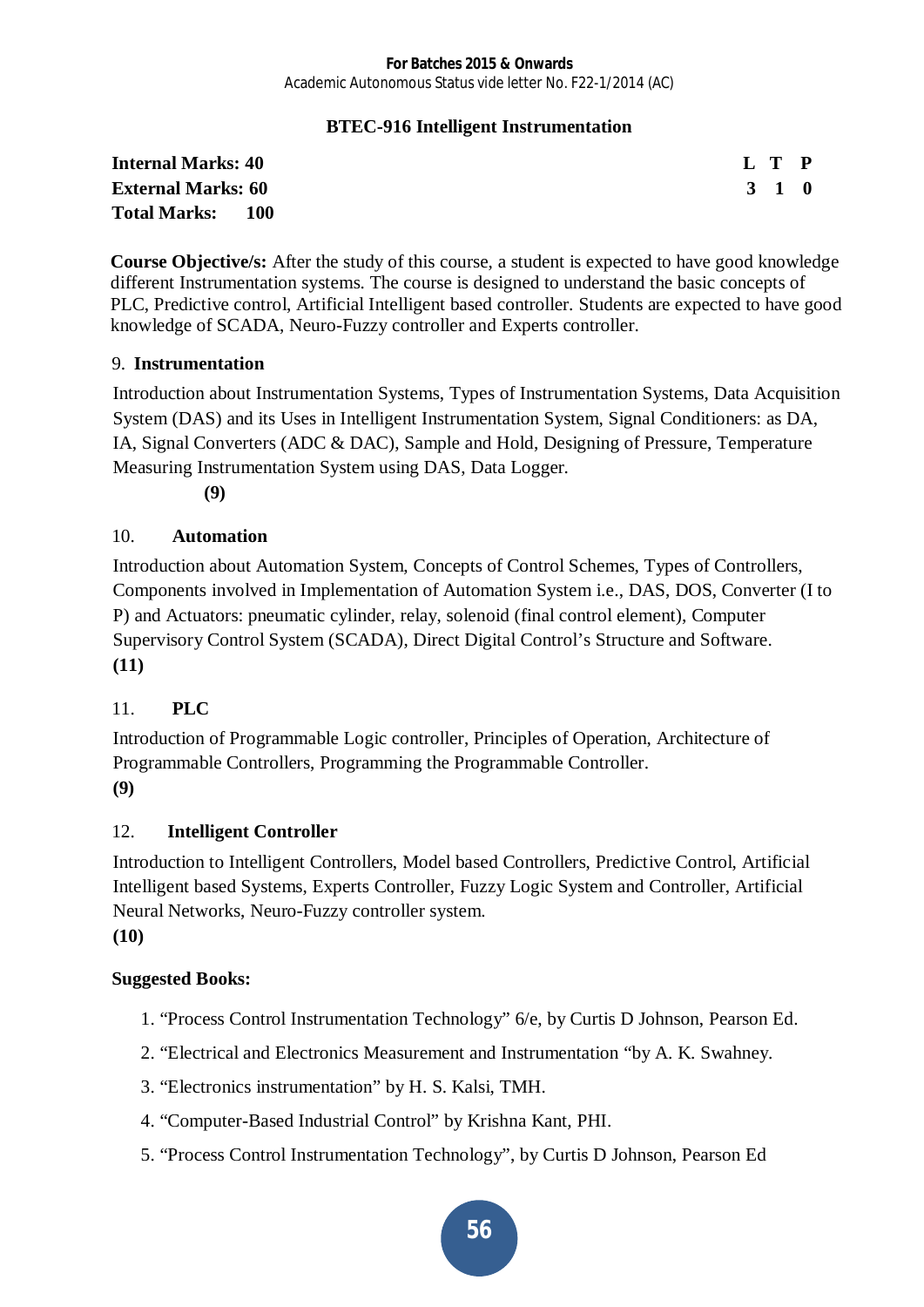For Batches 2015 & Onwards
Academic Autonomous Status vide letter No. F22-1/2014 (AC)

## BTEC-916 Intelligent Instrumentation

**Internal Marks: 40**
**External Marks: 60**
**Total Marks: 100**

| L | T | P |
|---|---|---|
| 3 | 1 | 0 |

**Course Objective/s:** After the study of this course, a student is expected to have good knowledge different Instrumentation systems. The course is designed to understand the basic concepts of PLC, Predictive control, Artificial Intelligent based controller. Students are expected to have good knowledge of SCADA, Neuro-Fuzzy controller and Experts controller.

### 9. Instrumentation

Introduction about Instrumentation Systems, Types of Instrumentation Systems, Data Acquisition System (DAS) and its Uses in Intelligent Instrumentation System, Signal Conditioners: as DA, IA, Signal Converters (ADC & DAC), Sample and Hold, Designing of Pressure, Temperature Measuring Instrumentation System using DAS, Data Logger.

**(9)**

### 10. Automation

Introduction about Automation System, Concepts of Control Schemes, Types of Controllers, Components involved in Implementation of Automation System i.e., DAS, DOS, Converter (I to P) and Actuators: pneumatic cylinder, relay, solenoid (final control element), Computer Supervisory Control System (SCADA), Direct Digital Control's Structure and Software.

**(11)**

### 11. PLC

Introduction of Programmable Logic controller, Principles of Operation, Architecture of Programmable Controllers, Programming the Programmable Controller.

**(9)**

### 12. Intelligent Controller

Introduction to Intelligent Controllers, Model based Controllers, Predictive Control, Artificial Intelligent based Systems, Experts Controller, Fuzzy Logic System and Controller, Artificial Neural Networks, Neuro-Fuzzy controller system.

**(10)**

**Suggested Books:**

1. "Process Control Instrumentation Technology" 6/e, by Curtis D Johnson, Pearson Ed.
2. "Electrical and Electronics Measurement and Instrumentation "by A. K. Swahney.
3. "Electronics instrumentation" by H. S. Kalsi, TMH.
4. "Computer-Based Industrial Control" by Krishna Kant, PHI.
5. "Process Control Instrumentation Technology", by Curtis D Johnson, Pearson Ed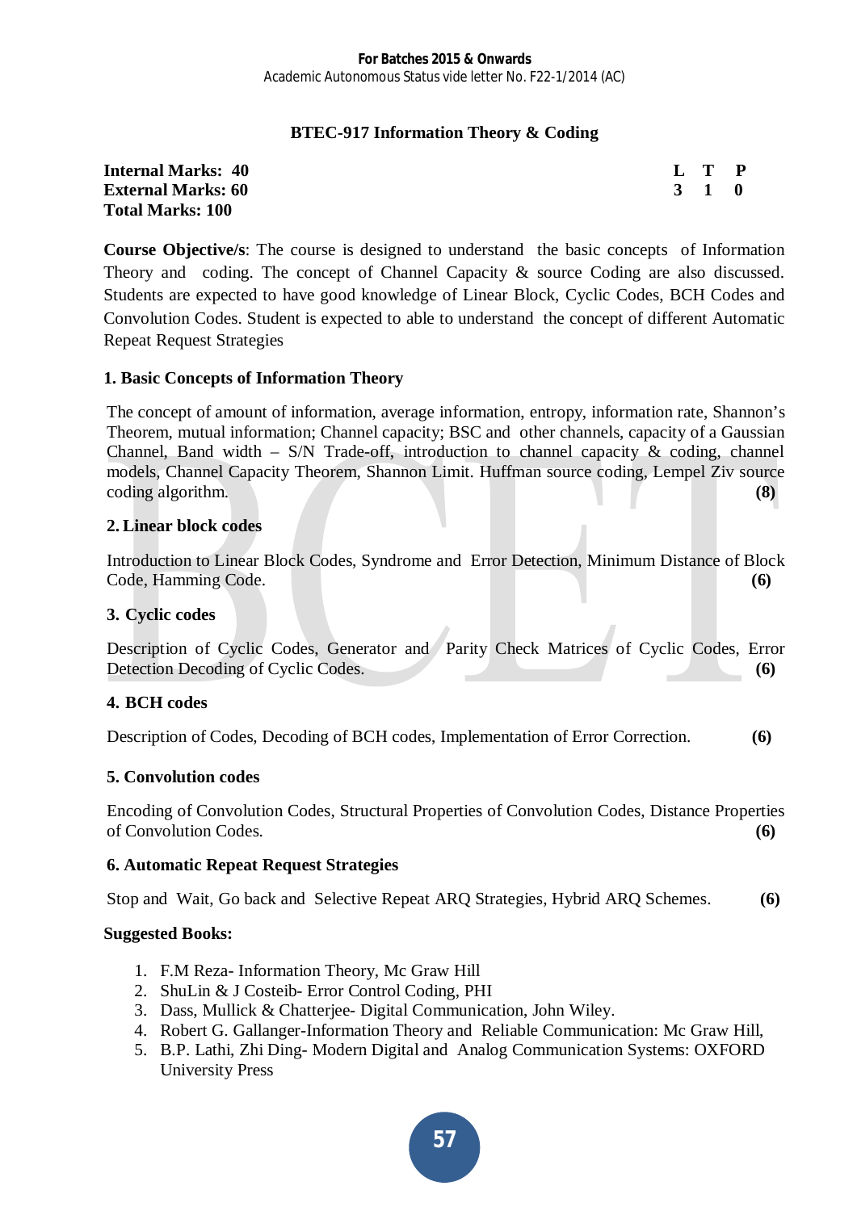## BTEC-917 Information Theory & Coding

| | L | T | P |
|---|---|---|---|
| **Internal Marks: 40** | **3** | **1** | **0** |
| **External Marks: 60** | | | |
| **Total Marks: 100** | | | |

**Course Objective/s**: The course is designed to understand the basic concepts of Information Theory and coding. The concept of Channel Capacity & source Coding are also discussed. Students are expected to have good knowledge of Linear Block, Cyclic Codes, BCH Codes and Convolution Codes. Student is expected to able to understand the concept of different Automatic Repeat Request Strategies

### 1. Basic Concepts of Information Theory

The concept of amount of information, average information, entropy, information rate, Shannon's Theorem, mutual information; Channel capacity; BSC and other channels, capacity of a Gaussian Channel, Band width – S/N Trade-off, introduction to channel capacity & coding, channel models, Channel Capacity Theorem, Shannon Limit. Huffman source coding, Lempel Ziv source coding algorithm. **(8)**

### 2. Linear block codes

Introduction to Linear Block Codes, Syndrome and Error Detection, Minimum Distance of Block Code, Hamming Code. **(6)**

### 3. Cyclic codes

Description of Cyclic Codes, Generator and Parity Check Matrices of Cyclic Codes, Error Detection Decoding of Cyclic Codes. **(6)**

### 4. BCH codes

Description of Codes, Decoding of BCH codes, Implementation of Error Correction. **(6)**

### 5. Convolution codes

Encoding of Convolution Codes, Structural Properties of Convolution Codes, Distance Properties of Convolution Codes. **(6)**

### 6. Automatic Repeat Request Strategies

Stop and Wait, Go back and Selective Repeat ARQ Strategies, Hybrid ARQ Schemes. **(6)**

**Suggested Books:**

1. F.M Reza- Information Theory, Mc Graw Hill
2. ShuLin & J Costeib- Error Control Coding, PHI
3. Dass, Mullick & Chatterjee- Digital Communication, John Wiley.
4. Robert G. Gallanger-Information Theory and Reliable Communication: Mc Graw Hill,
5. B.P. Lathi, Zhi Ding- Modern Digital and Analog Communication Systems: OXFORD University Press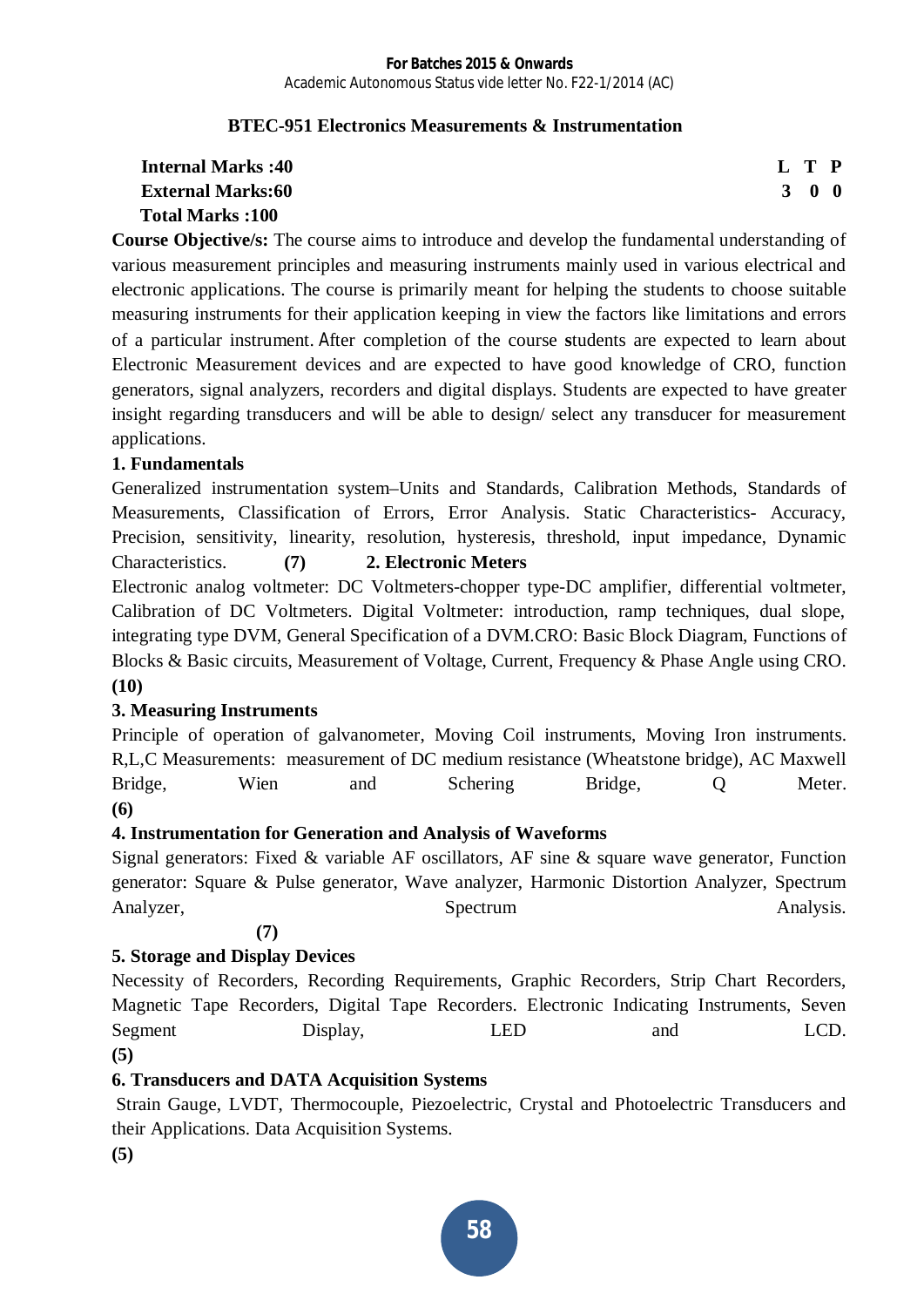For Batches 2015 & Onwards
Academic Autonomous Status vide letter No. F22-1/2014 (AC)

## BTEC-951 Electronics Measurements & Instrumentation

**Internal Marks :40**
**External Marks:60**
**Total Marks :100**

| L | T | P |
|---|---|---|
| 3 | 0 | 0 |

**Course Objective/s:** The course aims to introduce and develop the fundamental understanding of various measurement principles and measuring instruments mainly used in various electrical and electronic applications. The course is primarily meant for helping the students to choose suitable measuring instruments for their application keeping in view the factors like limitations and errors of a particular instrument. After completion of the course students are expected to learn about Electronic Measurement devices and are expected to have good knowledge of CRO, function generators, signal analyzers, recorders and digital displays. Students are expected to have greater insight regarding transducers and will be able to design/ select any transducer for measurement applications.

**1. Fundamentals**

Generalized instrumentation system–Units and Standards, Calibration Methods, Standards of Measurements, Classification of Errors, Error Analysis. Static Characteristics- Accuracy, Precision, sensitivity, linearity, resolution, hysteresis, threshold, input impedance, Dynamic Characteristics. **(7)**

**2. Electronic Meters**

Electronic analog voltmeter: DC Voltmeters-chopper type-DC amplifier, differential voltmeter, Calibration of DC Voltmeters. Digital Voltmeter: introduction, ramp techniques, dual slope, integrating type DVM, General Specification of a DVM.CRO: Basic Block Diagram, Functions of Blocks & Basic circuits, Measurement of Voltage, Current, Frequency & Phase Angle using CRO. **(10)**

**3. Measuring Instruments**

Principle of operation of galvanometer, Moving Coil instruments, Moving Iron instruments. R,L,C Measurements: measurement of DC medium resistance (Wheatstone bridge), AC Maxwell Bridge, Wien and Schering Bridge, Q Meter. **(6)**

**4. Instrumentation for Generation and Analysis of Waveforms**

Signal generators: Fixed & variable AF oscillators, AF sine & square wave generator, Function generator: Square & Pulse generator, Wave analyzer, Harmonic Distortion Analyzer, Spectrum Analyzer, Spectrum Analysis. **(7)**

**5. Storage and Display Devices**

Necessity of Recorders, Recording Requirements, Graphic Recorders, Strip Chart Recorders, Magnetic Tape Recorders, Digital Tape Recorders. Electronic Indicating Instruments, Seven Segment Display, LED and LCD. **(5)**

**6. Transducers and DATA Acquisition Systems**

Strain Gauge, LVDT, Thermocouple, Piezoelectric, Crystal and Photoelectric Transducers and their Applications. Data Acquisition Systems. **(5)**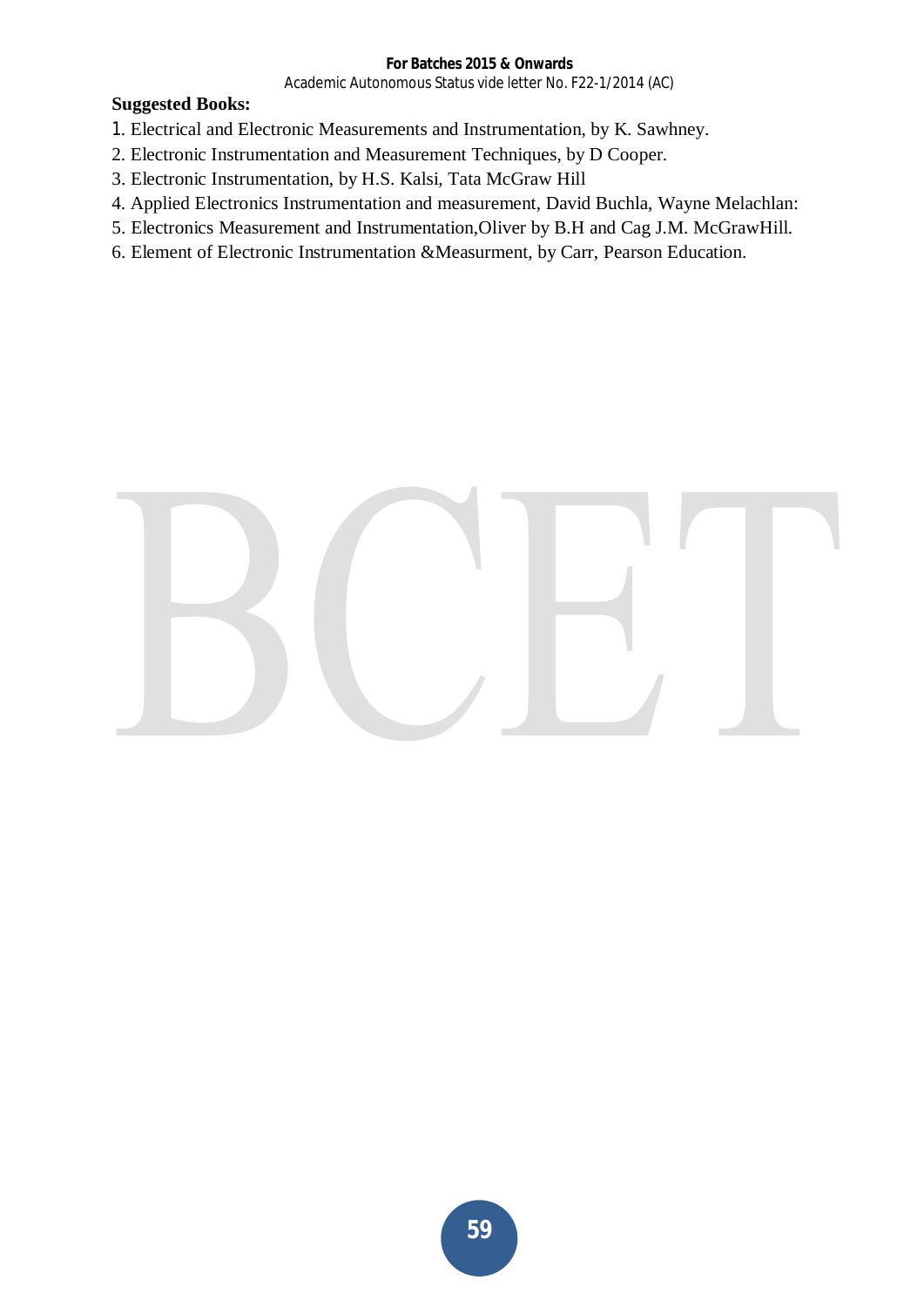**Suggested Books:**

1. Electrical and Electronic Measurements and Instrumentation, by K. Sawhney.
2. Electronic Instrumentation and Measurement Techniques, by D Cooper.
3. Electronic Instrumentation, by H.S. Kalsi, Tata McGraw Hill
4. Applied Electronics Instrumentation and measurement, David Buchla, Wayne Melachlan:
5. Electronics Measurement and Instrumentation,Oliver by B.H and Cag J.M. McGrawHill.
6. Element of Electronic Instrumentation &Measurment, by Carr, Pearson Education.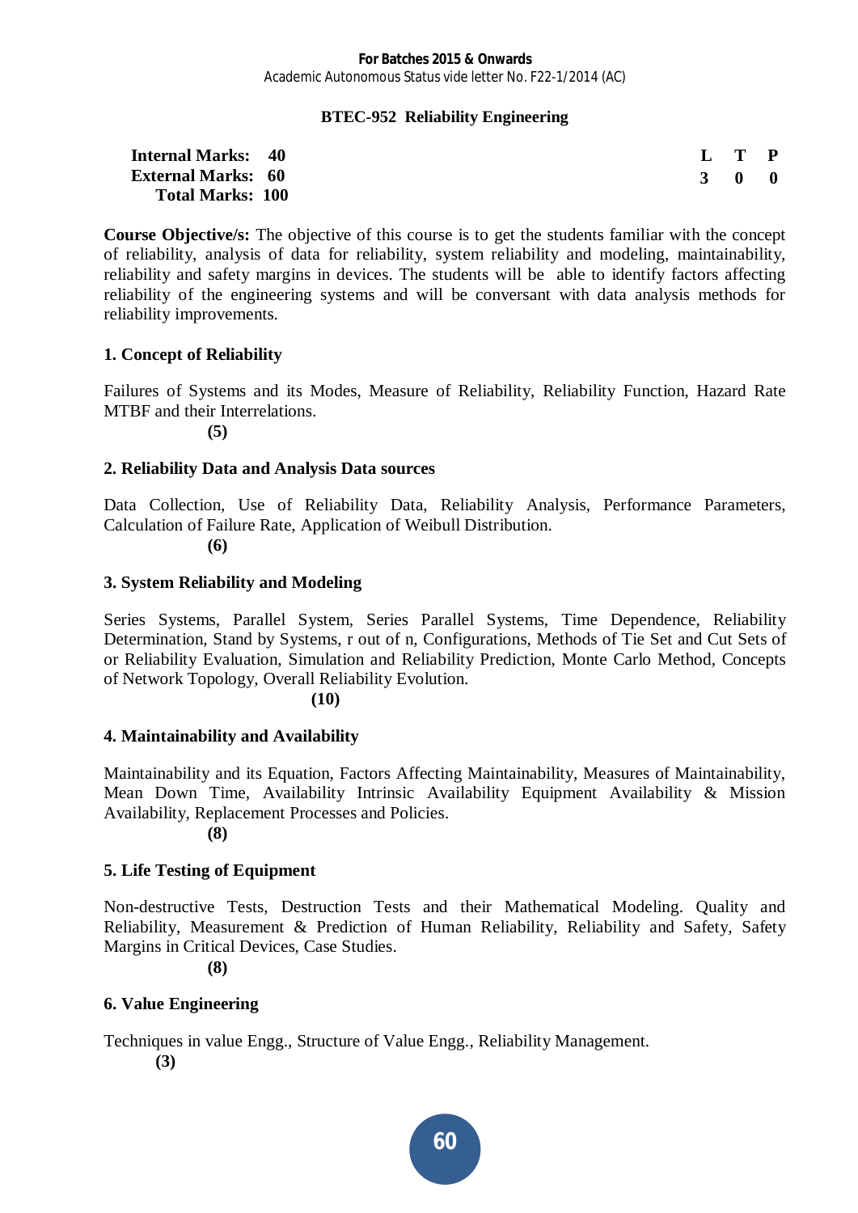**For Batches 2015 & Onwards**
Academic Autonomous Status vide letter No. F22-1/2014 (AC)

## BTEC-952 Reliability Engineering

| | | | | |
|---|---|---|---|---|
| **Internal Marks:** | **40** | **L** | **T** | **P** |
| **External Marks:** | **60** | **3** | **0** | **0** |
| **Total Marks:** | **100** | | | |

**Course Objective/s:** The objective of this course is to get the students familiar with the concept of reliability, analysis of data for reliability, system reliability and modeling, maintainability, reliability and safety margins in devices. The students will be able to identify factors affecting reliability of the engineering systems and will be conversant with data analysis methods for reliability improvements.

### 1. Concept of Reliability

Failures of Systems and its Modes, Measure of Reliability, Reliability Function, Hazard Rate MTBF and their Interrelations.

**(5)**

### 2. Reliability Data and Analysis Data sources

Data Collection, Use of Reliability Data, Reliability Analysis, Performance Parameters, Calculation of Failure Rate, Application of Weibull Distribution.

**(6)**

### 3. System Reliability and Modeling

Series Systems, Parallel System, Series Parallel Systems, Time Dependence, Reliability Determination, Stand by Systems, r out of n, Configurations, Methods of Tie Set and Cut Sets of or Reliability Evaluation, Simulation and Reliability Prediction, Monte Carlo Method, Concepts of Network Topology, Overall Reliability Evolution.

**(10)**

### 4. Maintainability and Availability

Maintainability and its Equation, Factors Affecting Maintainability, Measures of Maintainability, Mean Down Time, Availability Intrinsic Availability Equipment Availability & Mission Availability, Replacement Processes and Policies.

**(8)**

### 5. Life Testing of Equipment

Non-destructive Tests, Destruction Tests and their Mathematical Modeling. Quality and Reliability, Measurement & Prediction of Human Reliability, Reliability and Safety, Safety Margins in Critical Devices, Case Studies.

**(8)**

### 6. Value Engineering

Techniques in value Engg., Structure of Value Engg., Reliability Management.

**(3)**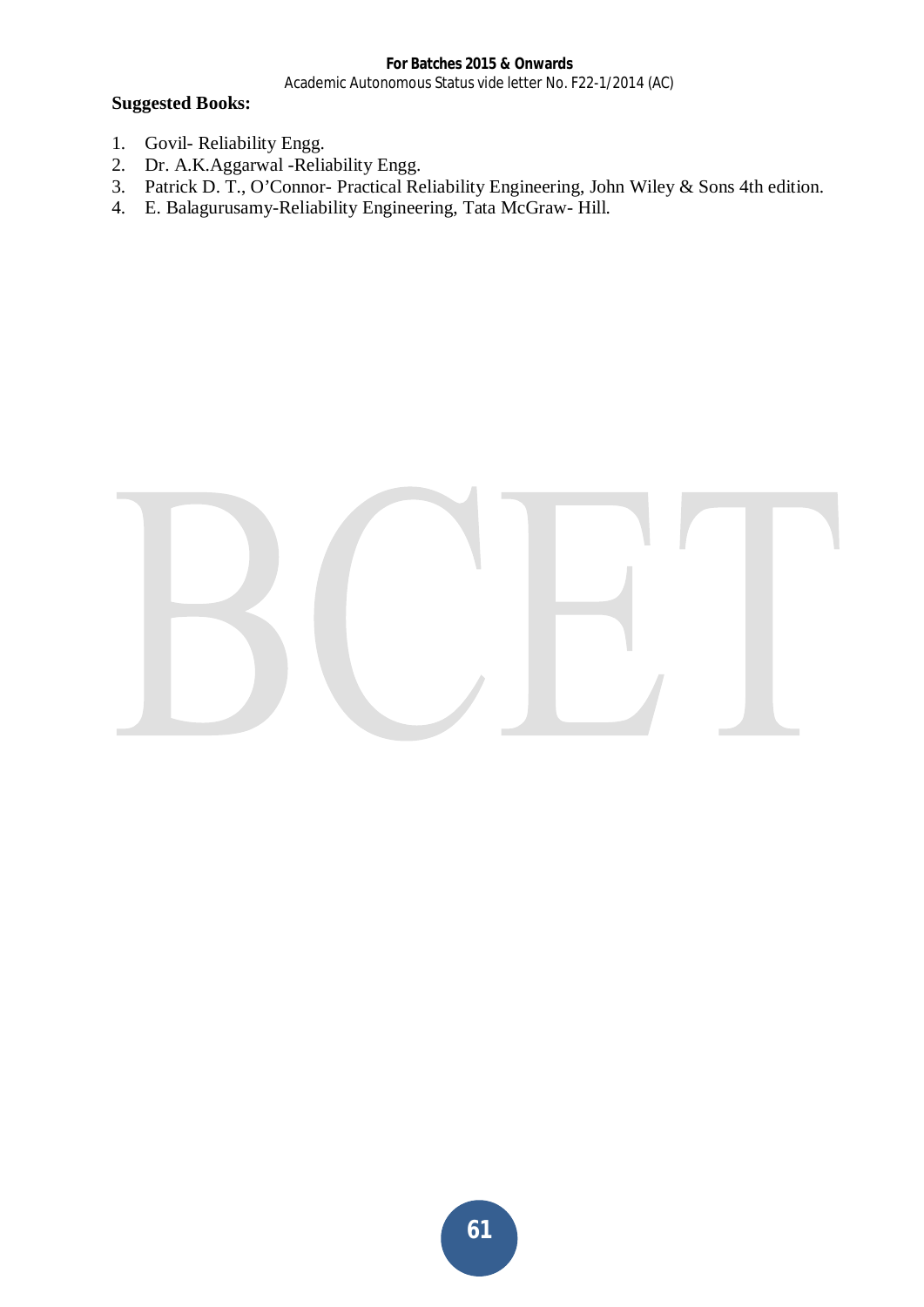**Suggested Books:**

1. Govil- Reliability Engg.
2. Dr. A.K.Aggarwal -Reliability Engg.
3. Patrick D. T., O'Connor- Practical Reliability Engineering, John Wiley & Sons 4th edition.
4. E. Balagurusamy-Reliability Engineering, Tata McGraw- Hill.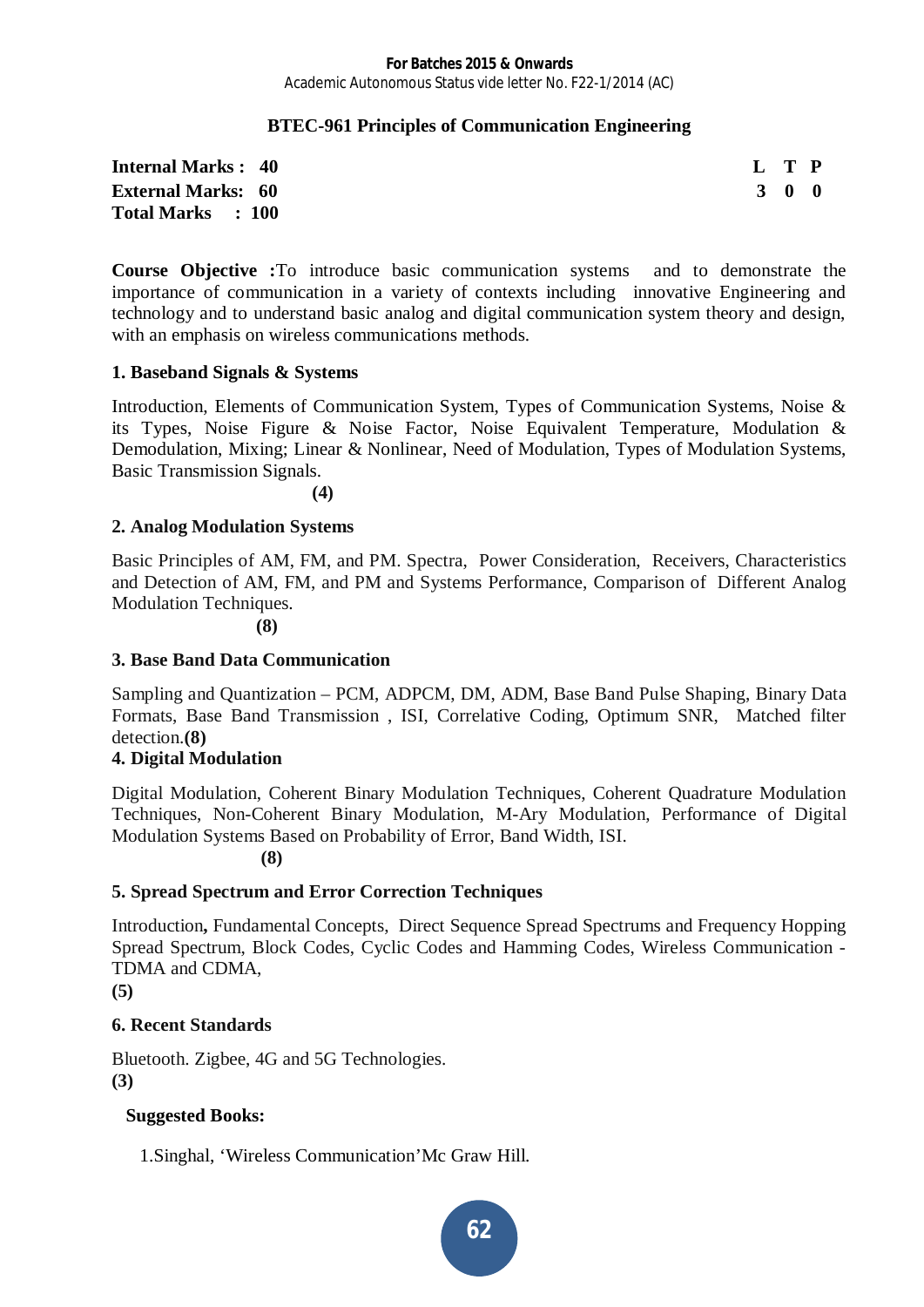For Batches 2015 & Onwards
Academic Autonomous Status vide letter No. F22-1/2014 (AC)

## BTEC-961 Principles of Communication Engineering

**Internal Marks : 40**
**External Marks: 60**
**Total Marks : 100**

| L | T | P |
|---|---|---|
| 3 | 0 | 0 |

**Course Objective :**To introduce basic communication systems and to demonstrate the importance of communication in a variety of contexts including innovative Engineering and technology and to understand basic analog and digital communication system theory and design, with an emphasis on wireless communications methods.

### 1. Baseband Signals & Systems

Introduction, Elements of Communication System, Types of Communication Systems, Noise & its Types, Noise Figure & Noise Factor, Noise Equivalent Temperature, Modulation & Demodulation, Mixing; Linear & Nonlinear, Need of Modulation, Types of Modulation Systems, Basic Transmission Signals.
**(4)**

### 2. Analog Modulation Systems

Basic Principles of AM, FM, and PM. Spectra, Power Consideration, Receivers, Characteristics and Detection of AM, FM, and PM and Systems Performance, Comparison of Different Analog Modulation Techniques.
**(8)**

### 3. Base Band Data Communication

Sampling and Quantization – PCM, ADPCM, DM, ADM, Base Band Pulse Shaping, Binary Data Formats, Base Band Transmission , ISI, Correlative Coding, Optimum SNR, Matched filter detection.**(8)**

### 4. Digital Modulation

Digital Modulation, Coherent Binary Modulation Techniques, Coherent Quadrature Modulation Techniques, Non-Coherent Binary Modulation, M-Ary Modulation, Performance of Digital Modulation Systems Based on Probability of Error, Band Width, ISI.
**(8)**

### 5. Spread Spectrum and Error Correction Techniques

Introduction**,** Fundamental Concepts, Direct Sequence Spread Spectrums and Frequency Hopping Spread Spectrum, Block Codes, Cyclic Codes and Hamming Codes, Wireless Communication - TDMA and CDMA,
**(5)**

### 6. Recent Standards

Bluetooth. Zigbee, 4G and 5G Technologies.
**(3)**

**Suggested Books:**

1.Singhal, 'Wireless Communication'Mc Graw Hill.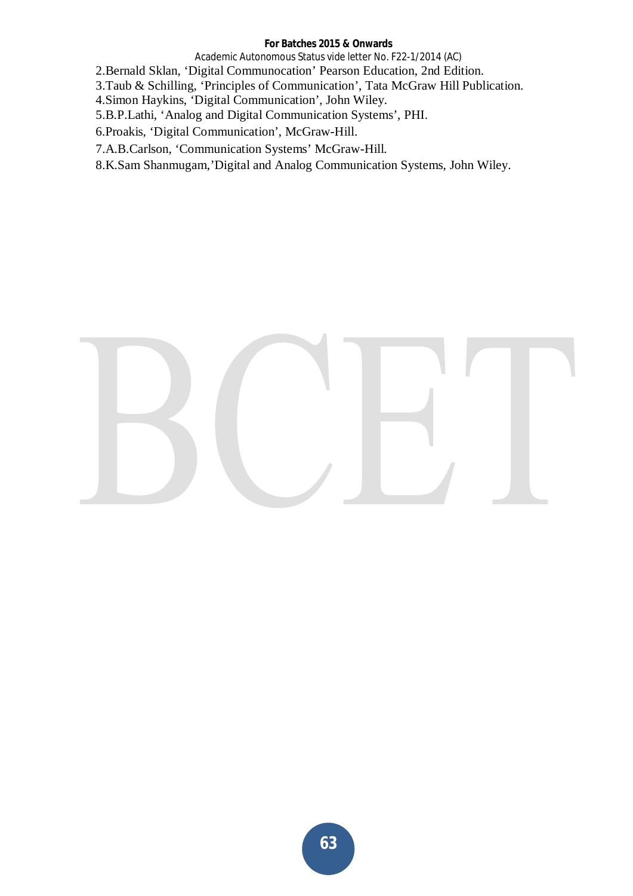2.Bernald Sklan, 'Digital Communocation' Pearson Education, 2nd Edition.

3.Taub & Schilling, 'Principles of Communication', Tata McGraw Hill Publication.

4.Simon Haykins, 'Digital Communication', John Wiley.

5.B.P.Lathi, 'Analog and Digital Communication Systems', PHI.

6.Proakis, 'Digital Communication', McGraw-Hill.

7.A.B.Carlson, 'Communication Systems' McGraw-Hill.

8.K.Sam Shanmugam,'Digital and Analog Communication Systems, John Wiley.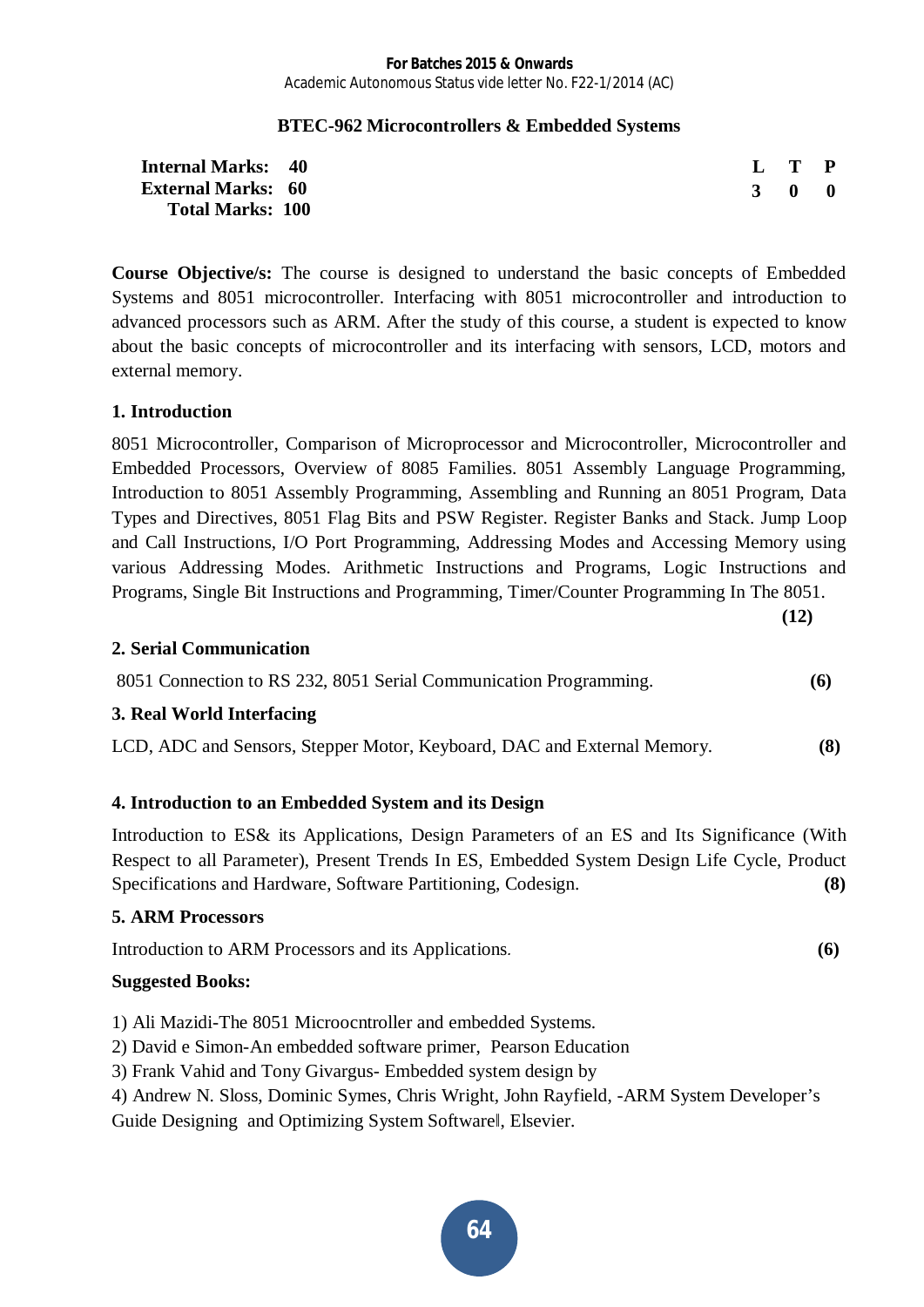**For Batches 2015 & Onwards**
Academic Autonomous Status vide letter No. F22-1/2014 (AC)

## BTEC-962 Microcontrollers & Embedded Systems

| | | | | |
|---|---|---|---|---|
| **Internal Marks: 40** | | **L** | **T** | **P** |
| **External Marks: 60** | | **3** | **0** | **0** |
| **Total Marks: 100** | | | | |

**Course Objective/s:** The course is designed to understand the basic concepts of Embedded Systems and 8051 microcontroller. Interfacing with 8051 microcontroller and introduction to advanced processors such as ARM. After the study of this course, a student is expected to know about the basic concepts of microcontroller and its interfacing with sensors, LCD, motors and external memory.

### 1. Introduction

8051 Microcontroller, Comparison of Microprocessor and Microcontroller, Microcontroller and Embedded Processors, Overview of 8085 Families. 8051 Assembly Language Programming, Introduction to 8051 Assembly Programming, Assembling and Running an 8051 Program, Data Types and Directives, 8051 Flag Bits and PSW Register. Register Banks and Stack. Jump Loop and Call Instructions, I/O Port Programming, Addressing Modes and Accessing Memory using various Addressing Modes. Arithmetic Instructions and Programs, Logic Instructions and Programs, Single Bit Instructions and Programming, Timer/Counter Programming In The 8051. **(12)**

### 2. Serial Communication

8051 Connection to RS 232, 8051 Serial Communication Programming. **(6)**

### 3. Real World Interfacing

LCD, ADC and Sensors, Stepper Motor, Keyboard, DAC and External Memory. **(8)**

### 4. Introduction to an Embedded System and its Design

Introduction to ES& its Applications, Design Parameters of an ES and Its Significance (With Respect to all Parameter), Present Trends In ES, Embedded System Design Life Cycle, Product Specifications and Hardware, Software Partitioning, Codesign. **(8)**

### 5. ARM Processors

Introduction to ARM Processors and its Applications. **(6)**

### Suggested Books:

1) Ali Mazidi-The 8051 Microocntroller and embedded Systems.
2) David e Simon-An embedded software primer, Pearson Education
3) Frank Vahid and Tony Givargus- Embedded system design by
4) Andrew N. Sloss, Dominic Symes, Chris Wright, John Rayfield, -ARM System Developer's Guide Designing and Optimizing System Software‖, Elsevier.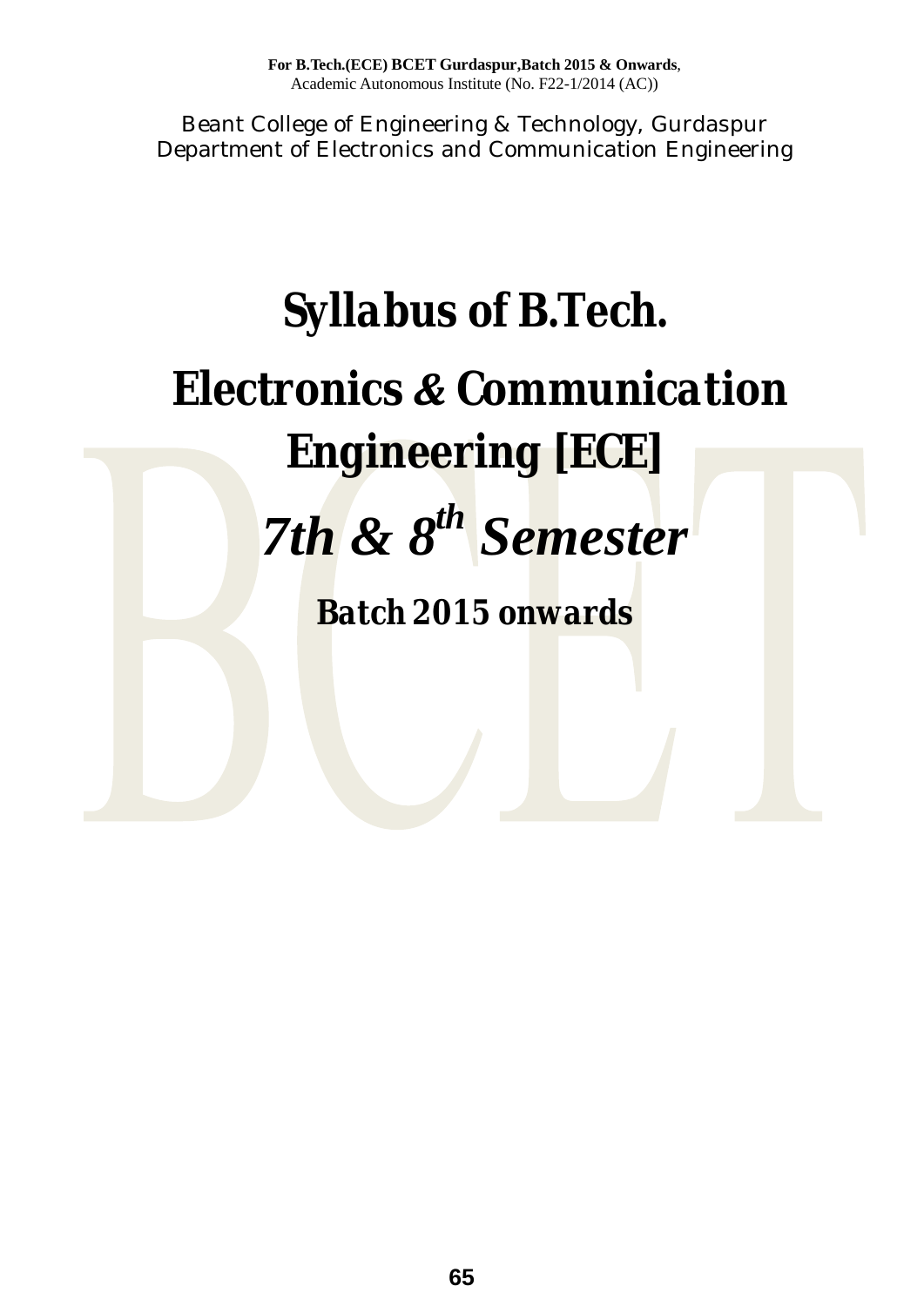Beant College of Engineering & Technology, Gurdaspur
Department of Electronics and Communication Engineering

# Syllabus of B.Tech.

# Electronics & Communication Engineering [ECE]

# *7th & 8th Semester*

## Batch 2015 onwards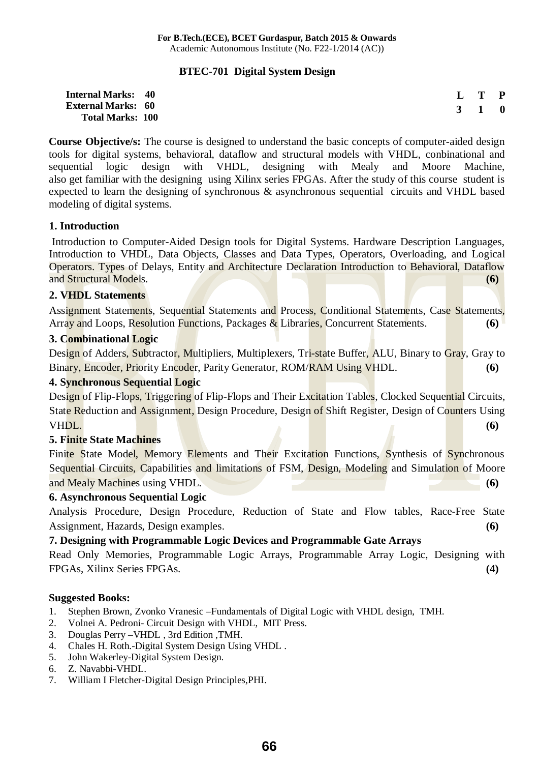For B.Tech.(ECE), BCET Gurdaspur, Batch 2015 & Onwards
Academic Autonomous Institute (No. F22-1/2014 (AC))

# BTEC-701 Digital System Design

| | | | | |
|---|---|---|---|---|
| **Internal Marks: 40** | | **L** | **T** | **P** |
| **External Marks: 60** | | **3** | **1** | **0** |
| **Total Marks: 100** | | | | |

**Course Objective/s:** The course is designed to understand the basic concepts of computer-aided design tools for digital systems, behavioral, dataflow and structural models with VHDL, conbinational and sequential logic design with VHDL, designing with Mealy and Moore Machine, also get familiar with the designing using Xilinx series FPGAs. After the study of this course student is expected to learn the designing of synchronous & asynchronous sequential circuits and VHDL based modeling of digital systems.

## 1. Introduction

Introduction to Computer-Aided Design tools for Digital Systems. Hardware Description Languages, Introduction to VHDL, Data Objects, Classes and Data Types, Operators, Overloading, and Logical Operators. Types of Delays, Entity and Architecture Declaration Introduction to Behavioral, Dataflow and Structural Models. **(6)**

## 2. VHDL Statements

Assignment Statements, Sequential Statements and Process, Conditional Statements, Case Statements, Array and Loops, Resolution Functions, Packages & Libraries, Concurrent Statements. **(6)**

## 3. Combinational Logic

Design of Adders, Subtractor, Multipliers, Multiplexers, Tri-state Buffer, ALU, Binary to Gray, Gray to Binary, Encoder, Priority Encoder, Parity Generator, ROM/RAM Using VHDL. **(6)**

## 4. Synchronous Sequential Logic

Design of Flip-Flops, Triggering of Flip-Flops and Their Excitation Tables, Clocked Sequential Circuits, State Reduction and Assignment, Design Procedure, Design of Shift Register, Design of Counters Using VHDL. **(6)**

## 5. Finite State Machines

Finite State Model, Memory Elements and Their Excitation Functions, Synthesis of Synchronous Sequential Circuits, Capabilities and limitations of FSM, Design, Modeling and Simulation of Moore and Mealy Machines using VHDL. **(6)**

## 6. Asynchronous Sequential Logic

Analysis Procedure, Design Procedure, Reduction of State and Flow tables, Race-Free State Assignment, Hazards, Design examples. **(6)**

## 7. Designing with Programmable Logic Devices and Programmable Gate Arrays

Read Only Memories, Programmable Logic Arrays, Programmable Array Logic, Designing with FPGAs, Xilinx Series FPGAs. **(4)**

## Suggested Books:

1. Stephen Brown, Zvonko Vranesic –Fundamentals of Digital Logic with VHDL design, TMH.
2. Volnei A. Pedroni- Circuit Design with VHDL, MIT Press.
3. Douglas Perry –VHDL , 3rd Edition ,TMH.
4. Chales H. Roth.-Digital System Design Using VHDL .
5. John Wakerley-Digital System Design.
6. Z. Navabbi-VHDL.
7. William I Fletcher-Digital Design Principles,PHI.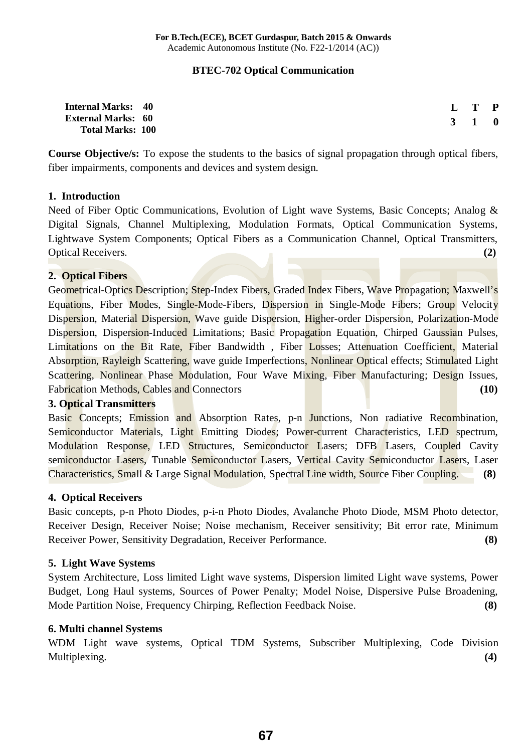For B.Tech.(ECE), BCET Gurdaspur, Batch 2015 & Onwards
Academic Autonomous Institute (No. F22-1/2014 (AC))

## BTEC-702 Optical Communication

| | | | | |
|---|---|---|---|---|
| **Internal Marks: 40** | | **L** | **T** | **P** |
| **External Marks: 60** | | **3** | **1** | **0** |
| **Total Marks: 100** | | | | |

**Course Objective/s:** To expose the students to the basics of signal propagation through optical fibers, fiber impairments, components and devices and system design.

### 1. Introduction

Need of Fiber Optic Communications, Evolution of Light wave Systems, Basic Concepts; Analog & Digital Signals, Channel Multiplexing, Modulation Formats, Optical Communication Systems, Lightwave System Components; Optical Fibers as a Communication Channel, Optical Transmitters, Optical Receivers. **(2)**

### 2. Optical Fibers

Geometrical-Optics Description; Step-Index Fibers, Graded Index Fibers, Wave Propagation; Maxwell's Equations, Fiber Modes, Single-Mode-Fibers, Dispersion in Single-Mode Fibers; Group Velocity Dispersion, Material Dispersion, Wave guide Dispersion, Higher-order Dispersion, Polarization-Mode Dispersion, Dispersion-Induced Limitations; Basic Propagation Equation, Chirped Gaussian Pulses, Limitations on the Bit Rate, Fiber Bandwidth , Fiber Losses; Attenuation Coefficient, Material Absorption, Rayleigh Scattering, wave guide Imperfections, Nonlinear Optical effects; Stimulated Light Scattering, Nonlinear Phase Modulation, Four Wave Mixing, Fiber Manufacturing; Design Issues, Fabrication Methods, Cables and Connectors **(10)**

### 3. Optical Transmitters

Basic Concepts; Emission and Absorption Rates, p-n Junctions, Non radiative Recombination, Semiconductor Materials, Light Emitting Diodes; Power-current Characteristics, LED spectrum, Modulation Response, LED Structures, Semiconductor Lasers; DFB Lasers, Coupled Cavity semiconductor Lasers, Tunable Semiconductor Lasers, Vertical Cavity Semiconductor Lasers, Laser Characteristics, Small & Large Signal Modulation, Spectral Line width, Source Fiber Coupling. **(8)**

### 4. Optical Receivers

Basic concepts, p-n Photo Diodes, p-i-n Photo Diodes, Avalanche Photo Diode, MSM Photo detector, Receiver Design, Receiver Noise; Noise mechanism, Receiver sensitivity; Bit error rate, Minimum Receiver Power, Sensitivity Degradation, Receiver Performance. **(8)**

### 5. Light Wave Systems

System Architecture, Loss limited Light wave systems, Dispersion limited Light wave systems, Power Budget, Long Haul systems, Sources of Power Penalty; Model Noise, Dispersive Pulse Broadening, Mode Partition Noise, Frequency Chirping, Reflection Feedback Noise. **(8)**

### 6. Multi channel Systems

WDM Light wave systems, Optical TDM Systems, Subscriber Multiplexing, Code Division Multiplexing. **(4)**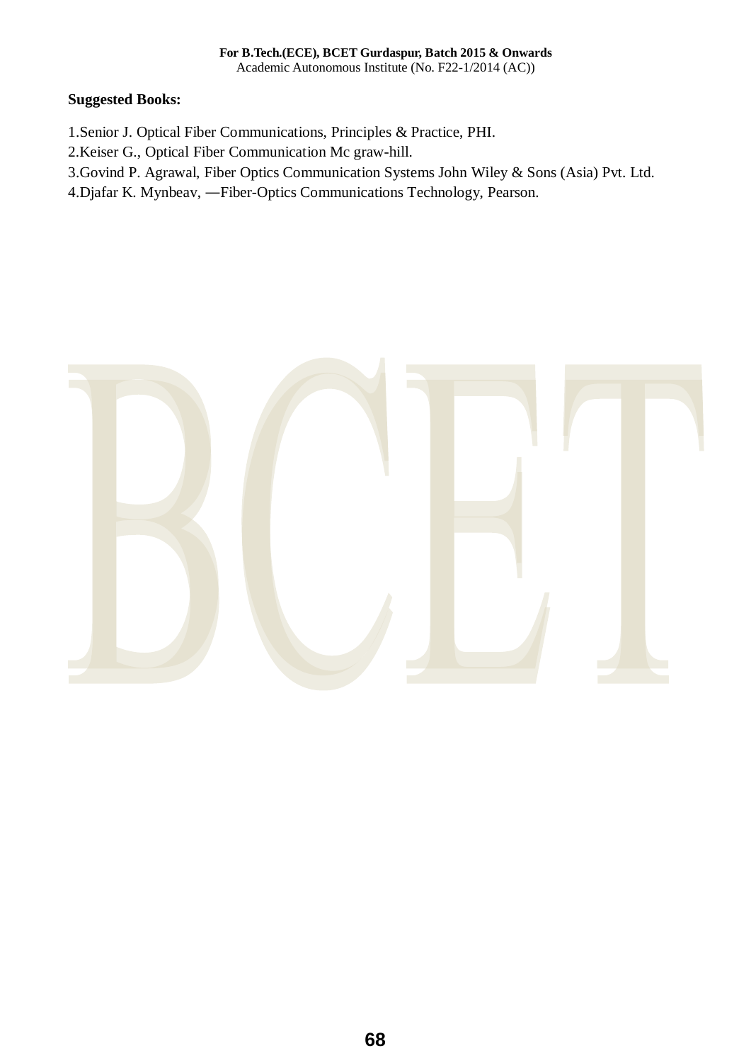**Suggested Books:**

1.Senior J. Optical Fiber Communications, Principles & Practice, PHI.
2.Keiser G., Optical Fiber Communication Mc graw-hill.
3.Govind P. Agrawal, Fiber Optics Communication Systems John Wiley & Sons (Asia) Pvt. Ltd.
4.Djafar K. Mynbeav, ―Fiber-Optics Communications Technology, Pearson.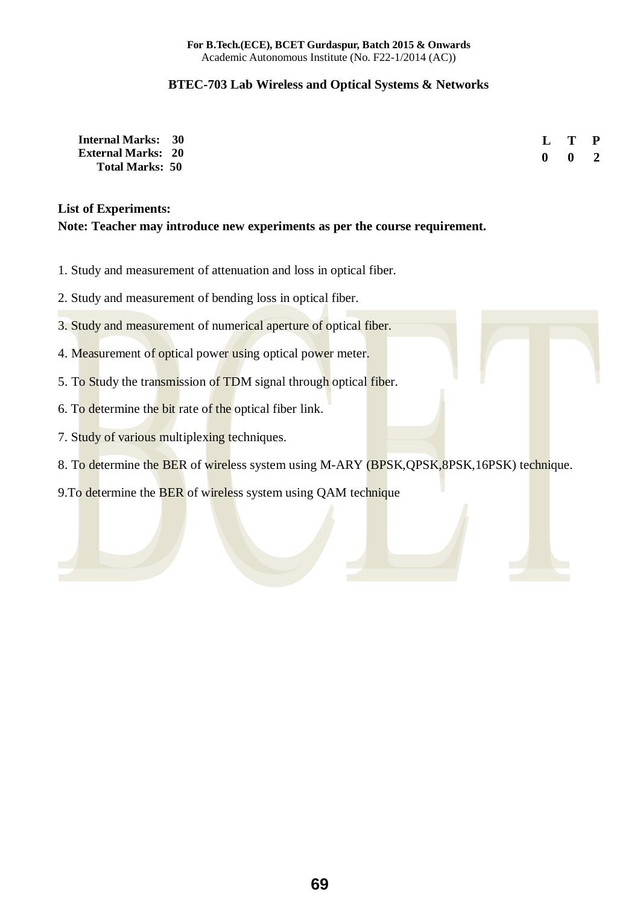# BTEC-703 Lab Wireless and Optical Systems & Networks

| | | | | |
|---|---|---|---|---|
| **Internal Marks: 30** | | **L** | **T** | **P** |
| **External Marks: 20** | | **0** | **0** | **2** |
| **Total Marks: 50** | | | | |

**List of Experiments:**

**Note: Teacher may introduce new experiments as per the course requirement.**

1. Study and measurement of attenuation and loss in optical fiber.
2. Study and measurement of bending loss in optical fiber.
3. Study and measurement of numerical aperture of optical fiber.
4. Measurement of optical power using optical power meter.
5. To Study the transmission of TDM signal through optical fiber.
6. To determine the bit rate of the optical fiber link.
7. Study of various multiplexing techniques.
8. To determine the BER of wireless system using M-ARY (BPSK,QPSK,8PSK,16PSK) technique.
9. To determine the BER of wireless system using QAM technique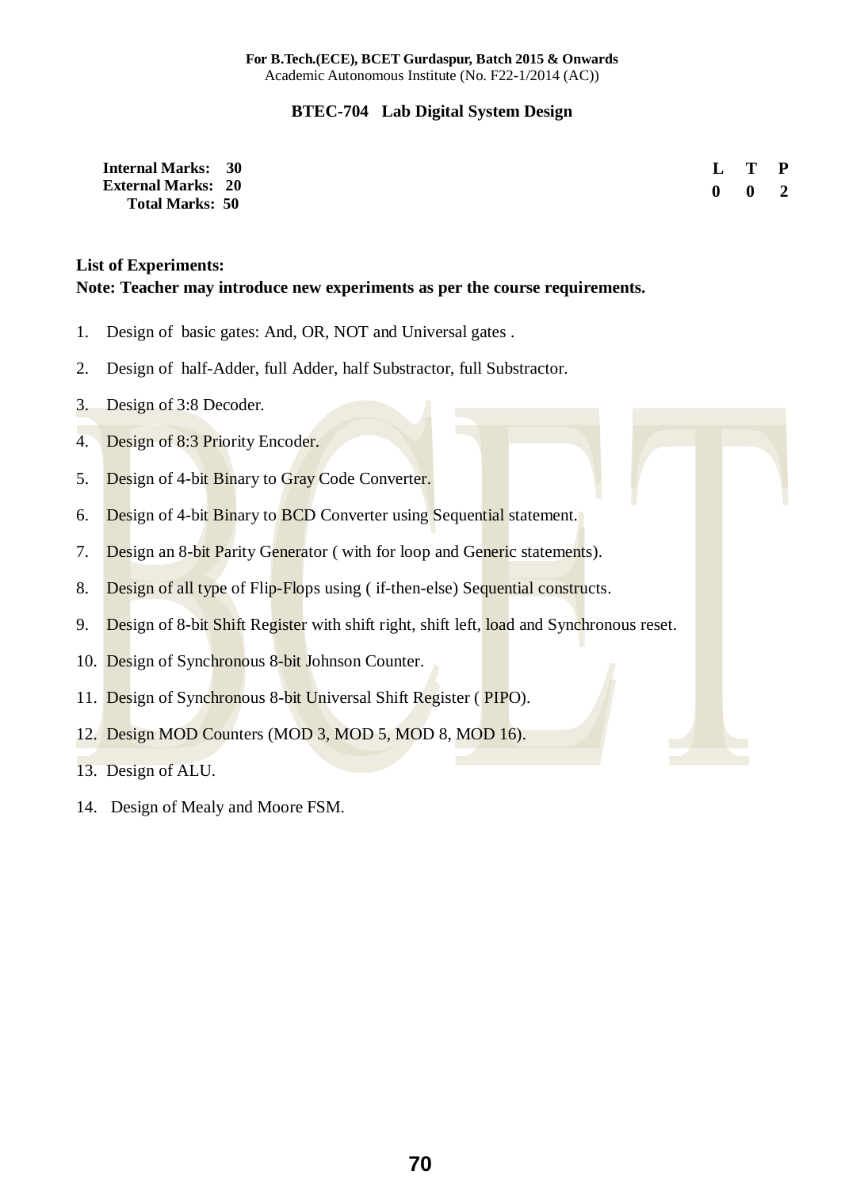**For B.Tech.(ECE), BCET Gurdaspur, Batch 2015 & Onwards**
Academic Autonomous Institute (No. F22-1/2014 (AC))

## BTEC-704 Lab Digital System Design

| | | | | |
|---|---|---|---|---|
| **Internal Marks: 30** | | **L** | **T** | **P** |
| **External Marks: 20** | | **0** | **0** | **2** |
| **Total Marks: 50** | | | | |

**List of Experiments:**
**Note: Teacher may introduce new experiments as per the course requirements.**

1. Design of basic gates: And, OR, NOT and Universal gates .
2. Design of half-Adder, full Adder, half Substractor, full Substractor.
3. Design of 3:8 Decoder.
4. Design of 8:3 Priority Encoder.
5. Design of 4-bit Binary to Gray Code Converter.
6. Design of 4-bit Binary to BCD Converter using Sequential statement.
7. Design an 8-bit Parity Generator ( with for loop and Generic statements).
8. Design of all type of Flip-Flops using ( if-then-else) Sequential constructs.
9. Design of 8-bit Shift Register with shift right, shift left, load and Synchronous reset.
10. Design of Synchronous 8-bit Johnson Counter.
11. Design of Synchronous 8-bit Universal Shift Register ( PIPO).
12. Design MOD Counters (MOD 3, MOD 5, MOD 8, MOD 16).
13. Design of ALU.
14. Design of Mealy and Moore FSM.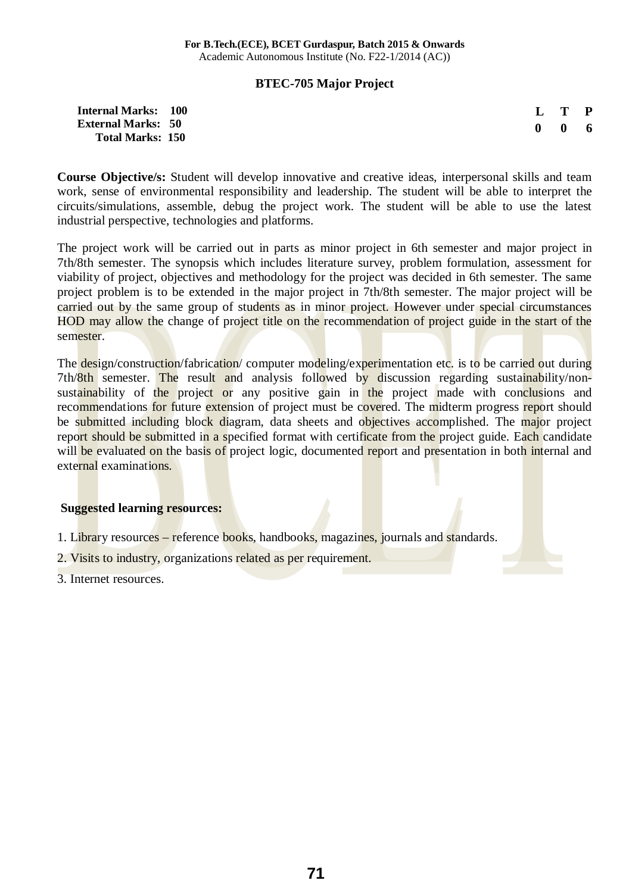## BTEC-705 Major Project

| | | | | |
|---|---|---|---|---|
| **Internal Marks:** | **100** | **L** | **T** | **P** |
| **External Marks:** | **50** | **0** | **0** | **6** |
| **Total Marks:** | **150** | | | |

**Course Objective/s:** Student will develop innovative and creative ideas, interpersonal skills and team work, sense of environmental responsibility and leadership. The student will be able to interpret the circuits/simulations, assemble, debug the project work. The student will be able to use the latest industrial perspective, technologies and platforms.

The project work will be carried out in parts as minor project in 6th semester and major project in 7th/8th semester. The synopsis which includes literature survey, problem formulation, assessment for viability of project, objectives and methodology for the project was decided in 6th semester. The same project problem is to be extended in the major project in 7th/8th semester. The major project will be carried out by the same group of students as in minor project. However under special circumstances HOD may allow the change of project title on the recommendation of project guide in the start of the semester.

The design/construction/fabrication/ computer modeling/experimentation etc. is to be carried out during 7th/8th semester. The result and analysis followed by discussion regarding sustainability/non-sustainability of the project or any positive gain in the project made with conclusions and recommendations for future extension of project must be covered. The midterm progress report should be submitted including block diagram, data sheets and objectives accomplished. The major project report should be submitted in a specified format with certificate from the project guide. Each candidate will be evaluated on the basis of project logic, documented report and presentation in both internal and external examinations.

**Suggested learning resources:**

1. Library resources – reference books, handbooks, magazines, journals and standards.
2. Visits to industry, organizations related as per requirement.
3. Internet resources.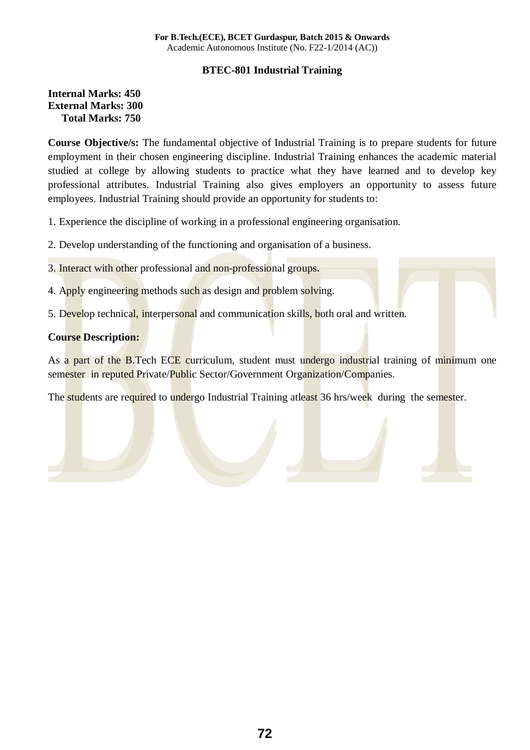## BTEC-801 Industrial Training

**Internal Marks: 450**
**External Marks: 300**
**Total Marks: 750**

**Course Objective/s:** The fundamental objective of Industrial Training is to prepare students for future employment in their chosen engineering discipline. Industrial Training enhances the academic material studied at college by allowing students to practice what they have learned and to develop key professional attributes. Industrial Training also gives employers an opportunity to assess future employees. Industrial Training should provide an opportunity for students to:

1. Experience the discipline of working in a professional engineering organisation.

2. Develop understanding of the functioning and organisation of a business.

3. Interact with other professional and non-professional groups.

4. Apply engineering methods such as design and problem solving.

5. Develop technical, interpersonal and communication skills, both oral and written.

**Course Description:**

As a part of the B.Tech ECE curriculum, student must undergo industrial training of minimum one semester in reputed Private/Public Sector/Government Organization/Companies.

The students are required to undergo Industrial Training atleast 36 hrs/week during the semester.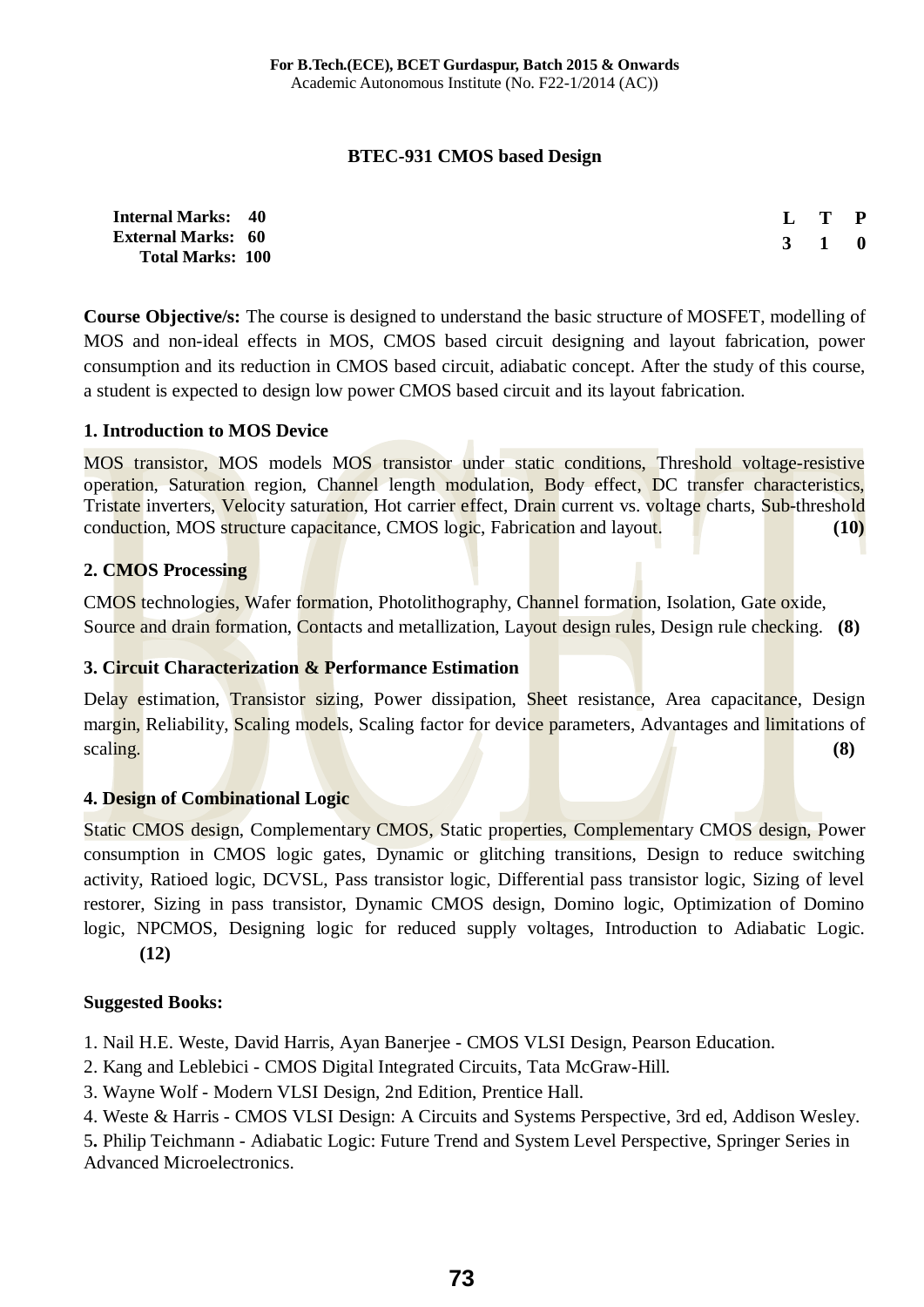# BTEC-931 CMOS based Design

| | | | | |
|---|---|---|---|---|
| **Internal Marks: 40** | | **L** | **T** | **P** |
| **External Marks: 60** | | **3** | **1** | **0** |
| **Total Marks: 100** | | | | |

**Course Objective/s:** The course is designed to understand the basic structure of MOSFET, modelling of MOS and non-ideal effects in MOS, CMOS based circuit designing and layout fabrication, power consumption and its reduction in CMOS based circuit, adiabatic concept. After the study of this course, a student is expected to design low power CMOS based circuit and its layout fabrication.

### 1. Introduction to MOS Device

MOS transistor, MOS models MOS transistor under static conditions, Threshold voltage-resistive operation, Saturation region, Channel length modulation, Body effect, DC transfer characteristics, Tristate inverters, Velocity saturation, Hot carrier effect, Drain current vs. voltage charts, Sub-threshold conduction, MOS structure capacitance, CMOS logic, Fabrication and layout. **(10)**

### 2. CMOS Processing

CMOS technologies, Wafer formation, Photolithography, Channel formation, Isolation, Gate oxide, Source and drain formation, Contacts and metallization, Layout design rules, Design rule checking. **(8)**

### 3. Circuit Characterization & Performance Estimation

Delay estimation, Transistor sizing, Power dissipation, Sheet resistance, Area capacitance, Design margin, Reliability, Scaling models, Scaling factor for device parameters, Advantages and limitations of scaling. **(8)**

### 4. Design of Combinational Logic

Static CMOS design, Complementary CMOS, Static properties, Complementary CMOS design, Power consumption in CMOS logic gates, Dynamic or glitching transitions, Design to reduce switching activity, Ratioed logic, DCVSL, Pass transistor logic, Differential pass transistor logic, Sizing of level restorer, Sizing in pass transistor, Dynamic CMOS design, Domino logic, Optimization of Domino logic, NPCMOS, Designing logic for reduced supply voltages, Introduction to Adiabatic Logic. **(12)**

### Suggested Books:

1. Nail H.E. Weste, David Harris, Ayan Banerjee - CMOS VLSI Design, Pearson Education.
2. Kang and Leblebici - CMOS Digital Integrated Circuits, Tata McGraw-Hill.
3. Wayne Wolf - Modern VLSI Design, 2nd Edition, Prentice Hall.
4. Weste & Harris - CMOS VLSI Design: A Circuits and Systems Perspective, 3rd ed, Addison Wesley.
5. Philip Teichmann - Adiabatic Logic: Future Trend and System Level Perspective, Springer Series in Advanced Microelectronics.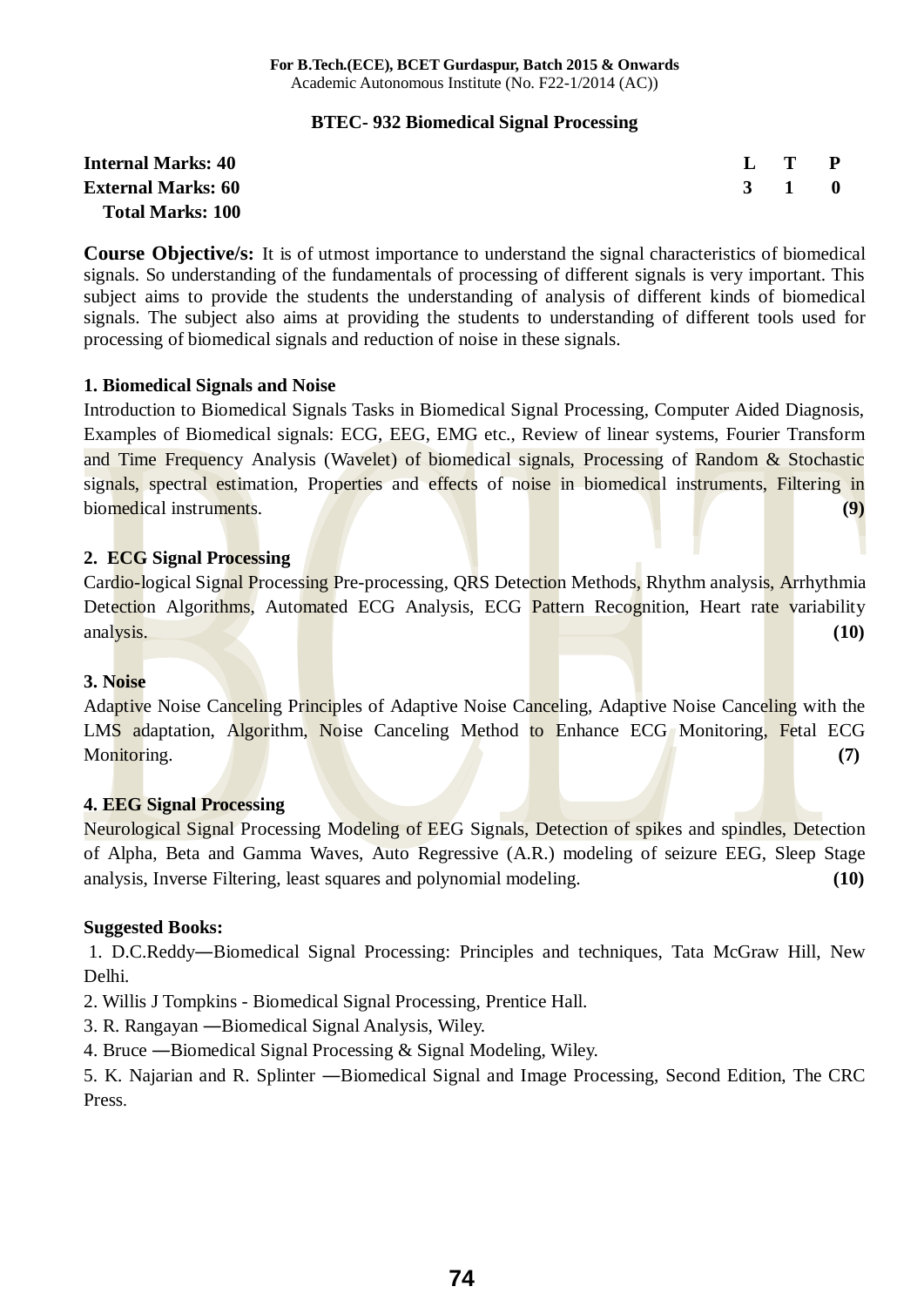For B.Tech.(ECE), BCET Gurdaspur, Batch 2015 & Onwards
Academic Autonomous Institute (No. F22-1/2014 (AC))

## BTEC- 932 Biomedical Signal Processing

| | | | |
|---|---|---|---|
| **Internal Marks: 40** | **L** | **T** | **P** |
| **External Marks: 60** | **3** | **1** | **0** |
| **Total Marks: 100** | | | |

**Course Objective/s:** It is of utmost importance to understand the signal characteristics of biomedical signals. So understanding of the fundamentals of processing of different signals is very important. This subject aims to provide the students the understanding of analysis of different kinds of biomedical signals. The subject also aims at providing the students to understanding of different tools used for processing of biomedical signals and reduction of noise in these signals.

### 1. Biomedical Signals and Noise

Introduction to Biomedical Signals Tasks in Biomedical Signal Processing, Computer Aided Diagnosis, Examples of Biomedical signals: ECG, EEG, EMG etc., Review of linear systems, Fourier Transform and Time Frequency Analysis (Wavelet) of biomedical signals, Processing of Random & Stochastic signals, spectral estimation, Properties and effects of noise in biomedical instruments, Filtering in biomedical instruments. **(9)**

### 2. ECG Signal Processing

Cardio-logical Signal Processing Pre-processing, QRS Detection Methods, Rhythm analysis, Arrhythmia Detection Algorithms, Automated ECG Analysis, ECG Pattern Recognition, Heart rate variability analysis. **(10)**

### 3. Noise

Adaptive Noise Canceling Principles of Adaptive Noise Canceling, Adaptive Noise Canceling with the LMS adaptation, Algorithm, Noise Canceling Method to Enhance ECG Monitoring, Fetal ECG Monitoring. **(7)**

### 4. EEG Signal Processing

Neurological Signal Processing Modeling of EEG Signals, Detection of spikes and spindles, Detection of Alpha, Beta and Gamma Waves, Auto Regressive (A.R.) modeling of seizure EEG, Sleep Stage analysis, Inverse Filtering, least squares and polynomial modeling. **(10)**

**Suggested Books:**

1. D.C.Reddy―Biomedical Signal Processing: Principles and techniques, Tata McGraw Hill, New Delhi.
2. Willis J Tompkins - Biomedical Signal Processing, Prentice Hall.
3. R. Rangayan ―Biomedical Signal Analysis, Wiley.
4. Bruce ―Biomedical Signal Processing & Signal Modeling, Wiley.
5. K. Najarian and R. Splinter ―Biomedical Signal and Image Processing, Second Edition, The CRC Press.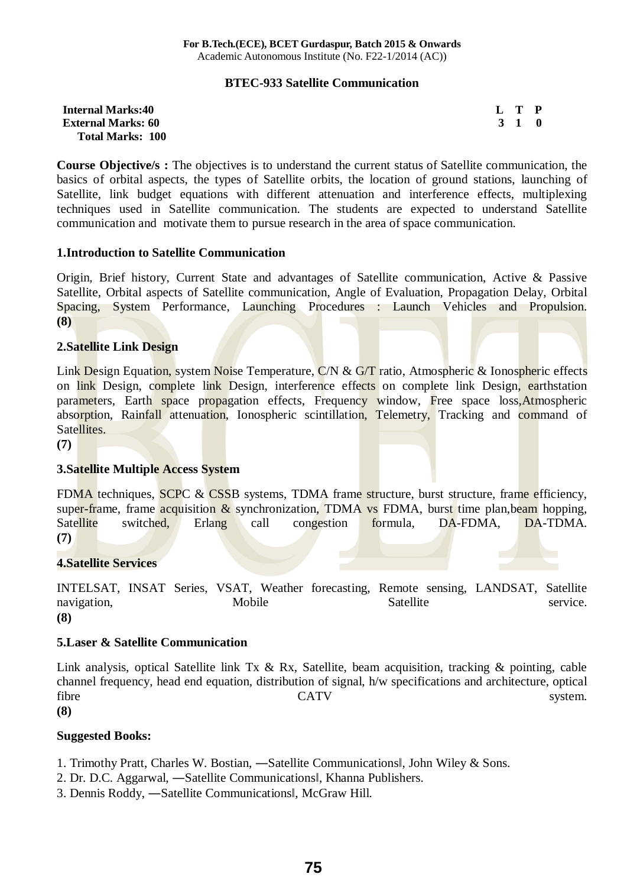For B.Tech.(ECE), BCET Gurdaspur, Batch 2015 & Onwards
Academic Autonomous Institute (No. F22-1/2014 (AC))

## BTEC-933 Satellite Communication

| | | | |
|---|---|---|---|
| **Internal Marks:40** | **L** | **T** | **P** |
| **External Marks: 60** | **3** | **1** | **0** |
| **Total Marks: 100** | | | |

**Course Objective/s :** The objectives is to understand the current status of Satellite communication, the basics of orbital aspects, the types of Satellite orbits, the location of ground stations, launching of Satellite, link budget equations with different attenuation and interference effects, multiplexing techniques used in Satellite communication. The students are expected to understand Satellite communication and motivate them to pursue research in the area of space communication.

### 1.Introduction to Satellite Communication

Origin, Brief history, Current State and advantages of Satellite communication, Active & Passive Satellite, Orbital aspects of Satellite communication, Angle of Evaluation, Propagation Delay, Orbital Spacing, System Performance, Launching Procedures : Launch Vehicles and Propulsion. **(8)**

### 2.Satellite Link Design

Link Design Equation, system Noise Temperature, C/N & G/T ratio, Atmospheric & Ionospheric effects on link Design, complete link Design, interference effects on complete link Design, earthstation parameters, Earth space propagation effects, Frequency window, Free space loss,Atmospheric absorption, Rainfall attenuation, Ionospheric scintillation, Telemetry, Tracking and command of Satellites.
**(7)**

### 3.Satellite Multiple Access System

FDMA techniques, SCPC & CSSB systems, TDMA frame structure, burst structure, frame efficiency, super-frame, frame acquisition & synchronization, TDMA vs FDMA, burst time plan,beam hopping, Satellite switched, Erlang call congestion formula, DA-FDMA, DA-TDMA. **(7)**

### 4.Satellite Services

INTELSAT, INSAT Series, VSAT, Weather forecasting, Remote sensing, LANDSAT, Satellite navigation, Mobile Satellite service.
**(8)**

### 5.Laser & Satellite Communication

Link analysis, optical Satellite link Tx & Rx, Satellite, beam acquisition, tracking & pointing, cable channel frequency, head end equation, distribution of signal, h/w specifications and architecture, optical fibre CATV system.
**(8)**

### Suggested Books:

1. Trimothy Pratt, Charles W. Bostian, ―Satellite Communications‖, John Wiley & Sons.
2. Dr. D.C. Aggarwal, ―Satellite Communications‖, Khanna Publishers.
3. Dennis Roddy, ―Satellite Communications‖, McGraw Hill.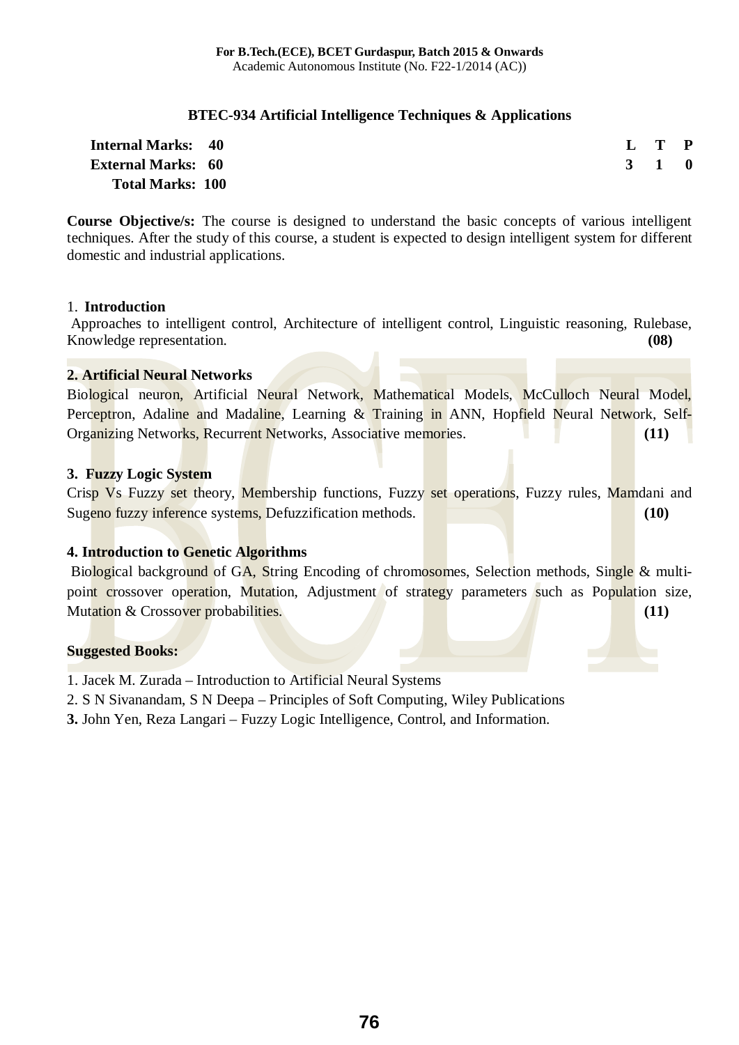## BTEC-934 Artificial Intelligence Techniques & Applications

| | | | | |
|---|---|---|---|---|
| **Internal Marks: 40** | | **L** | **T** | **P** |
| **External Marks: 60** | | **3** | **1** | **0** |
| **Total Marks: 100** | | | | |

**Course Objective/s:** The course is designed to understand the basic concepts of various intelligent techniques. After the study of this course, a student is expected to design intelligent system for different domestic and industrial applications.

1. **Introduction**

Approaches to intelligent control, Architecture of intelligent control, Linguistic reasoning, Rulebase, Knowledge representation. **(08)**

**2. Artificial Neural Networks**

Biological neuron, Artificial Neural Network, Mathematical Models, McCulloch Neural Model, Perceptron, Adaline and Madaline, Learning & Training in ANN, Hopfield Neural Network, Self-Organizing Networks, Recurrent Networks, Associative memories. **(11)**

**3. Fuzzy Logic System**

Crisp Vs Fuzzy set theory, Membership functions, Fuzzy set operations, Fuzzy rules, Mamdani and Sugeno fuzzy inference systems, Defuzzification methods. **(10)**

**4. Introduction to Genetic Algorithms**

Biological background of GA, String Encoding of chromosomes, Selection methods, Single & multi-point crossover operation, Mutation, Adjustment of strategy parameters such as Population size, Mutation & Crossover probabilities. **(11)**

**Suggested Books:**

1. Jacek M. Zurada – Introduction to Artificial Neural Systems
2. S N Sivanandam, S N Deepa – Principles of Soft Computing, Wiley Publications
3. John Yen, Reza Langari – Fuzzy Logic Intelligence, Control, and Information.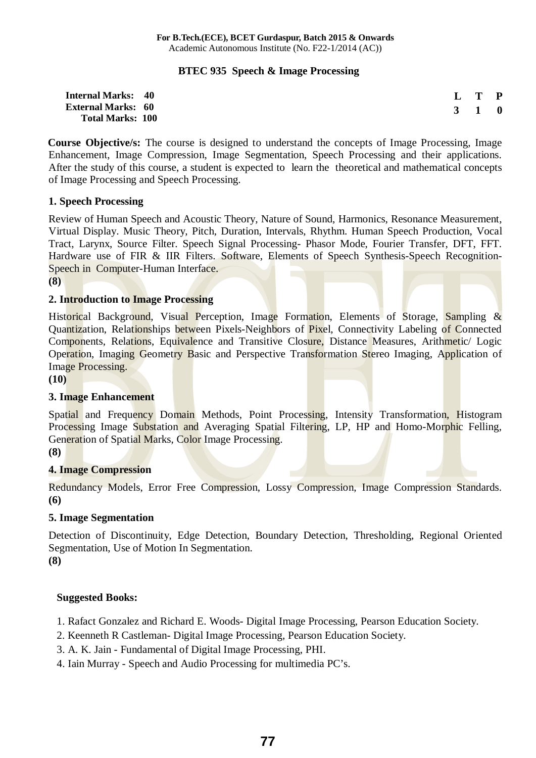For B.Tech.(ECE), BCET Gurdaspur, Batch 2015 & Onwards
Academic Autonomous Institute (No. F22-1/2014 (AC))

## BTEC 935 Speech & Image Processing

| | | | | |
|---|---|---|---|---|
| **Internal Marks: 40** | **L** | **T** | **P** |
| **External Marks: 60** | **3** | **1** | **0** |
| **Total Marks: 100** | | | |

**Course Objective/s:** The course is designed to understand the concepts of Image Processing, Image Enhancement, Image Compression, Image Segmentation, Speech Processing and their applications. After the study of this course, a student is expected to learn the theoretical and mathematical concepts of Image Processing and Speech Processing.

### 1. Speech Processing

Review of Human Speech and Acoustic Theory, Nature of Sound, Harmonics, Resonance Measurement, Virtual Display. Music Theory, Pitch, Duration, Intervals, Rhythm. Human Speech Production, Vocal Tract, Larynx, Source Filter. Speech Signal Processing- Phasor Mode, Fourier Transfer, DFT, FFT. Hardware use of FIR & IIR Filters. Software, Elements of Speech Synthesis-Speech Recognition-Speech in Computer-Human Interface.
**(8)**

### 2. Introduction to Image Processing

Historical Background, Visual Perception, Image Formation, Elements of Storage, Sampling & Quantization, Relationships between Pixels-Neighbors of Pixel, Connectivity Labeling of Connected Components, Relations, Equivalence and Transitive Closure, Distance Measures, Arithmetic/ Logic Operation, Imaging Geometry Basic and Perspective Transformation Stereo Imaging, Application of Image Processing.
**(10)**

### 3. Image Enhancement

Spatial and Frequency Domain Methods, Point Processing, Intensity Transformation, Histogram Processing Image Substation and Averaging Spatial Filtering, LP, HP and Homo-Morphic Felling, Generation of Spatial Marks, Color Image Processing.
**(8)**

### 4. Image Compression

Redundancy Models, Error Free Compression, Lossy Compression, Image Compression Standards. **(6)**

### 5. Image Segmentation

Detection of Discontinuity, Edge Detection, Boundary Detection, Thresholding, Regional Oriented Segmentation, Use of Motion In Segmentation.
**(8)**

**Suggested Books:**

1. Rafact Gonzalez and Richard E. Woods- Digital Image Processing, Pearson Education Society.
2. Keenneth R Castleman- Digital Image Processing, Pearson Education Society.
3. A. K. Jain - Fundamental of Digital Image Processing, PHI.
4. Iain Murray - Speech and Audio Processing for multimedia PC's.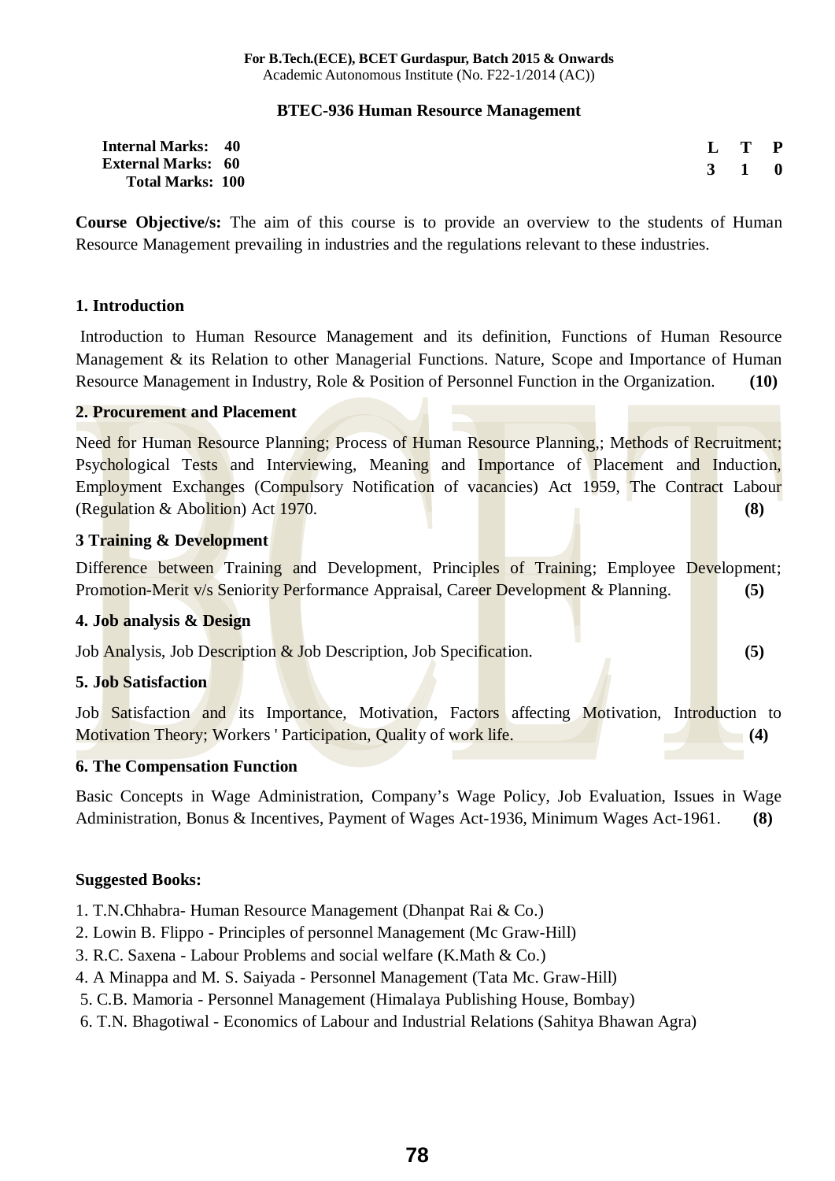For B.Tech.(ECE), BCET Gurdaspur, Batch 2015 & Onwards
Academic Autonomous Institute (No. F22-1/2014 (AC))

## BTEC-936 Human Resource Management

**Internal Marks: 40**
**External Marks: 60**
**Total Marks: 100**

| L | T | P |
|---|---|---|
| 3 | 1 | 0 |

**Course Objective/s:** The aim of this course is to provide an overview to the students of Human Resource Management prevailing in industries and the regulations relevant to these industries.

### 1. Introduction

Introduction to Human Resource Management and its definition, Functions of Human Resource Management & its Relation to other Managerial Functions. Nature, Scope and Importance of Human Resource Management in Industry, Role & Position of Personnel Function in the Organization. **(10)**

### 2. Procurement and Placement

Need for Human Resource Planning; Process of Human Resource Planning,; Methods of Recruitment; Psychological Tests and Interviewing, Meaning and Importance of Placement and Induction, Employment Exchanges (Compulsory Notification of vacancies) Act 1959, The Contract Labour (Regulation & Abolition) Act 1970. **(8)**

### 3 Training & Development

Difference between Training and Development, Principles of Training; Employee Development; Promotion-Merit v/s Seniority Performance Appraisal, Career Development & Planning. **(5)**

### 4. Job analysis & Design

Job Analysis, Job Description & Job Description, Job Specification. **(5)**

### 5. Job Satisfaction

Job Satisfaction and its Importance, Motivation, Factors affecting Motivation, Introduction to Motivation Theory; Workers ' Participation, Quality of work life. **(4)**

### 6. The Compensation Function

Basic Concepts in Wage Administration, Company's Wage Policy, Job Evaluation, Issues in Wage Administration, Bonus & Incentives, Payment of Wages Act-1936, Minimum Wages Act-1961. **(8)**

**Suggested Books:**

1. T.N.Chhabra- Human Resource Management (Dhanpat Rai & Co.)
2. Lowin B. Flippo - Principles of personnel Management (Mc Graw-Hill)
3. R.C. Saxena - Labour Problems and social welfare (K.Math & Co.)
4. A Minappa and M. S. Saiyada - Personnel Management (Tata Mc. Graw-Hill)
5. C.B. Mamoria - Personnel Management (Himalaya Publishing House, Bombay)
6. T.N. Bhagotiwal - Economics of Labour and Industrial Relations (Sahitya Bhawan Agra)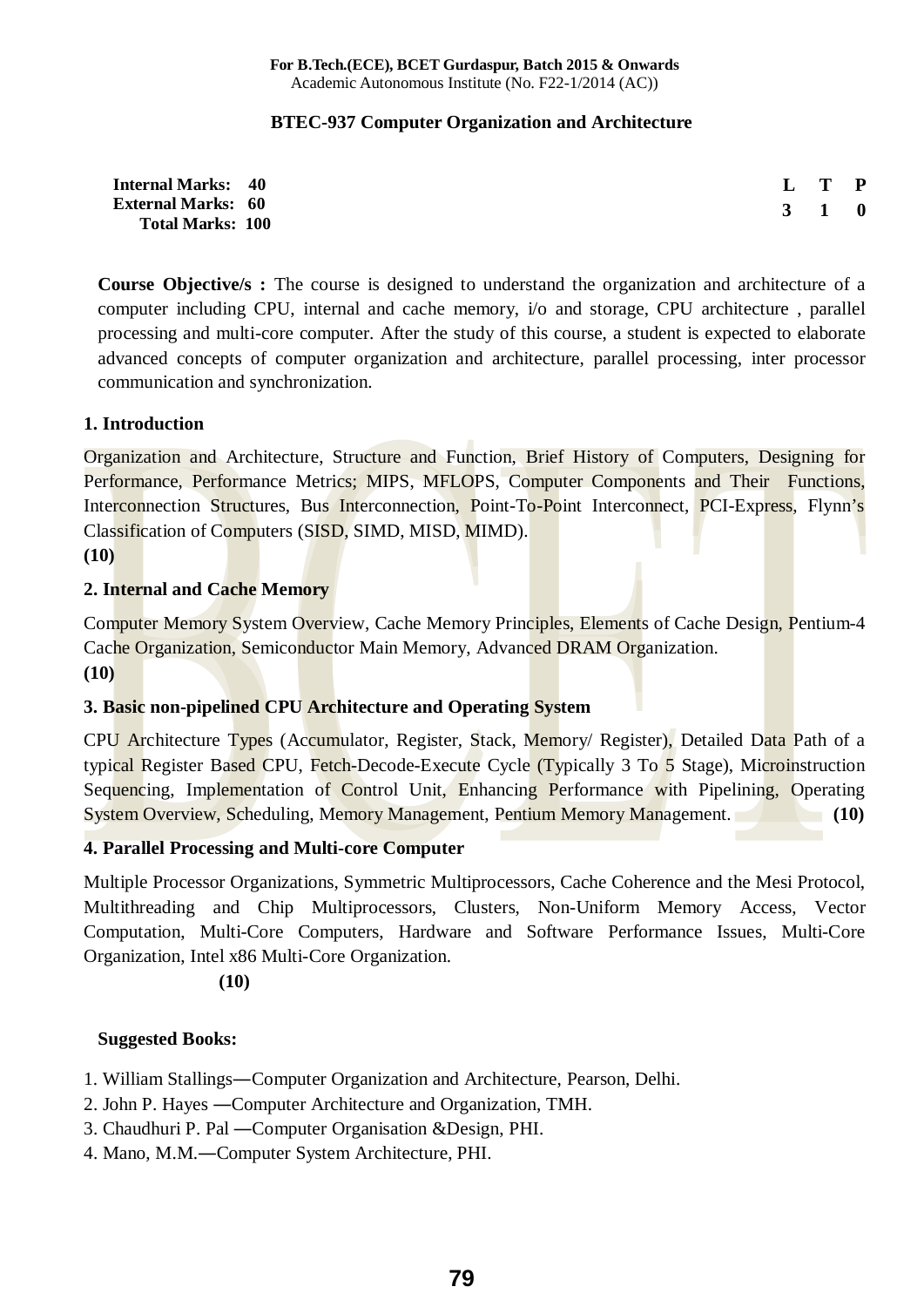For B.Tech.(ECE), BCET Gurdaspur, Batch 2015 & Onwards
Academic Autonomous Institute (No. F22-1/2014 (AC))

## BTEC-937 Computer Organization and Architecture

| | | | | |
|---|---|---|---|---|
| **Internal Marks:** | **40** | **L** | **T** | **P** |
| **External Marks:** | **60** | **3** | **1** | **0** |
| **Total Marks:** | **100** | | | |

**Course Objective/s :** The course is designed to understand the organization and architecture of a computer including CPU, internal and cache memory, i/o and storage, CPU architecture , parallel processing and multi-core computer. After the study of this course, a student is expected to elaborate advanced concepts of computer organization and architecture, parallel processing, inter processor communication and synchronization.

### 1. Introduction

Organization and Architecture, Structure and Function, Brief History of Computers, Designing for Performance, Performance Metrics; MIPS, MFLOPS, Computer Components and Their Functions, Interconnection Structures, Bus Interconnection, Point-To-Point Interconnect, PCI-Express, Flynn's Classification of Computers (SISD, SIMD, MISD, MIMD).
**(10)**

### 2. Internal and Cache Memory

Computer Memory System Overview, Cache Memory Principles, Elements of Cache Design, Pentium-4 Cache Organization, Semiconductor Main Memory, Advanced DRAM Organization.
**(10)**

### 3. Basic non-pipelined CPU Architecture and Operating System

CPU Architecture Types (Accumulator, Register, Stack, Memory/ Register), Detailed Data Path of a typical Register Based CPU, Fetch-Decode-Execute Cycle (Typically 3 To 5 Stage), Microinstruction Sequencing, Implementation of Control Unit, Enhancing Performance with Pipelining, Operating System Overview, Scheduling, Memory Management, Pentium Memory Management. **(10)**

### 4. Parallel Processing and Multi-core Computer

Multiple Processor Organizations, Symmetric Multiprocessors, Cache Coherence and the Mesi Protocol, Multithreading and Chip Multiprocessors, Clusters, Non-Uniform Memory Access, Vector Computation, Multi-Core Computers, Hardware and Software Performance Issues, Multi-Core Organization, Intel x86 Multi-Core Organization.
**(10)**

**Suggested Books:**

1. William Stallings—Computer Organization and Architecture, Pearson, Delhi.
2. John P. Hayes —Computer Architecture and Organization, TMH.
3. Chaudhuri P. Pal —Computer Organisation &Design, PHI.
4. Mano, M.M.—Computer System Architecture, PHI.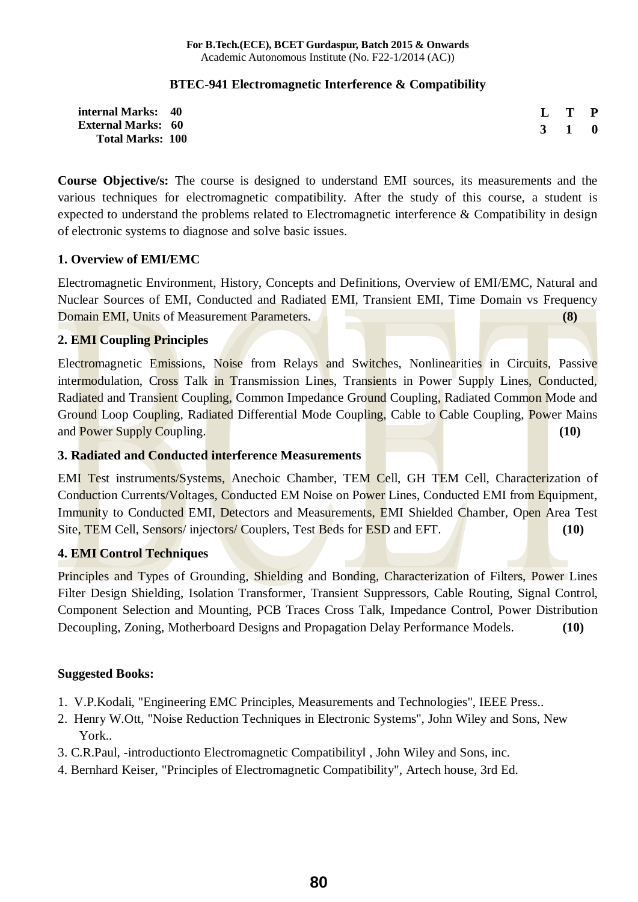**For B.Tech.(ECE), BCET Gurdaspur, Batch 2015 & Onwards**
Academic Autonomous Institute (No. F22-1/2014 (AC))

## BTEC-941 Electromagnetic Interference & Compatibility

| | | | |
|---|---|---|---|
| **internal Marks: 40** | **L** | **T** | **P** |
| **External Marks: 60** | **3** | **1** | **0** |
| **Total Marks: 100** | | | |

**Course Objective/s:** The course is designed to understand EMI sources, its measurements and the various techniques for electromagnetic compatibility. After the study of this course, a student is expected to understand the problems related to Electromagnetic interference & Compatibility in design of electronic systems to diagnose and solve basic issues.

### 1. Overview of EMI/EMC

Electromagnetic Environment, History, Concepts and Definitions, Overview of EMI/EMC, Natural and Nuclear Sources of EMI, Conducted and Radiated EMI, Transient EMI, Time Domain vs Frequency Domain EMI, Units of Measurement Parameters. **(8)**

### 2. EMI Coupling Principles

Electromagnetic Emissions, Noise from Relays and Switches, Nonlinearities in Circuits, Passive intermodulation, Cross Talk in Transmission Lines, Transients in Power Supply Lines, Conducted, Radiated and Transient Coupling, Common Impedance Ground Coupling, Radiated Common Mode and Ground Loop Coupling, Radiated Differential Mode Coupling, Cable to Cable Coupling, Power Mains and Power Supply Coupling. **(10)**

### 3. Radiated and Conducted interference Measurements

EMI Test instruments/Systems, Anechoic Chamber, TEM Cell, GH TEM Cell, Characterization of Conduction Currents/Voltages, Conducted EM Noise on Power Lines, Conducted EMI from Equipment, Immunity to Conducted EMI, Detectors and Measurements, EMI Shielded Chamber, Open Area Test Site, TEM Cell, Sensors/ injectors/ Couplers, Test Beds for ESD and EFT. **(10)**

### 4. EMI Control Techniques

Principles and Types of Grounding, Shielding and Bonding, Characterization of Filters, Power Lines Filter Design Shielding, Isolation Transformer, Transient Suppressors, Cable Routing, Signal Control, Component Selection and Mounting, PCB Traces Cross Talk, Impedance Control, Power Distribution Decoupling, Zoning, Motherboard Designs and Propagation Delay Performance Models. **(10)**

**Suggested Books:**

1. V.P.Kodali, "Engineering EMC Principles, Measurements and Technologies", IEEE Press..
2. Henry W.Ott, "Noise Reduction Techniques in Electronic Systems", John Wiley and Sons, New York..
3. C.R.Paul, -introductionto Electromagnetic Compatibility‖ , John Wiley and Sons, inc.
4. Bernhard Keiser, "Principles of Electromagnetic Compatibility", Artech house, 3rd Ed.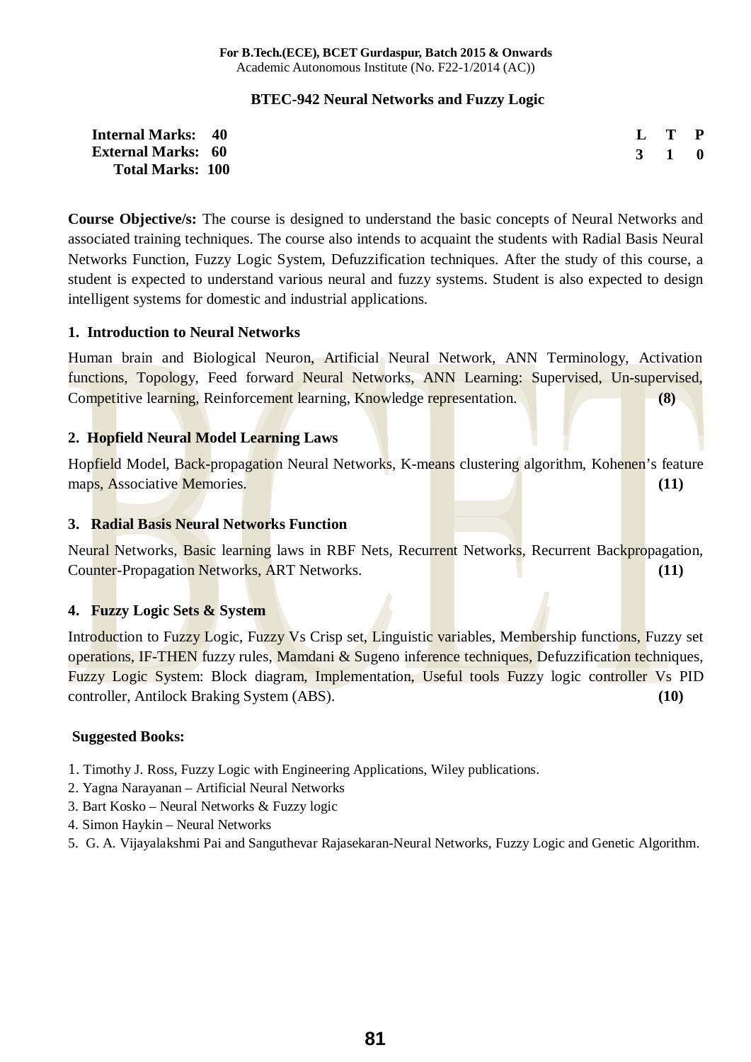**For B.Tech.(ECE), BCET Gurdaspur, Batch 2015 & Onwards**
Academic Autonomous Institute (No. F22-1/2014 (AC))

## BTEC-942 Neural Networks and Fuzzy Logic

| | | | | |
|---|---|---|---|---|
| **Internal Marks: 40** | | **L** | **T** | **P** |
| **External Marks: 60** | | **3** | **1** | **0** |
| **Total Marks: 100** | | | | |

**Course Objective/s:** The course is designed to understand the basic concepts of Neural Networks and associated training techniques. The course also intends to acquaint the students with Radial Basis Neural Networks Function, Fuzzy Logic System, Defuzzification techniques. After the study of this course, a student is expected to understand various neural and fuzzy systems. Student is also expected to design intelligent systems for domestic and industrial applications.

### 1. Introduction to Neural Networks

Human brain and Biological Neuron, Artificial Neural Network, ANN Terminology, Activation functions, Topology, Feed forward Neural Networks, ANN Learning: Supervised, Un-supervised, Competitive learning, Reinforcement learning, Knowledge representation. **(8)**

### 2. Hopfield Neural Model Learning Laws

Hopfield Model, Back-propagation Neural Networks, K-means clustering algorithm, Kohenen's feature maps, Associative Memories. **(11)**

### 3. Radial Basis Neural Networks Function

Neural Networks, Basic learning laws in RBF Nets, Recurrent Networks, Recurrent Backpropagation, Counter-Propagation Networks, ART Networks. **(11)**

### 4. Fuzzy Logic Sets & System

Introduction to Fuzzy Logic, Fuzzy Vs Crisp set, Linguistic variables, Membership functions, Fuzzy set operations, IF-THEN fuzzy rules, Mamdani & Sugeno inference techniques, Defuzzification techniques, Fuzzy Logic System: Block diagram, Implementation, Useful tools Fuzzy logic controller Vs PID controller, Antilock Braking System (ABS). **(10)**

### Suggested Books:

1. Timothy J. Ross, Fuzzy Logic with Engineering Applications, Wiley publications.
2. Yagna Narayanan – Artificial Neural Networks
3. Bart Kosko – Neural Networks & Fuzzy logic
4. Simon Haykin – Neural Networks
5. G. A. Vijayalakshmi Pai and Sanguthevar Rajasekaran-Neural Networks, Fuzzy Logic and Genetic Algorithm.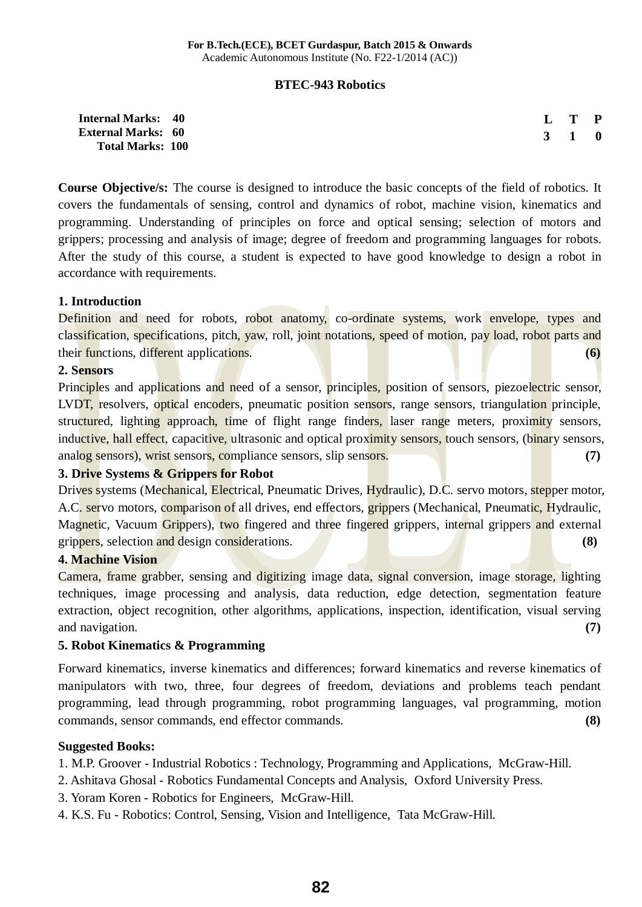For B.Tech.(ECE), BCET Gurdaspur, Batch 2015 & Onwards
Academic Autonomous Institute (No. F22-1/2014 (AC))

# BTEC-943 Robotics

| | | | | |
|---|---|---|---|---|
| **Internal Marks: 40** | | **L** | **T** | **P** |
| **External Marks: 60** | | **3** | **1** | **0** |
| **Total Marks: 100** | | | | |

**Course Objective/s:** The course is designed to introduce the basic concepts of the field of robotics. It covers the fundamentals of sensing, control and dynamics of robot, machine vision, kinematics and programming. Understanding of principles on force and optical sensing; selection of motors and grippers; processing and analysis of image; degree of freedom and programming languages for robots. After the study of this course, a student is expected to have good knowledge to design a robot in accordance with requirements.

**1. Introduction**

Definition and need for robots, robot anatomy, co-ordinate systems, work envelope, types and classification, specifications, pitch, yaw, roll, joint notations, speed of motion, pay load, robot parts and their functions, different applications. **(6)**

**2. Sensors**

Principles and applications and need of a sensor, principles, position of sensors, piezoelectric sensor, LVDT, resolvers, optical encoders, pneumatic position sensors, range sensors, triangulation principle, structured, lighting approach, time of flight range finders, laser range meters, proximity sensors, inductive, hall effect, capacitive, ultrasonic and optical proximity sensors, touch sensors, (binary sensors, analog sensors), wrist sensors, compliance sensors, slip sensors. **(7)**

**3. Drive Systems & Grippers for Robot**

Drives systems (Mechanical, Electrical, Pneumatic Drives, Hydraulic), D.C. servo motors, stepper motor, A.C. servo motors, comparison of all drives, end effectors, grippers (Mechanical, Pneumatic, Hydraulic, Magnetic, Vacuum Grippers), two fingered and three fingered grippers, internal grippers and external grippers, selection and design considerations. **(8)**

**4. Machine Vision**

Camera, frame grabber, sensing and digitizing image data, signal conversion, image storage, lighting techniques, image processing and analysis, data reduction, edge detection, segmentation feature extraction, object recognition, other algorithms, applications, inspection, identification, visual serving and navigation. **(7)**

**5. Robot Kinematics & Programming**

Forward kinematics, inverse kinematics and differences; forward kinematics and reverse kinematics of manipulators with two, three, four degrees of freedom, deviations and problems teach pendant programming, lead through programming, robot programming languages, val programming, motion commands, sensor commands, end effector commands. **(8)**

**Suggested Books:**

1. M.P. Groover - Industrial Robotics : Technology, Programming and Applications, McGraw-Hill.
2. Ashitava Ghosal - Robotics Fundamental Concepts and Analysis, Oxford University Press.
3. Yoram Koren - Robotics for Engineers, McGraw-Hill.
4. K.S. Fu - Robotics: Control, Sensing, Vision and Intelligence, Tata McGraw-Hill.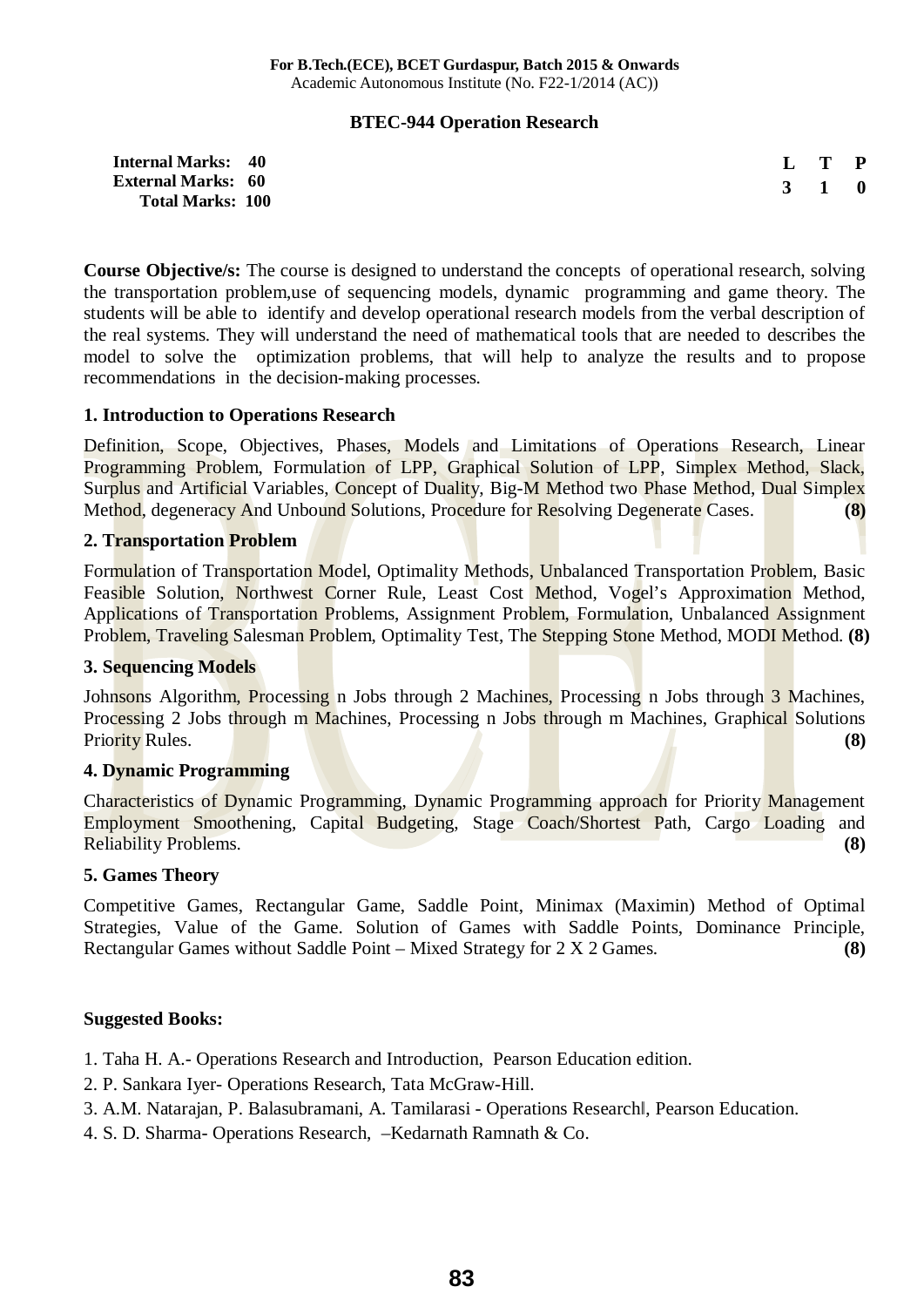**For B.Tech.(ECE), BCET Gurdaspur, Batch 2015 & Onwards**
Academic Autonomous Institute (No. F22-1/2014 (AC))

## BTEC-944 Operation Research

| | | | | |
|---|---|---|---|---|
| **Internal Marks: 40** | | **L** | **T** | **P** |
| **External Marks: 60** | | **3** | **1** | **0** |
| **Total Marks: 100** | | | | |

**Course Objective/s:** The course is designed to understand the concepts of operational research, solving the transportation problem,use of sequencing models, dynamic programming and game theory. The students will be able to identify and develop operational research models from the verbal description of the real systems. They will understand the need of mathematical tools that are needed to describes the model to solve the optimization problems, that will help to analyze the results and to propose recommendations in the decision-making processes.

### 1. Introduction to Operations Research

Definition, Scope, Objectives, Phases, Models and Limitations of Operations Research, Linear Programming Problem, Formulation of LPP, Graphical Solution of LPP, Simplex Method, Slack, Surplus and Artificial Variables, Concept of Duality, Big-M Method two Phase Method, Dual Simplex Method, degeneracy And Unbound Solutions, Procedure for Resolving Degenerate Cases. **(8)**

### 2. Transportation Problem

Formulation of Transportation Model, Optimality Methods, Unbalanced Transportation Problem, Basic Feasible Solution, Northwest Corner Rule, Least Cost Method, Vogel's Approximation Method, Applications of Transportation Problems, Assignment Problem, Formulation, Unbalanced Assignment Problem, Traveling Salesman Problem, Optimality Test, The Stepping Stone Method, MODI Method. **(8)**

### 3. Sequencing Models

Johnsons Algorithm, Processing n Jobs through 2 Machines, Processing n Jobs through 3 Machines, Processing 2 Jobs through m Machines, Processing n Jobs through m Machines, Graphical Solutions Priority Rules. **(8)**

### 4. Dynamic Programming

Characteristics of Dynamic Programming, Dynamic Programming approach for Priority Management Employment Smoothening, Capital Budgeting, Stage Coach/Shortest Path, Cargo Loading and Reliability Problems. **(8)**

### 5. Games Theory

Competitive Games, Rectangular Game, Saddle Point, Minimax (Maximin) Method of Optimal Strategies, Value of the Game. Solution of Games with Saddle Points, Dominance Principle, Rectangular Games without Saddle Point – Mixed Strategy for 2 X 2 Games. **(8)**

**Suggested Books:**

1. Taha H. A.- Operations Research and Introduction, Pearson Education edition.
2. P. Sankara Iyer- Operations Research, Tata McGraw-Hill.
3. A.M. Natarajan, P. Balasubramani, A. Tamilarasi - Operations Research‖, Pearson Education.
4. S. D. Sharma- Operations Research, –Kedarnath Ramnath & Co.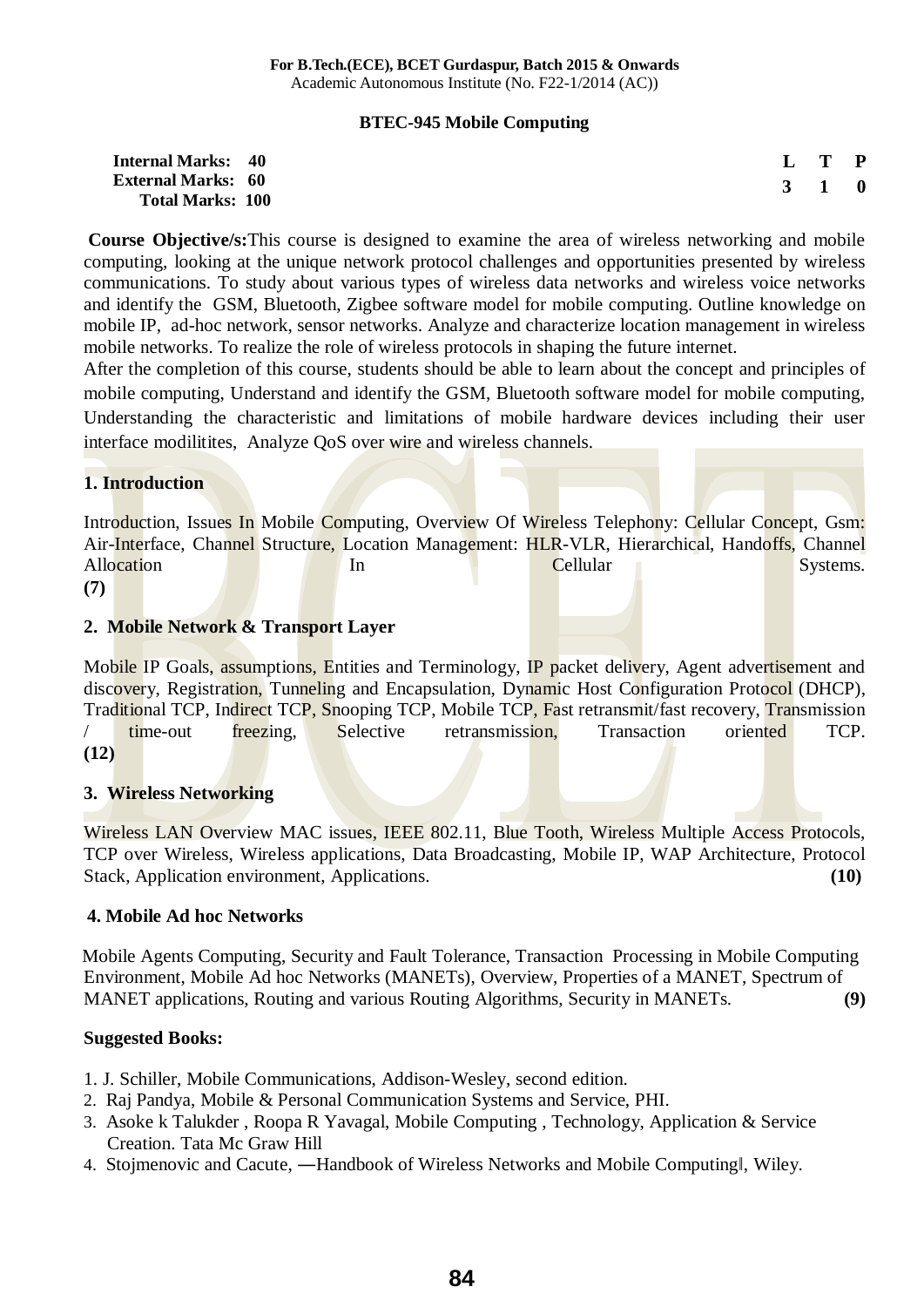**For B.Tech.(ECE), BCET Gurdaspur, Batch 2015 & Onwards**
Academic Autonomous Institute (No. F22-1/2014 (AC))

**BTEC-945 Mobile Computing**

| | | | |
|---|---|---|---|
| **Internal Marks: 40** | **L** | **T** | **P** |
| **External Marks: 60** | **3** | **1** | **0** |
| **Total Marks: 100** | | | |

**Course Objective/s:**This course is designed to examine the area of wireless networking and mobile computing, looking at the unique network protocol challenges and opportunities presented by wireless communications. To study about various types of wireless data networks and wireless voice networks and identify the GSM, Bluetooth, Zigbee software model for mobile computing. Outline knowledge on mobile IP, ad-hoc network, sensor networks. Analyze and characterize location management in wireless mobile networks. To realize the role of wireless protocols in shaping the future internet.
After the completion of this course, students should be able to learn about the concept and principles of mobile computing, Understand and identify the GSM, Bluetooth software model for mobile computing, Understanding the characteristic and limitations of mobile hardware devices including their user interface modilitites, Analyze QoS over wire and wireless channels.

**1. Introduction**

Introduction, Issues In Mobile Computing, Overview Of Wireless Telephony: Cellular Concept, Gsm: Air-Interface, Channel Structure, Location Management: HLR-VLR, Hierarchical, Handoffs, Channel Allocation In Cellular Systems. **(7)**

**2. Mobile Network & Transport Layer**

Mobile IP Goals, assumptions, Entities and Terminology, IP packet delivery, Agent advertisement and discovery, Registration, Tunneling and Encapsulation, Dynamic Host Configuration Protocol (DHCP), Traditional TCP, Indirect TCP, Snooping TCP, Mobile TCP, Fast retransmit/fast recovery, Transmission / time-out freezing, Selective retransmission, Transaction oriented TCP. **(12)**

**3. Wireless Networking**

Wireless LAN Overview MAC issues, IEEE 802.11, Blue Tooth, Wireless Multiple Access Protocols, TCP over Wireless, Wireless applications, Data Broadcasting, Mobile IP, WAP Architecture, Protocol Stack, Application environment, Applications. **(10)**

**4. Mobile Ad hoc Networks**

Mobile Agents Computing, Security and Fault Tolerance, Transaction Processing in Mobile Computing Environment, Mobile Ad hoc Networks (MANETs), Overview, Properties of a MANET, Spectrum of MANET applications, Routing and various Routing Algorithms, Security in MANETs. **(9)**

**Suggested Books:**

1. J. Schiller, Mobile Communications, Addison-Wesley, second edition.
2. Raj Pandya, Mobile & Personal Communication Systems and Service, PHI.
3. Asoke k Talukder , Roopa R Yavagal, Mobile Computing , Technology, Application & Service Creation. Tata Mc Graw Hill
4. Stojmenovic and Cacute, ―Handbook of Wireless Networks and Mobile Computing‖, Wiley.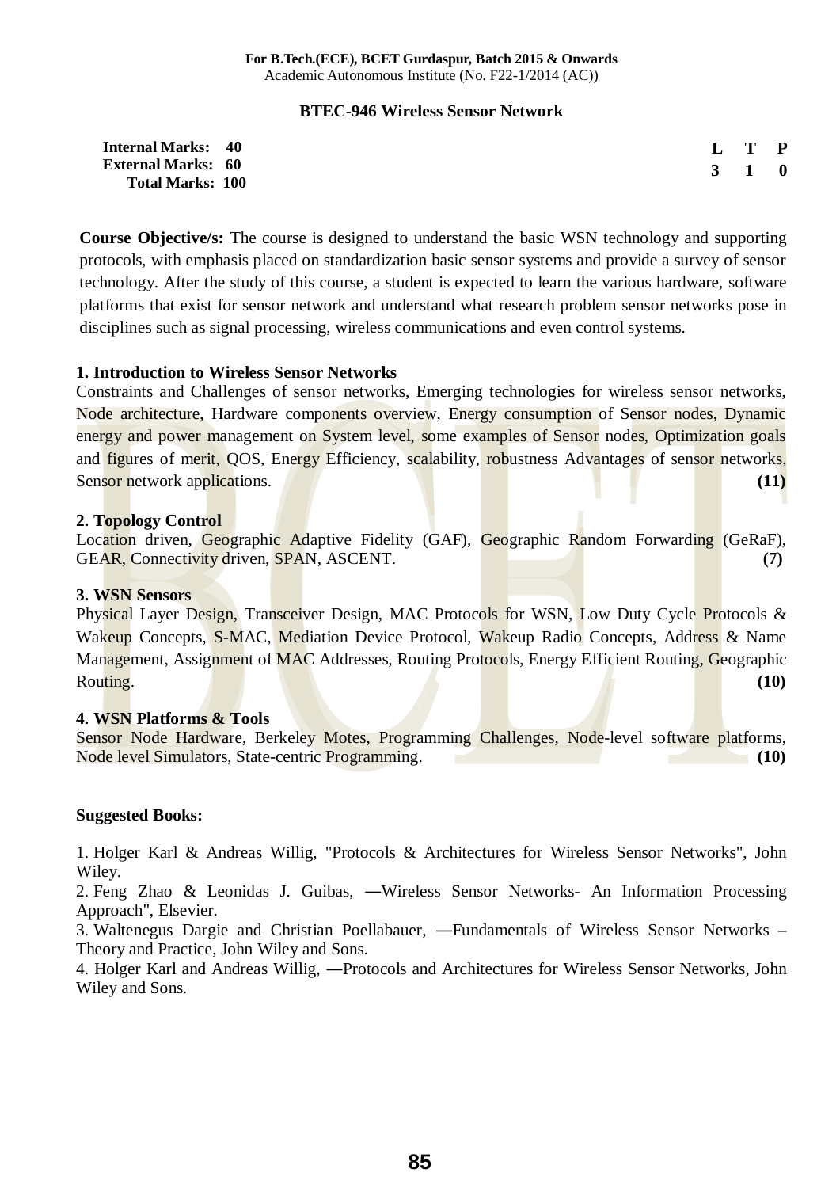For B.Tech.(ECE), BCET Gurdaspur, Batch 2015 & Onwards
Academic Autonomous Institute (No. F22-1/2014 (AC))

## BTEC-946 Wireless Sensor Network

| | | | | |
|---|---|---|---|---|
| **Internal Marks:** | **40** | **L** | **T** | **P** |
| **External Marks:** | **60** | **3** | **1** | **0** |
| **Total Marks:** | **100** | | | |

**Course Objective/s:** The course is designed to understand the basic WSN technology and supporting protocols, with emphasis placed on standardization basic sensor systems and provide a survey of sensor technology. After the study of this course, a student is expected to learn the various hardware, software platforms that exist for sensor network and understand what research problem sensor networks pose in disciplines such as signal processing, wireless communications and even control systems.

### 1. Introduction to Wireless Sensor Networks

Constraints and Challenges of sensor networks, Emerging technologies for wireless sensor networks, Node architecture, Hardware components overview, Energy consumption of Sensor nodes, Dynamic energy and power management on System level, some examples of Sensor nodes, Optimization goals and figures of merit, QOS, Energy Efficiency, scalability, robustness Advantages of sensor networks, Sensor network applications. **(11)**

### 2. Topology Control

Location driven, Geographic Adaptive Fidelity (GAF), Geographic Random Forwarding (GeRaF), GEAR, Connectivity driven, SPAN, ASCENT. **(7)**

### 3. WSN Sensors

Physical Layer Design, Transceiver Design, MAC Protocols for WSN, Low Duty Cycle Protocols & Wakeup Concepts, S-MAC, Mediation Device Protocol, Wakeup Radio Concepts, Address & Name Management, Assignment of MAC Addresses, Routing Protocols, Energy Efficient Routing, Geographic Routing. **(10)**

### 4. WSN Platforms & Tools

Sensor Node Hardware, Berkeley Motes, Programming Challenges, Node-level software platforms, Node level Simulators, State-centric Programming. **(10)**

**Suggested Books:**

1. Holger Karl & Andreas Willig, "Protocols & Architectures for Wireless Sensor Networks", John Wiley.
2. Feng Zhao & Leonidas J. Guibas, ―Wireless Sensor Networks- An Information Processing Approach", Elsevier.
3. Waltenegus Dargie and Christian Poellabauer, ―Fundamentals of Wireless Sensor Networks – Theory and Practice, John Wiley and Sons.
4. Holger Karl and Andreas Willig, ―Protocols and Architectures for Wireless Sensor Networks, John Wiley and Sons.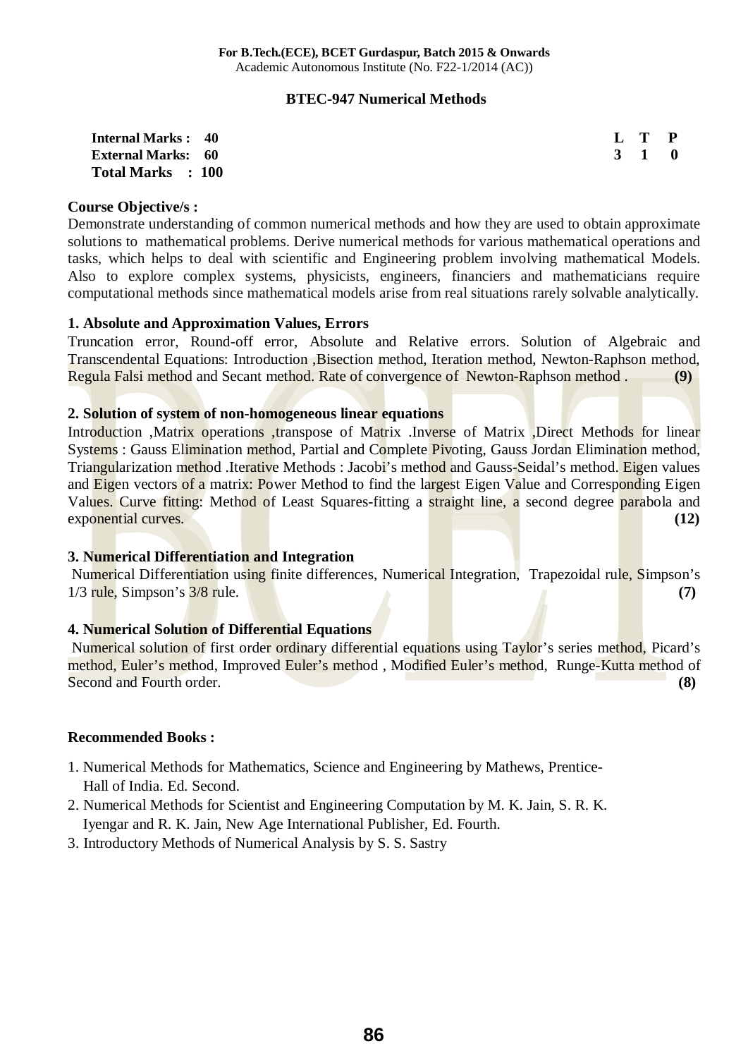**For B.Tech.(ECE), BCET Gurdaspur, Batch 2015 & Onwards**
Academic Autonomous Institute (No. F22-1/2014 (AC))

## BTEC-947 Numerical Methods

| | | | | |
|---|---|---|---|---|
| **Internal Marks :** | **40** | **L** | **T** | **P** |
| **External Marks:** | **60** | **3** | **1** | **0** |
| **Total Marks :** | **100** | | | |

**Course Objective/s :**

Demonstrate understanding of common numerical methods and how they are used to obtain approximate solutions to mathematical problems. Derive numerical methods for various mathematical operations and tasks, which helps to deal with scientific and Engineering problem involving mathematical Models. Also to explore complex systems, physicists, engineers, financiers and mathematicians require computational methods since mathematical models arise from real situations rarely solvable analytically.

**1. Absolute and Approximation Values, Errors**

Truncation error, Round-off error, Absolute and Relative errors. Solution of Algebraic and Transcendental Equations: Introduction ,Bisection method, Iteration method, Newton-Raphson method, Regula Falsi method and Secant method. Rate of convergence of Newton-Raphson method . **(9)**

**2. Solution of system of non-homogeneous linear equations**

Introduction ,Matrix operations ,transpose of Matrix .Inverse of Matrix ,Direct Methods for linear Systems : Gauss Elimination method, Partial and Complete Pivoting, Gauss Jordan Elimination method, Triangularization method .Iterative Methods : Jacobi's method and Gauss-Seidal's method. Eigen values and Eigen vectors of a matrix: Power Method to find the largest Eigen Value and Corresponding Eigen Values. Curve fitting: Method of Least Squares-fitting a straight line, a second degree parabola and exponential curves. **(12)**

**3. Numerical Differentiation and Integration**

Numerical Differentiation using finite differences, Numerical Integration, Trapezoidal rule, Simpson's 1/3 rule, Simpson's 3/8 rule. **(7)**

**4. Numerical Solution of Differential Equations**

Numerical solution of first order ordinary differential equations using Taylor's series method, Picard's method, Euler's method, Improved Euler's method , Modified Euler's method, Runge-Kutta method of Second and Fourth order. **(8)**

**Recommended Books :**

1. Numerical Methods for Mathematics, Science and Engineering by Mathews, Prentice-Hall of India. Ed. Second.
2. Numerical Methods for Scientist and Engineering Computation by M. K. Jain, S. R. K. Iyengar and R. K. Jain, New Age International Publisher, Ed. Fourth.
3. Introductory Methods of Numerical Analysis by S. S. Sastry